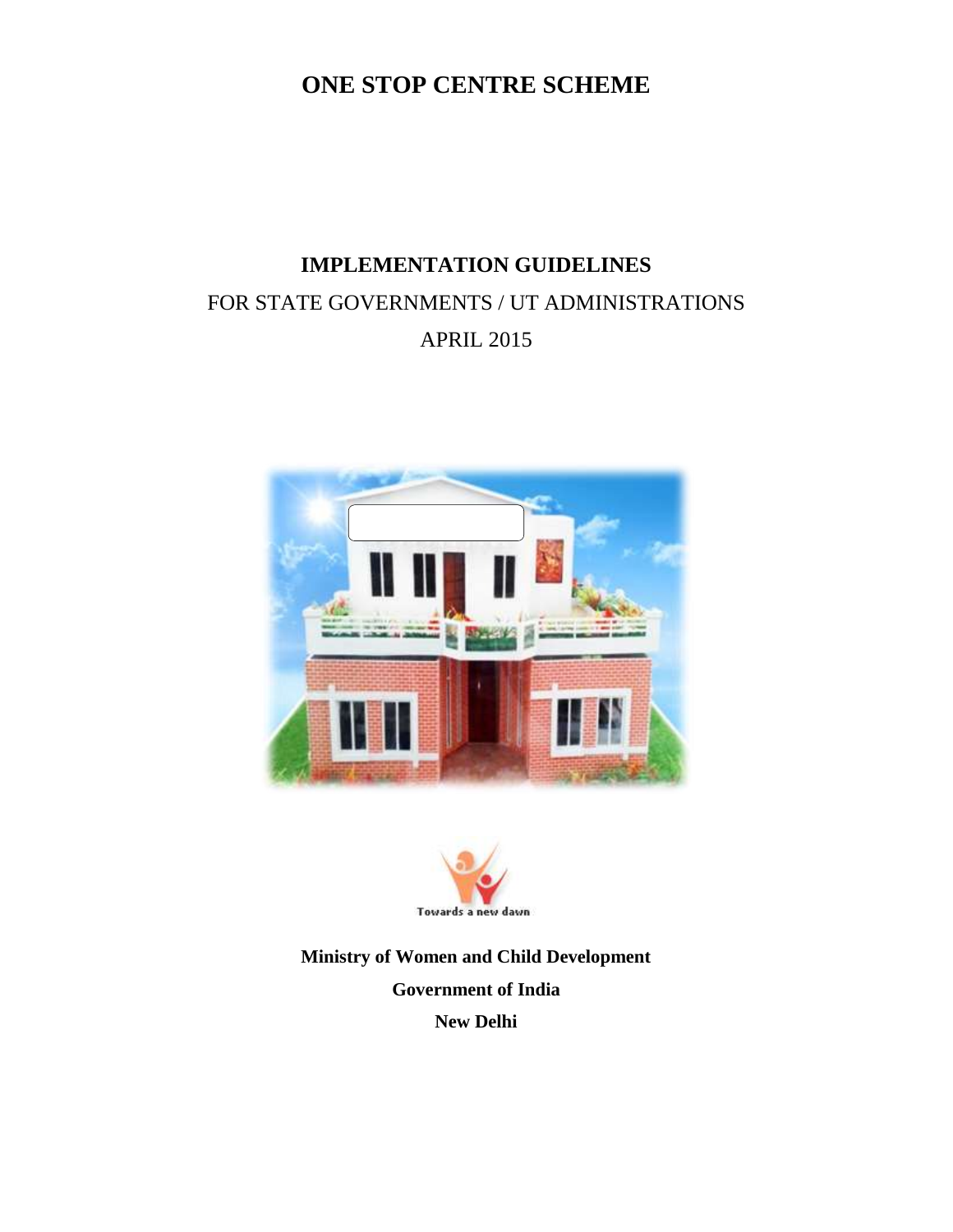# ONE STOP CENTRE SCHEME

## IMPLEMENTATION GUIDELINES

FOR STATE GOVERNMENTS / UT ADMINISTRATIONS

APRIL 2015

Towards a new dawn

**Ministry of Women and Child Development**

**Government of India**

**New Delhi**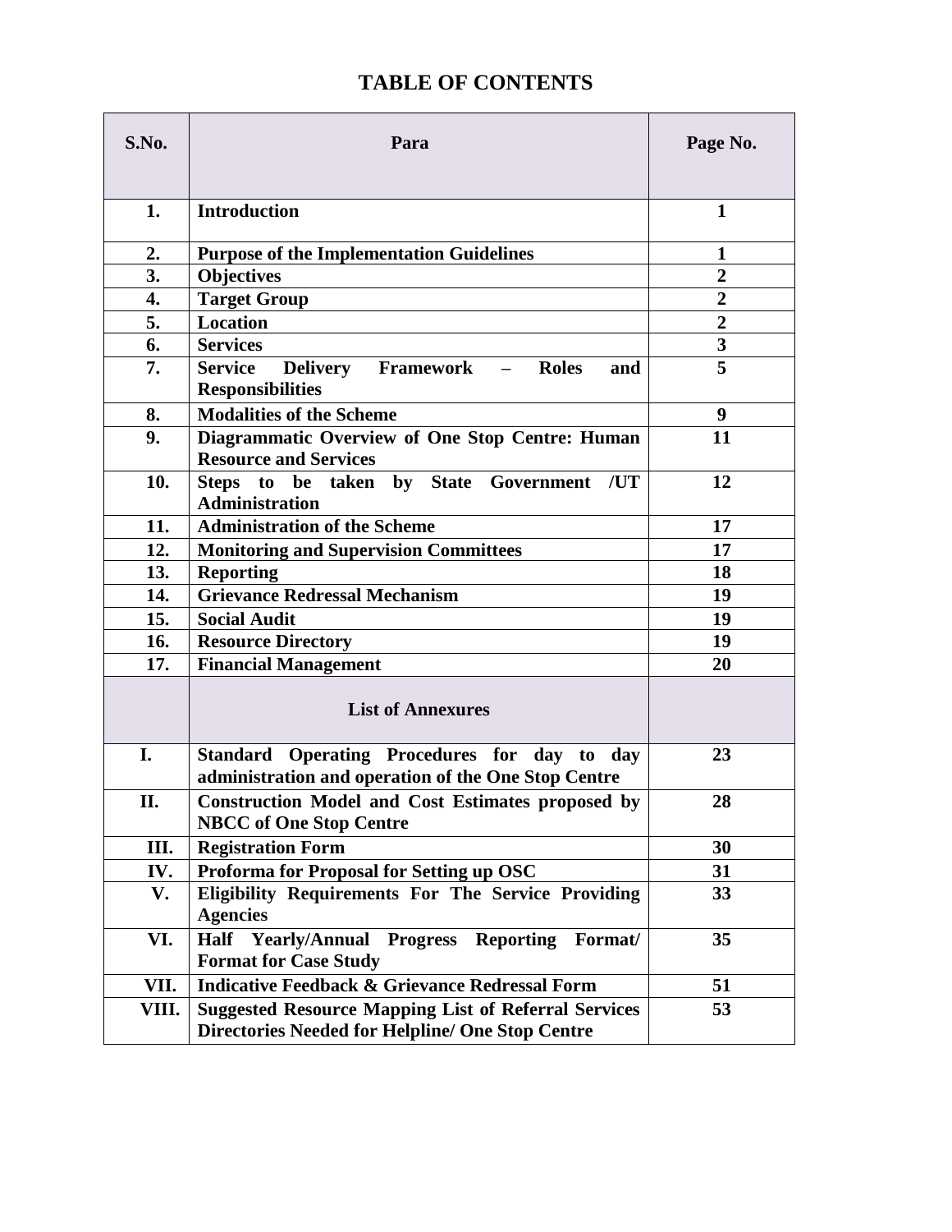# TABLE OF CONTENTS

| S.No. | Para | Page No. |
|---|---|---|
| 1. | **Introduction** | 1 |
| 2. | **Purpose of the Implementation Guidelines** | 1 |
| 3. | **Objectives** | 2 |
| 4. | **Target Group** | 2 |
| 5. | **Location** | 2 |
| 6. | **Services** | 3 |
| 7. | **Service Delivery Framework – Roles and Responsibilities** | 5 |
| 8. | **Modalities of the Scheme** | 9 |
| 9. | **Diagrammatic Overview of One Stop Centre: Human Resource and Services** | 11 |
| 10. | **Steps to be taken by State Government /UT Administration** | 12 |
| 11. | **Administration of the Scheme** | 17 |
| 12. | **Monitoring and Supervision Committees** | 17 |
| 13. | **Reporting** | 18 |
| 14. | **Grievance Redressal Mechanism** | 19 |
| 15. | **Social Audit** | 19 |
| 16. | **Resource Directory** | 19 |
| 17. | **Financial Management** | 20 |
| | **List of Annexures** | |
| I. | **Standard Operating Procedures for day to day administration and operation of the One Stop Centre** | 23 |
| II. | **Construction Model and Cost Estimates proposed by NBCC of One Stop Centre** | 28 |
| III. | **Registration Form** | 30 |
| IV. | **Proforma for Proposal for Setting up OSC** | 31 |
| V. | **Eligibility Requirements For The Service Providing Agencies** | 33 |
| VI. | **Half Yearly/Annual Progress Reporting Format/ Format for Case Study** | 35 |
| VII. | **Indicative Feedback & Grievance Redressal Form** | 51 |
| VIII. | **Suggested Resource Mapping List of Referral Services Directories Needed for Helpline/ One Stop Centre** | 53 |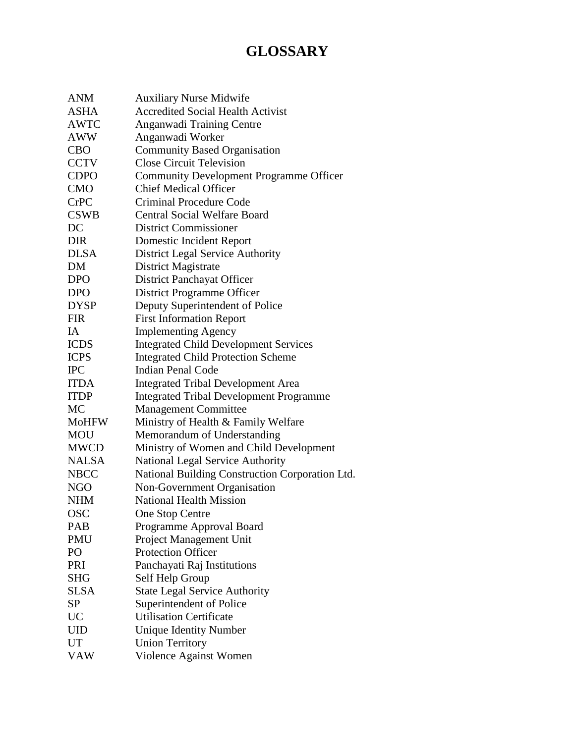# GLOSSARY

| | |
|---|---|
| ANM | Auxiliary Nurse Midwife |
| ASHA | Accredited Social Health Activist |
| AWTC | Anganwadi Training Centre |
| AWW | Anganwadi Worker |
| CBO | Community Based Organisation |
| CCTV | Close Circuit Television |
| CDPO | Community Development Programme Officer |
| CMO | Chief Medical Officer |
| CrPC | Criminal Procedure Code |
| CSWB | Central Social Welfare Board |
| DC | District Commissioner |
| DIR | Domestic Incident Report |
| DLSA | District Legal Service Authority |
| DM | District Magistrate |
| DPO | District Panchayat Officer |
| DPO | District Programme Officer |
| DYSP | Deputy Superintendent of Police |
| FIR | First Information Report |
| IA | Implementing Agency |
| ICDS | Integrated Child Development Services |
| ICPS | Integrated Child Protection Scheme |
| IPC | Indian Penal Code |
| ITDA | Integrated Tribal Development Area |
| ITDP | Integrated Tribal Development Programme |
| MC | Management Committee |
| MoHFW | Ministry of Health & Family Welfare |
| MOU | Memorandum of Understanding |
| MWCD | Ministry of Women and Child Development |
| NALSA | National Legal Service Authority |
| NBCC | National Building Construction Corporation Ltd. |
| NGO | Non-Government Organisation |
| NHM | National Health Mission |
| OSC | One Stop Centre |
| PAB | Programme Approval Board |
| PMU | Project Management Unit |
| PO | Protection Officer |
| PRI | Panchayati Raj Institutions |
| SHG | Self Help Group |
| SLSA | State Legal Service Authority |
| SP | Superintendent of Police |
| UC | Utilisation Certificate |
| UID | Unique Identity Number |
| UT | Union Territory |
| VAW | Violence Against Women |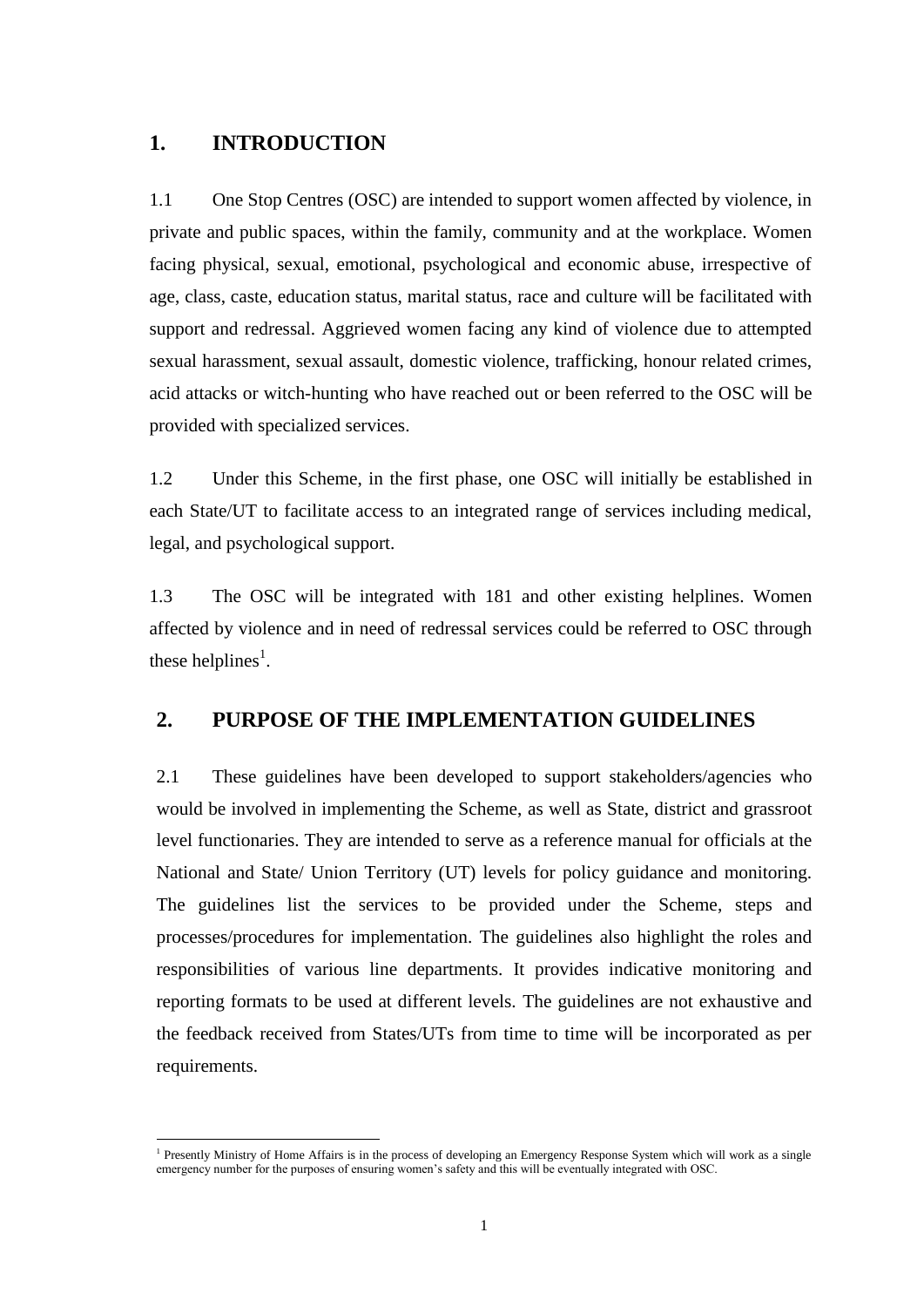## 1. INTRODUCTION

1.1 One Stop Centres (OSC) are intended to support women affected by violence, in private and public spaces, within the family, community and at the workplace. Women facing physical, sexual, emotional, psychological and economic abuse, irrespective of age, class, caste, education status, marital status, race and culture will be facilitated with support and redressal. Aggrieved women facing any kind of violence due to attempted sexual harassment, sexual assault, domestic violence, trafficking, honour related crimes, acid attacks or witch-hunting who have reached out or been referred to the OSC will be provided with specialized services.

1.2 Under this Scheme, in the first phase, one OSC will initially be established in each State/UT to facilitate access to an integrated range of services including medical, legal, and psychological support.

1.3 The OSC will be integrated with 181 and other existing helplines. Women affected by violence and in need of redressal services could be referred to OSC through these helplines[1].

## 2. PURPOSE OF THE IMPLEMENTATION GUIDELINES

2.1 These guidelines have been developed to support stakeholders/agencies who would be involved in implementing the Scheme, as well as State, district and grassroot level functionaries. They are intended to serve as a reference manual for officials at the National and State/ Union Territory (UT) levels for policy guidance and monitoring. The guidelines list the services to be provided under the Scheme, steps and processes/procedures for implementation. The guidelines also highlight the roles and responsibilities of various line departments. It provides indicative monitoring and reporting formats to be used at different levels. The guidelines are not exhaustive and the feedback received from States/UTs from time to time will be incorporated as per requirements.

---

[1] Presently Ministry of Home Affairs is in the process of developing an Emergency Response System which will work as a single emergency number for the purposes of ensuring women's safety and this will be eventually integrated with OSC.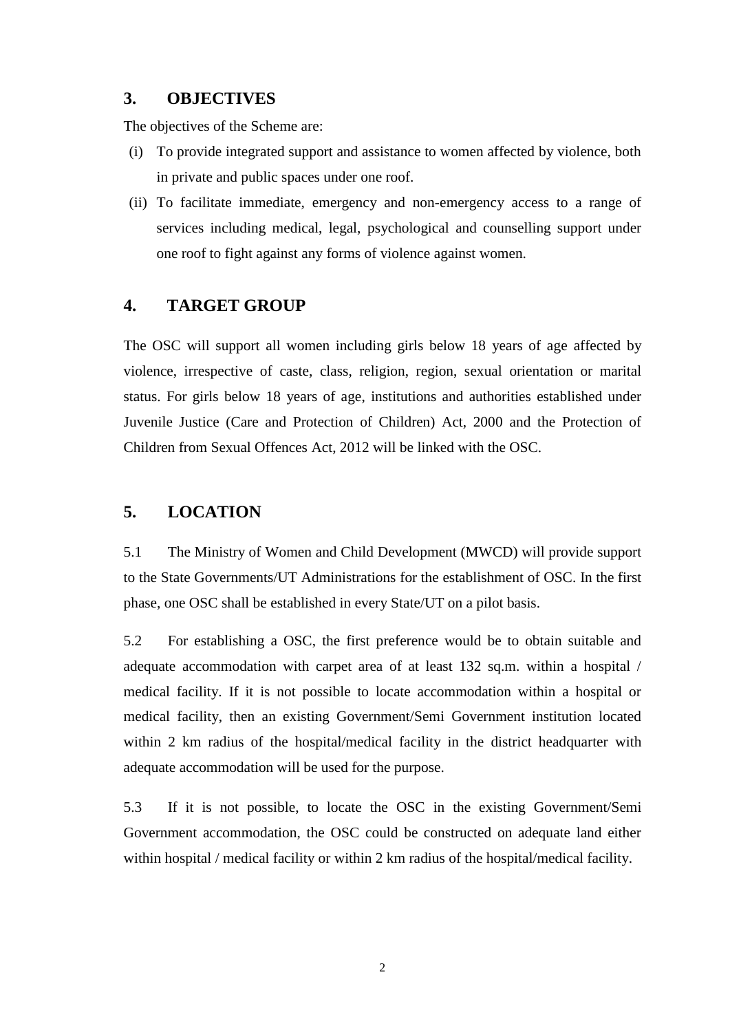## 3. OBJECTIVES

The objectives of the Scheme are:

(i) To provide integrated support and assistance to women affected by violence, both in private and public spaces under one roof.

(ii) To facilitate immediate, emergency and non-emergency access to a range of services including medical, legal, psychological and counselling support under one roof to fight against any forms of violence against women.

## 4. TARGET GROUP

The OSC will support all women including girls below 18 years of age affected by violence, irrespective of caste, class, religion, region, sexual orientation or marital status. For girls below 18 years of age, institutions and authorities established under Juvenile Justice (Care and Protection of Children) Act, 2000 and the Protection of Children from Sexual Offences Act, 2012 will be linked with the OSC.

## 5. LOCATION

5.1 The Ministry of Women and Child Development (MWCD) will provide support to the State Governments/UT Administrations for the establishment of OSC. In the first phase, one OSC shall be established in every State/UT on a pilot basis.

5.2 For establishing a OSC, the first preference would be to obtain suitable and adequate accommodation with carpet area of at least 132 sq.m. within a hospital / medical facility. If it is not possible to locate accommodation within a hospital or medical facility, then an existing Government/Semi Government institution located within 2 km radius of the hospital/medical facility in the district headquarter with adequate accommodation will be used for the purpose.

5.3 If it is not possible, to locate the OSC in the existing Government/Semi Government accommodation, the OSC could be constructed on adequate land either within hospital / medical facility or within 2 km radius of the hospital/medical facility.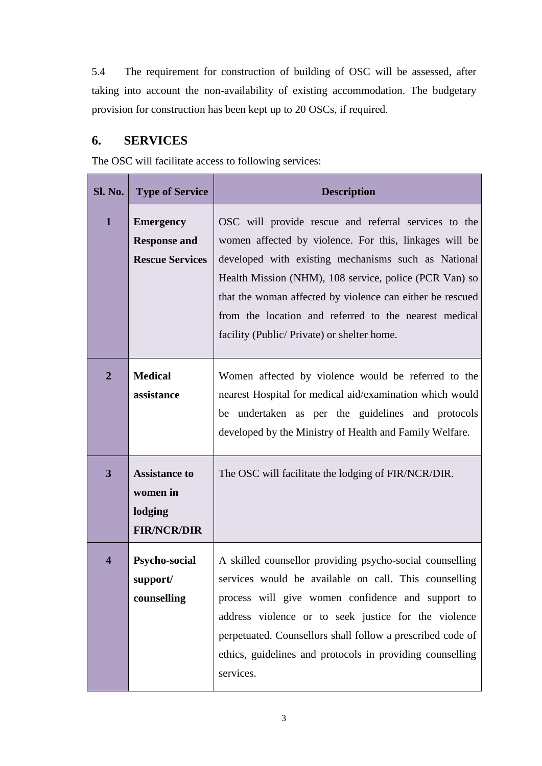5.4 The requirement for construction of building of OSC will be assessed, after taking into account the non-availability of existing accommodation. The budgetary provision for construction has been kept up to 20 OSCs, if required.

## 6. SERVICES

The OSC will facilitate access to following services:

| Sl. No. | Type of Service | Description |
|---|---|---|
| **1** | **Emergency Response and Rescue Services** | OSC will provide rescue and referral services to the women affected by violence. For this, linkages will be developed with existing mechanisms such as National Health Mission (NHM), 108 service, police (PCR Van) so that the woman affected by violence can either be rescued from the location and referred to the nearest medical facility (Public/ Private) or shelter home. |
| **2** | **Medical assistance** | Women affected by violence would be referred to the nearest Hospital for medical aid/examination which would be undertaken as per the guidelines and protocols developed by the Ministry of Health and Family Welfare. |
| **3** | **Assistance to women in lodging FIR/NCR/DIR** | The OSC will facilitate the lodging of FIR/NCR/DIR. |
| **4** | **Psycho-social support/ counselling** | A skilled counsellor providing psycho-social counselling services would be available on call. This counselling process will give women confidence and support to address violence or to seek justice for the violence perpetuated. Counsellors shall follow a prescribed code of ethics, guidelines and protocols in providing counselling services. |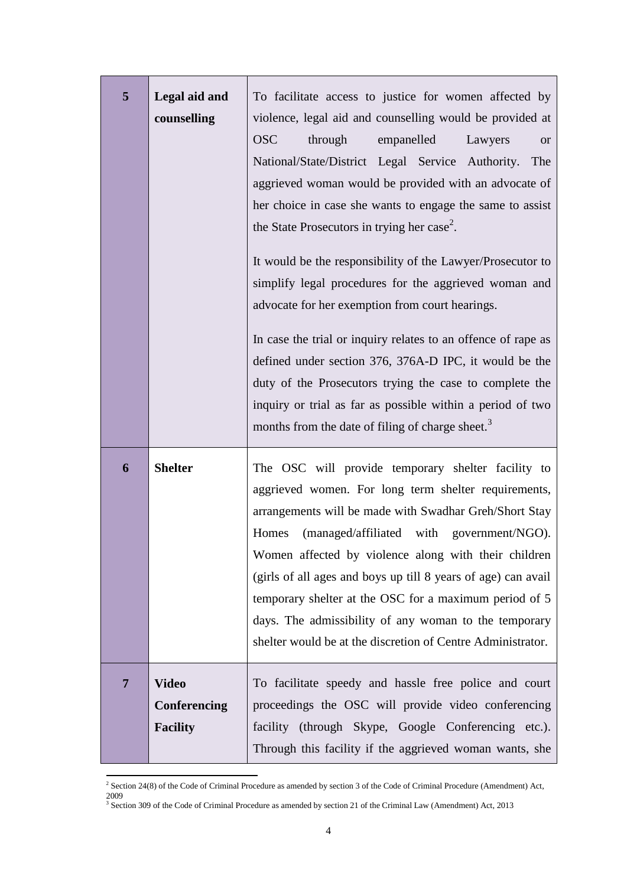| | | |
|---|---|---|
| **5** | **Legal aid and counselling** | To facilitate access to justice for women affected by violence, legal aid and counselling would be provided at OSC through empanelled Lawyers or National/State/District Legal Service Authority. The aggrieved woman would be provided with an advocate of her choice in case she wants to engage the same to assist the State Prosecutors in trying her case[2].<br><br>It would be the responsibility of the Lawyer/Prosecutor to simplify legal procedures for the aggrieved woman and advocate for her exemption from court hearings.<br><br>In case the trial or inquiry relates to an offence of rape as defined under section 376, 376A-D IPC, it would be the duty of the Prosecutors trying the case to complete the inquiry or trial as far as possible within a period of two months from the date of filing of charge sheet.[3] |
| **6** | **Shelter** | The OSC will provide temporary shelter facility to aggrieved women. For long term shelter requirements, arrangements will be made with Swadhar Greh/Short Stay Homes (managed/affiliated with government/NGO). Women affected by violence along with their children (girls of all ages and boys up till 8 years of age) can avail temporary shelter at the OSC for a maximum period of 5 days. The admissibility of any woman to the temporary shelter would be at the discretion of Centre Administrator. |
| **7** | **Video Conferencing Facility** | To facilitate speedy and hassle free police and court proceedings the OSC will provide video conferencing facility (through Skype, Google Conferencing etc.). Through this facility if the aggrieved woman wants, she |

[2] Section 24(8) of the Code of Criminal Procedure as amended by section 3 of the Code of Criminal Procedure (Amendment) Act, 2009

[3] Section 309 of the Code of Criminal Procedure as amended by section 21 of the Criminal Law (Amendment) Act, 2013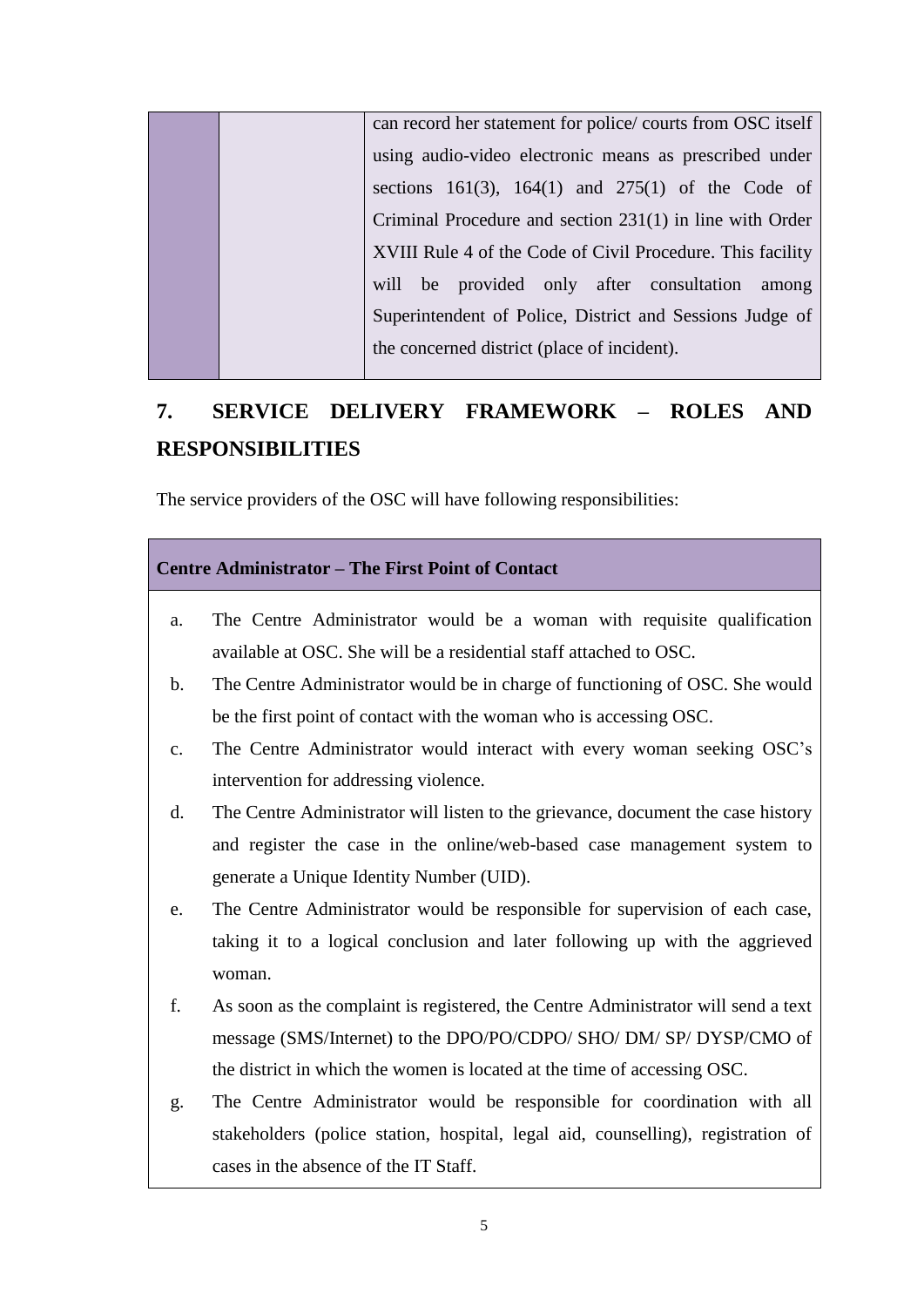| | | can record her statement for police/ courts from OSC itself using audio-video electronic means as prescribed under sections 161(3), 164(1) and 275(1) of the Code of Criminal Procedure and section 231(1) in line with Order XVIII Rule 4 of the Code of Civil Procedure. This facility will be provided only after consultation among Superintendent of Police, District and Sessions Judge of the concerned district (place of incident). |
|---|---|---|

## 7. SERVICE DELIVERY FRAMEWORK – ROLES AND RESPONSIBILITIES

The service providers of the OSC will have following responsibilities:

**Centre Administrator – The First Point of Contact**

a. The Centre Administrator would be a woman with requisite qualification available at OSC. She will be a residential staff attached to OSC.

b. The Centre Administrator would be in charge of functioning of OSC. She would be the first point of contact with the woman who is accessing OSC.

c. The Centre Administrator would interact with every woman seeking OSC's intervention for addressing violence.

d. The Centre Administrator will listen to the grievance, document the case history and register the case in the online/web-based case management system to generate a Unique Identity Number (UID).

e. The Centre Administrator would be responsible for supervision of each case, taking it to a logical conclusion and later following up with the aggrieved woman.

f. As soon as the complaint is registered, the Centre Administrator will send a text message (SMS/Internet) to the DPO/PO/CDPO/ SHO/ DM/ SP/ DYSP/CMO of the district in which the women is located at the time of accessing OSC.

g. The Centre Administrator would be responsible for coordination with all stakeholders (police station, hospital, legal aid, counselling), registration of cases in the absence of the IT Staff.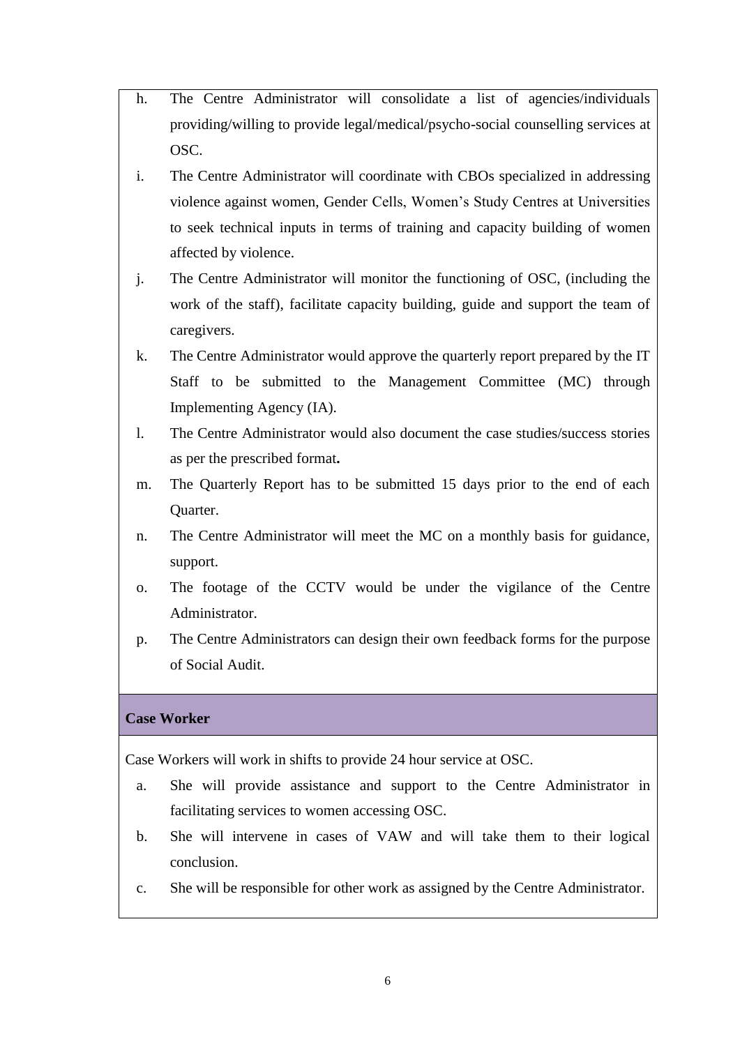h. The Centre Administrator will consolidate a list of agencies/individuals providing/willing to provide legal/medical/psycho-social counselling services at OSC.

i. The Centre Administrator will coordinate with CBOs specialized in addressing violence against women, Gender Cells, Women's Study Centres at Universities to seek technical inputs in terms of training and capacity building of women affected by violence.

j. The Centre Administrator will monitor the functioning of OSC, (including the work of the staff), facilitate capacity building, guide and support the team of caregivers.

k. The Centre Administrator would approve the quarterly report prepared by the IT Staff to be submitted to the Management Committee (MC) through Implementing Agency (IA).

l. The Centre Administrator would also document the case studies/success stories as per the prescribed format**.**

m. The Quarterly Report has to be submitted 15 days prior to the end of each Quarter.

n. The Centre Administrator will meet the MC on a monthly basis for guidance, support.

o. The footage of the CCTV would be under the vigilance of the Centre Administrator.

p. The Centre Administrators can design their own feedback forms for the purpose of Social Audit.

**Case Worker**

Case Workers will work in shifts to provide 24 hour service at OSC.

a. She will provide assistance and support to the Centre Administrator in facilitating services to women accessing OSC.

b. She will intervene in cases of VAW and will take them to their logical conclusion.

c. She will be responsible for other work as assigned by the Centre Administrator.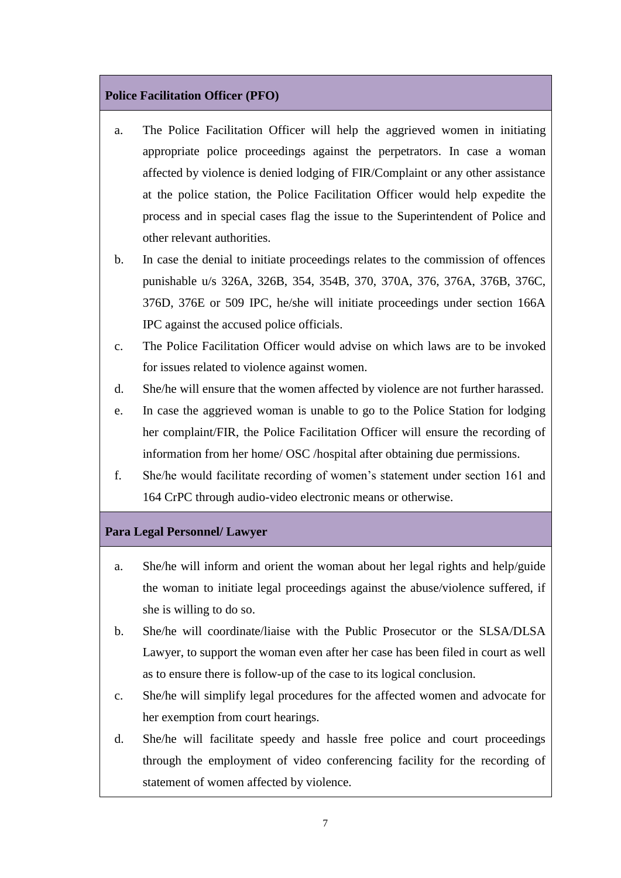**Police Facilitation Officer (PFO)**

a. The Police Facilitation Officer will help the aggrieved women in initiating appropriate police proceedings against the perpetrators. In case a woman affected by violence is denied lodging of FIR/Complaint or any other assistance at the police station, the Police Facilitation Officer would help expedite the process and in special cases flag the issue to the Superintendent of Police and other relevant authorities.

b. In case the denial to initiate proceedings relates to the commission of offences punishable u/s 326A, 326B, 354, 354B, 370, 370A, 376, 376A, 376B, 376C, 376D, 376E or 509 IPC, he/she will initiate proceedings under section 166A IPC against the accused police officials.

c. The Police Facilitation Officer would advise on which laws are to be invoked for issues related to violence against women.

d. She/he will ensure that the women affected by violence are not further harassed.

e. In case the aggrieved woman is unable to go to the Police Station for lodging her complaint/FIR, the Police Facilitation Officer will ensure the recording of information from her home/ OSC /hospital after obtaining due permissions.

f. She/he would facilitate recording of women's statement under section 161 and 164 CrPC through audio-video electronic means or otherwise.

**Para Legal Personnel/ Lawyer**

a. She/he will inform and orient the woman about her legal rights and help/guide the woman to initiate legal proceedings against the abuse/violence suffered, if she is willing to do so.

b. She/he will coordinate/liaise with the Public Prosecutor or the SLSA/DLSA Lawyer, to support the woman even after her case has been filed in court as well as to ensure there is follow-up of the case to its logical conclusion.

c. She/he will simplify legal procedures for the affected women and advocate for her exemption from court hearings.

d. She/he will facilitate speedy and hassle free police and court proceedings through the employment of video conferencing facility for the recording of statement of women affected by violence.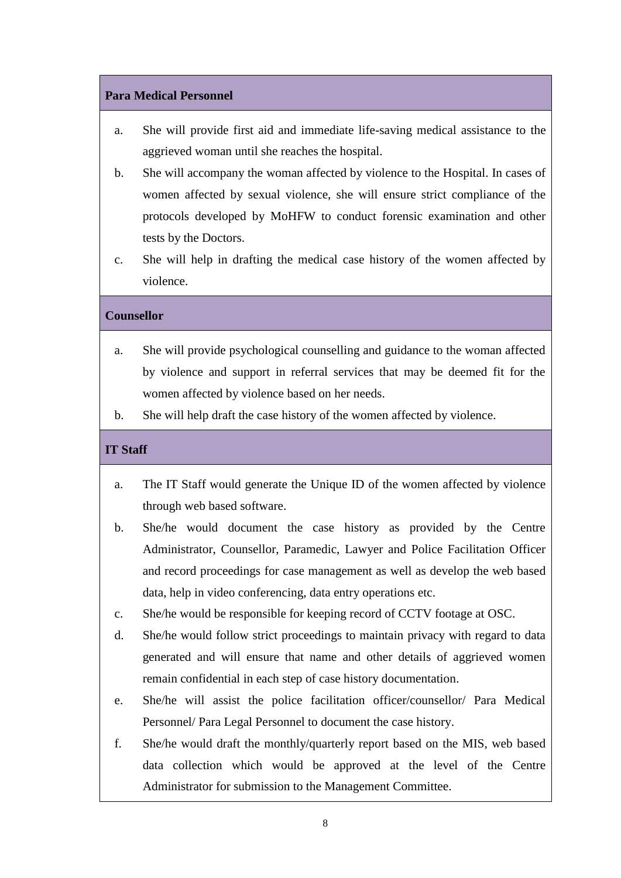**Para Medical Personnel**

a. She will provide first aid and immediate life-saving medical assistance to the aggrieved woman until she reaches the hospital.

b. She will accompany the woman affected by violence to the Hospital. In cases of women affected by sexual violence, she will ensure strict compliance of the protocols developed by MoHFW to conduct forensic examination and other tests by the Doctors.

c. She will help in drafting the medical case history of the women affected by violence.

**Counsellor**

a. She will provide psychological counselling and guidance to the woman affected by violence and support in referral services that may be deemed fit for the women affected by violence based on her needs.

b. She will help draft the case history of the women affected by violence.

**IT Staff**

a. The IT Staff would generate the Unique ID of the women affected by violence through web based software.

b. She/he would document the case history as provided by the Centre Administrator, Counsellor, Paramedic, Lawyer and Police Facilitation Officer and record proceedings for case management as well as develop the web based data, help in video conferencing, data entry operations etc.

c. She/he would be responsible for keeping record of CCTV footage at OSC.

d. She/he would follow strict proceedings to maintain privacy with regard to data generated and will ensure that name and other details of aggrieved women remain confidential in each step of case history documentation.

e. She/he will assist the police facilitation officer/counsellor/ Para Medical Personnel/ Para Legal Personnel to document the case history.

f. She/he would draft the monthly/quarterly report based on the MIS, web based data collection which would be approved at the level of the Centre Administrator for submission to the Management Committee.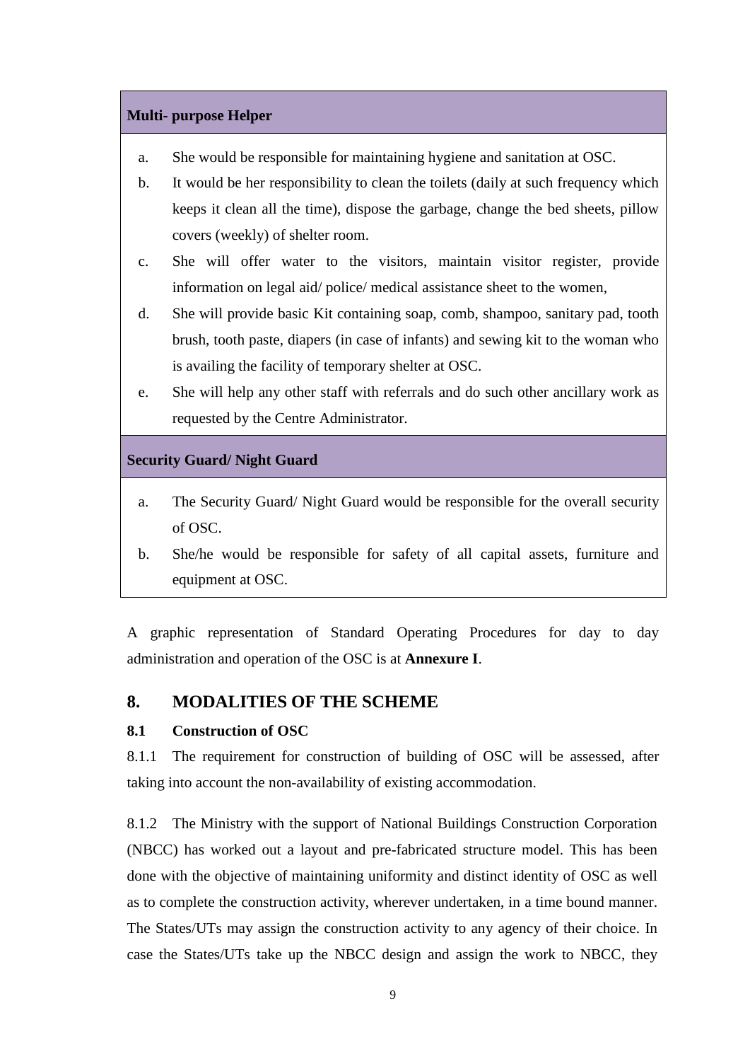| Multi- purpose Helper |
|---|
| a. She would be responsible for maintaining hygiene and sanitation at OSC.<br>b. It would be her responsibility to clean the toilets (daily at such frequency which keeps it clean all the time), dispose the garbage, change the bed sheets, pillow covers (weekly) of shelter room.<br>c. She will offer water to the visitors, maintain visitor register, provide information on legal aid/ police/ medical assistance sheet to the women,<br>d. She will provide basic Kit containing soap, comb, shampoo, sanitary pad, tooth brush, tooth paste, diapers (in case of infants) and sewing kit to the woman who is availing the facility of temporary shelter at OSC.<br>e. She will help any other staff with referrals and do such other ancillary work as requested by the Centre Administrator. |
| **Security Guard/ Night Guard** |
| a. The Security Guard/ Night Guard would be responsible for the overall security of OSC.<br>b. She/he would be responsible for safety of all capital assets, furniture and equipment at OSC. |

A graphic representation of Standard Operating Procedures for day to day administration and operation of the OSC is at **Annexure I**.

## 8. MODALITIES OF THE SCHEME

### 8.1 Construction of OSC

8.1.1 The requirement for construction of building of OSC will be assessed, after taking into account the non-availability of existing accommodation.

8.1.2 The Ministry with the support of National Buildings Construction Corporation (NBCC) has worked out a layout and pre-fabricated structure model. This has been done with the objective of maintaining uniformity and distinct identity of OSC as well as to complete the construction activity, wherever undertaken, in a time bound manner. The States/UTs may assign the construction activity to any agency of their choice. In case the States/UTs take up the NBCC design and assign the work to NBCC, they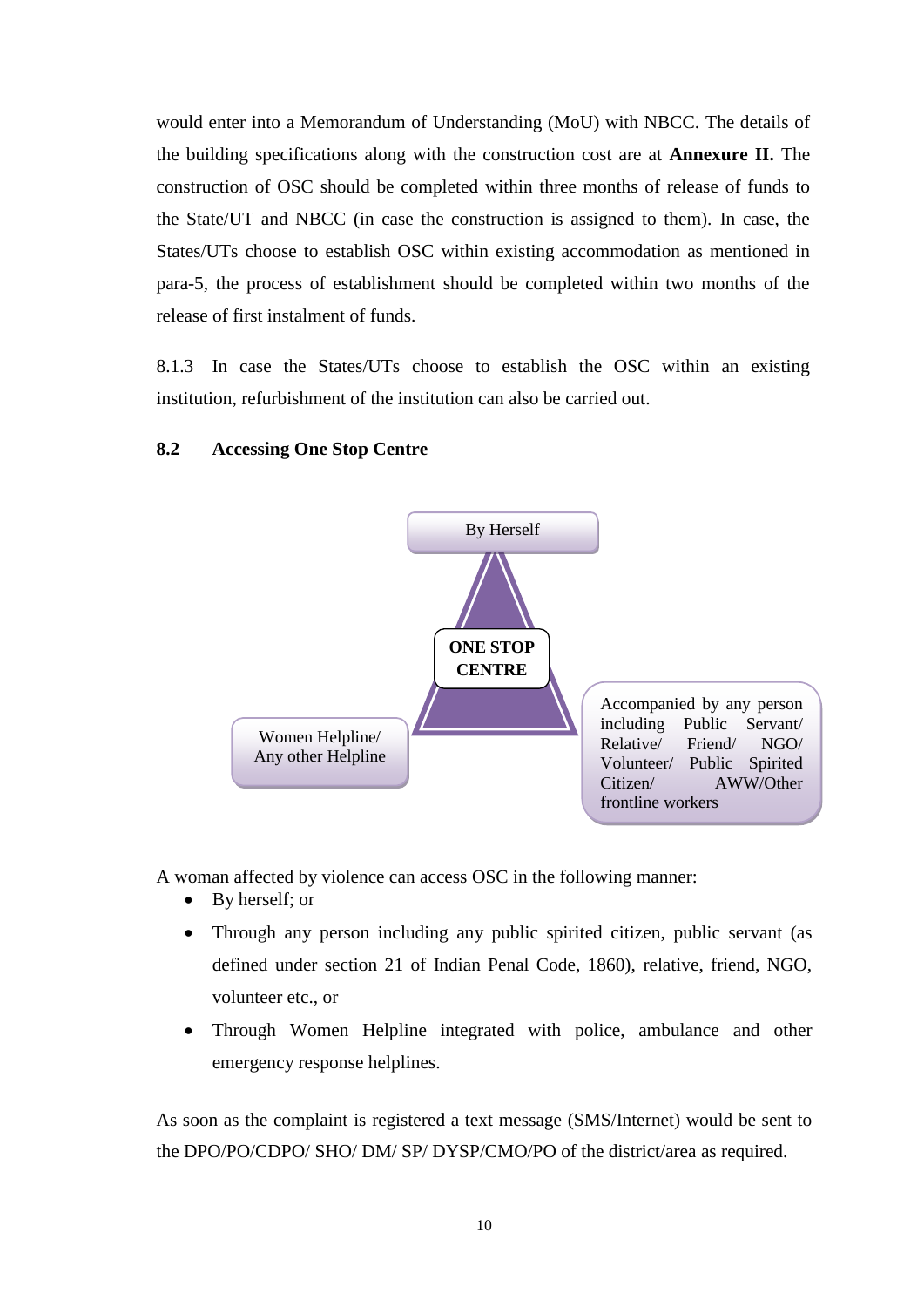would enter into a Memorandum of Understanding (MoU) with NBCC. The details of the building specifications along with the construction cost are at **Annexure II.** The construction of OSC should be completed within three months of release of funds to the State/UT and NBCC (in case the construction is assigned to them). In case, the States/UTs choose to establish OSC within existing accommodation as mentioned in para-5, the process of establishment should be completed within two months of the release of first instalment of funds.

8.1.3 In case the States/UTs choose to establish the OSC within an existing institution, refurbishment of the institution can also be carried out.

### 8.2 Accessing One Stop Centre

By Herself

**ONE STOP CENTRE**

Women Helpline/ Any other Helpline

Accompanied by any person including Public Servant/ Relative/ Friend/ NGO/ Volunteer/ Public Spirited Citizen/ AWW/Other frontline workers

A woman affected by violence can access OSC in the following manner:

- By herself; or
- Through any person including any public spirited citizen, public servant (as defined under section 21 of Indian Penal Code, 1860), relative, friend, NGO, volunteer etc., or
- Through Women Helpline integrated with police, ambulance and other emergency response helplines.

As soon as the complaint is registered a text message (SMS/Internet) would be sent to the DPO/PO/CDPO/ SHO/ DM/ SP/ DYSP/CMO/PO of the district/area as required.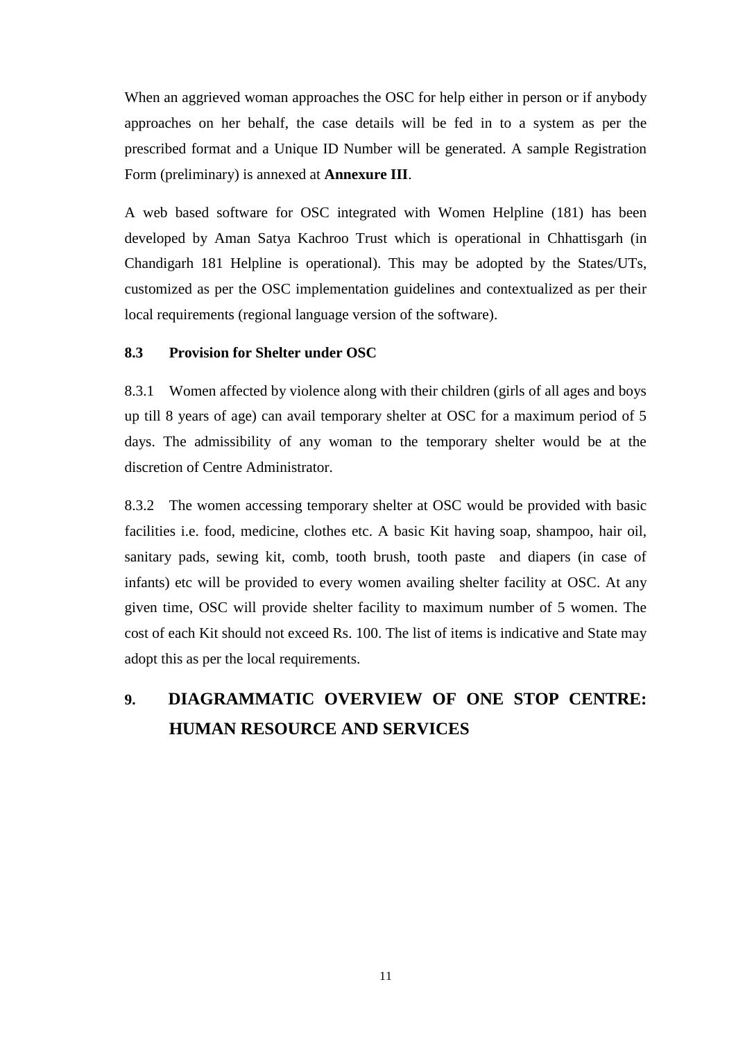When an aggrieved woman approaches the OSC for help either in person or if anybody approaches on her behalf, the case details will be fed in to a system as per the prescribed format and a Unique ID Number will be generated. A sample Registration Form (preliminary) is annexed at **Annexure III**.

A web based software for OSC integrated with Women Helpline (181) has been developed by Aman Satya Kachroo Trust which is operational in Chhattisgarh (in Chandigarh 181 Helpline is operational). This may be adopted by the States/UTs, customized as per the OSC implementation guidelines and contextualized as per their local requirements (regional language version of the software).

### 8.3 Provision for Shelter under OSC

8.3.1 Women affected by violence along with their children (girls of all ages and boys up till 8 years of age) can avail temporary shelter at OSC for a maximum period of 5 days. The admissibility of any woman to the temporary shelter would be at the discretion of Centre Administrator.

8.3.2 The women accessing temporary shelter at OSC would be provided with basic facilities i.e. food, medicine, clothes etc. A basic Kit having soap, shampoo, hair oil, sanitary pads, sewing kit, comb, tooth brush, tooth paste and diapers (in case of infants) etc will be provided to every women availing shelter facility at OSC. At any given time, OSC will provide shelter facility to maximum number of 5 women. The cost of each Kit should not exceed Rs. 100. The list of items is indicative and State may adopt this as per the local requirements.

## 9. DIAGRAMMATIC OVERVIEW OF ONE STOP CENTRE: HUMAN RESOURCE AND SERVICES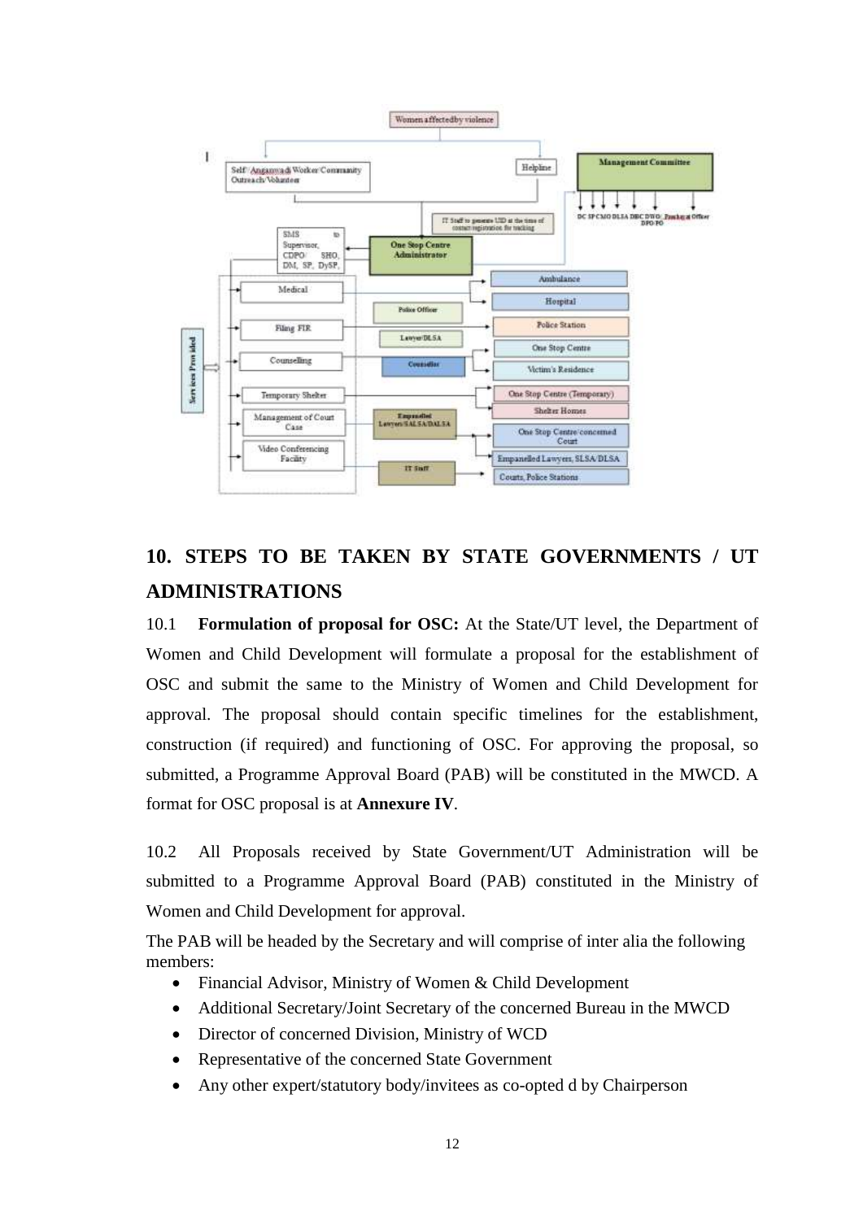## 10. STEPS TO BE TAKEN BY STATE GOVERNMENTS / UT ADMINISTRATIONS

10.1 **Formulation of proposal for OSC:** At the State/UT level, the Department of Women and Child Development will formulate a proposal for the establishment of OSC and submit the same to the Ministry of Women and Child Development for approval. The proposal should contain specific timelines for the establishment, construction (if required) and functioning of OSC. For approving the proposal, so submitted, a Programme Approval Board (PAB) will be constituted in the MWCD. A format for OSC proposal is at **Annexure IV**.

10.2 All Proposals received by State Government/UT Administration will be submitted to a Programme Approval Board (PAB) constituted in the Ministry of Women and Child Development for approval.

The PAB will be headed by the Secretary and will comprise of inter alia the following members:

- Financial Advisor, Ministry of Women & Child Development
- Additional Secretary/Joint Secretary of the concerned Bureau in the MWCD
- Director of concerned Division, Ministry of WCD
- Representative of the concerned State Government
- Any other expert/statutory body/invitees as co-opted d by Chairperson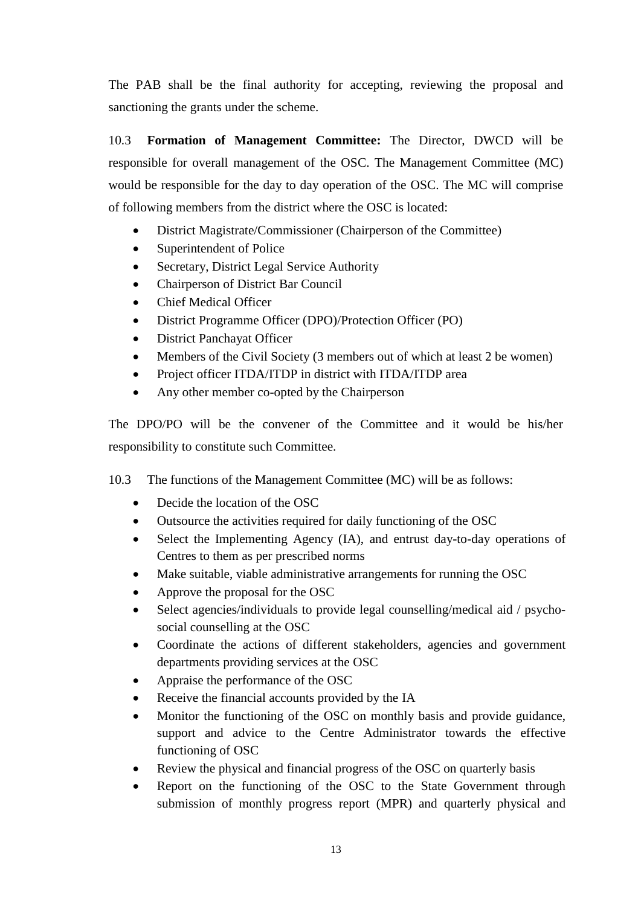The PAB shall be the final authority for accepting, reviewing the proposal and sanctioning the grants under the scheme.

10.3 **Formation of Management Committee:** The Director, DWCD will be responsible for overall management of the OSC. The Management Committee (MC) would be responsible for the day to day operation of the OSC. The MC will comprise of following members from the district where the OSC is located:

- District Magistrate/Commissioner (Chairperson of the Committee)
- Superintendent of Police
- Secretary, District Legal Service Authority
- Chairperson of District Bar Council
- Chief Medical Officer
- District Programme Officer (DPO)/Protection Officer (PO)
- District Panchayat Officer
- Members of the Civil Society (3 members out of which at least 2 be women)
- Project officer ITDA/ITDP in district with ITDA/ITDP area
- Any other member co-opted by the Chairperson

The DPO/PO will be the convener of the Committee and it would be his/her responsibility to constitute such Committee.

10.3 The functions of the Management Committee (MC) will be as follows:

- Decide the location of the OSC
- Outsource the activities required for daily functioning of the OSC
- Select the Implementing Agency (IA), and entrust day-to-day operations of Centres to them as per prescribed norms
- Make suitable, viable administrative arrangements for running the OSC
- Approve the proposal for the OSC
- Select agencies/individuals to provide legal counselling/medical aid / psycho-social counselling at the OSC
- Coordinate the actions of different stakeholders, agencies and government departments providing services at the OSC
- Appraise the performance of the OSC
- Receive the financial accounts provided by the IA
- Monitor the functioning of the OSC on monthly basis and provide guidance, support and advice to the Centre Administrator towards the effective functioning of OSC
- Review the physical and financial progress of the OSC on quarterly basis
- Report on the functioning of the OSC to the State Government through submission of monthly progress report (MPR) and quarterly physical and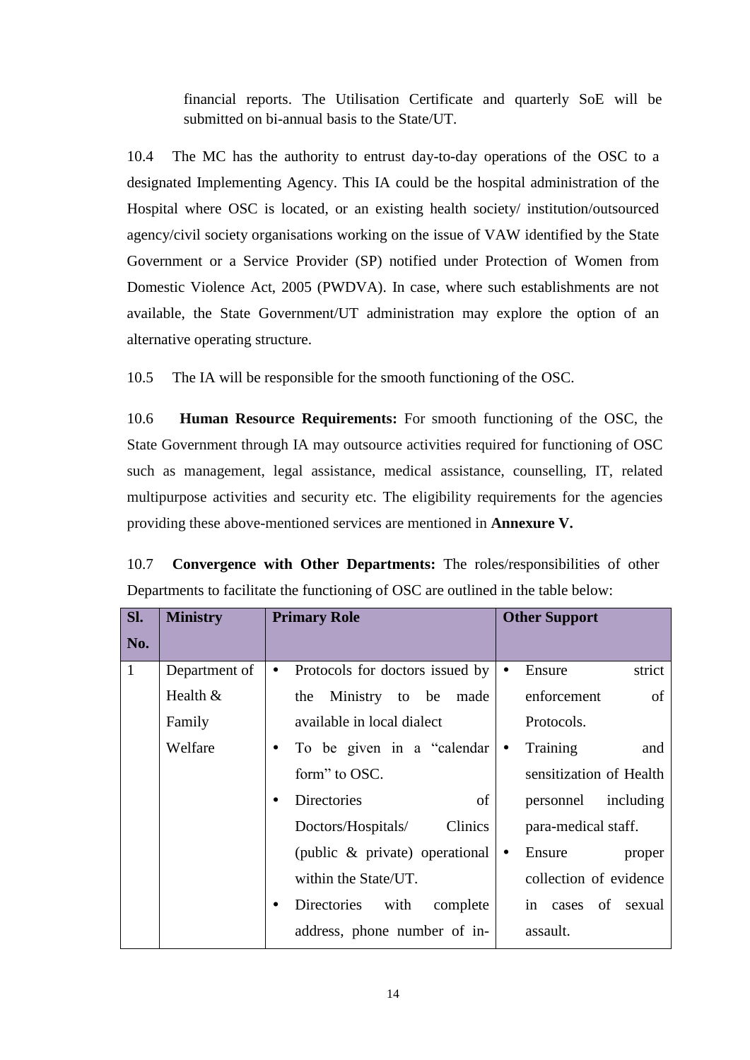financial reports. The Utilisation Certificate and quarterly SoE will be submitted on bi-annual basis to the State/UT.

10.4 The MC has the authority to entrust day-to-day operations of the OSC to a designated Implementing Agency. This IA could be the hospital administration of the Hospital where OSC is located, or an existing health society/ institution/outsourced agency/civil society organisations working on the issue of VAW identified by the State Government or a Service Provider (SP) notified under Protection of Women from Domestic Violence Act, 2005 (PWDVA). In case, where such establishments are not available, the State Government/UT administration may explore the option of an alternative operating structure.

10.5 The IA will be responsible for the smooth functioning of the OSC.

10.6 **Human Resource Requirements:** For smooth functioning of the OSC, the State Government through IA may outsource activities required for functioning of OSC such as management, legal assistance, medical assistance, counselling, IT, related multipurpose activities and security etc. The eligibility requirements for the agencies providing these above-mentioned services are mentioned in **Annexure V.**

10.7 **Convergence with Other Departments:** The roles/responsibilities of other Departments to facilitate the functioning of OSC are outlined in the table below:

| Sl. No. | Ministry | Primary Role | Other Support |
|---|---|---|---|
| 1 | Department of Health & Family Welfare | • Protocols for doctors issued by the Ministry to be made available in local dialect<br>• To be given in a "calendar form" to OSC.<br>• Directories of Doctors/Hospitals/ Clinics (public & private) operational within the State/UT.<br>• Directories with complete address, phone number of in- | • Ensure strict enforcement of Protocols.<br>• Training and sensitization of Health personnel including para-medical staff.<br>• Ensure proper collection of evidence in cases of sexual assault. |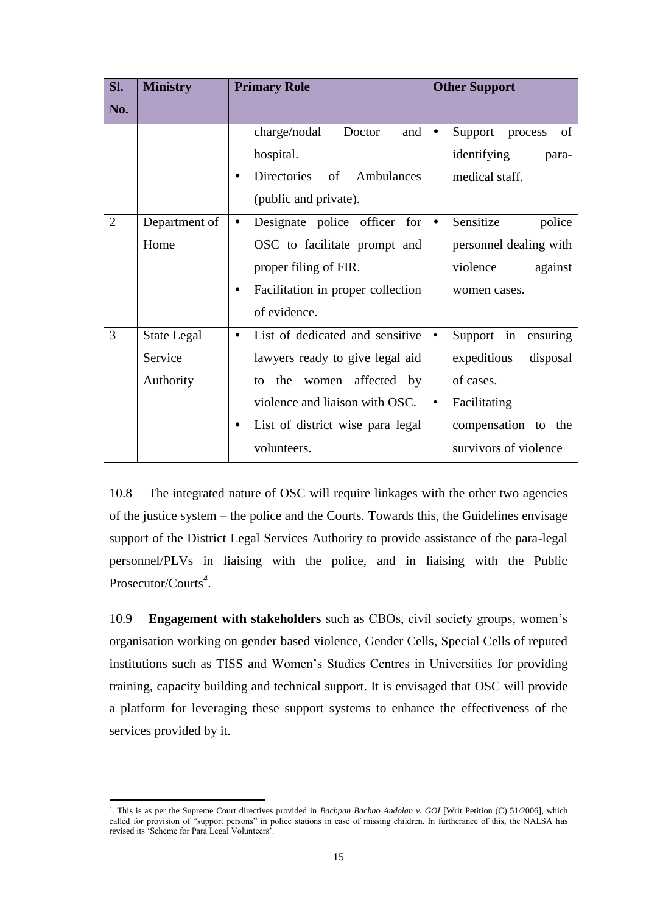| Sl. No. | Ministry | Primary Role | Other Support |
|---|---|---|---|
| | | charge/nodal Doctor and hospital.<br>• Directories of Ambulances (public and private). | • Support process of identifying para-medical staff. |
| 2 | Department of Home | • Designate police officer for OSC to facilitate prompt and proper filing of FIR.<br>• Facilitation in proper collection of evidence. | • Sensitize police personnel dealing with violence against women cases. |
| 3 | State Legal Service Authority | • List of dedicated and sensitive lawyers ready to give legal aid to the women affected by violence and liaison with OSC.<br>• List of district wise para legal volunteers. | • Support in ensuring expeditious disposal of cases.<br>• Facilitating compensation to the survivors of violence |

10.8 The integrated nature of OSC will require linkages with the other two agencies of the justice system – the police and the Courts. Towards this, the Guidelines envisage support of the District Legal Services Authority to provide assistance of the para-legal personnel/PLVs in liaising with the police, and in liaising with the Public Prosecutor/Courts[4].

10.9 **Engagement with stakeholders** such as CBOs, civil society groups, women's organisation working on gender based violence, Gender Cells, Special Cells of reputed institutions such as TISS and Women's Studies Centres in Universities for providing training, capacity building and technical support. It is envisaged that OSC will provide a platform for leveraging these support systems to enhance the effectiveness of the services provided by it.

---

[4]. This is as per the Supreme Court directives provided in *Bachpan Bachao Andolan v. GOI* [Writ Petition (C) 51/2006], which called for provision of "support persons" in police stations in case of missing children. In furtherance of this, the NALSA has revised its 'Scheme for Para Legal Volunteers'.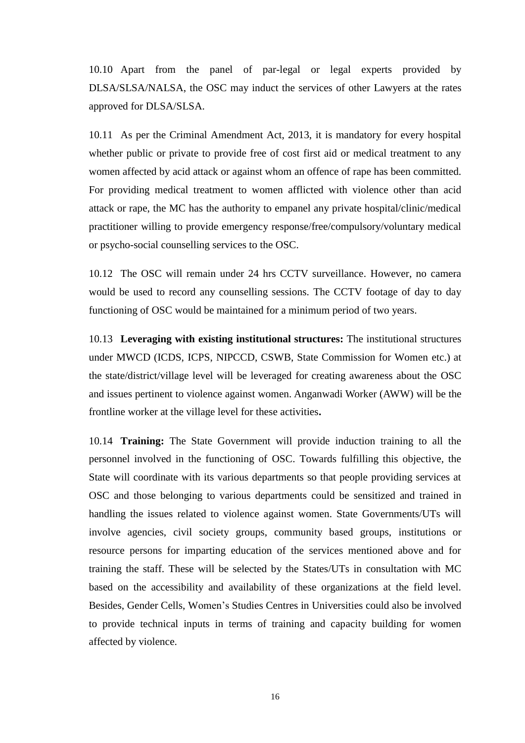10.10 Apart from the panel of par-legal or legal experts provided by DLSA/SLSA/NALSA, the OSC may induct the services of other Lawyers at the rates approved for DLSA/SLSA.

10.11 As per the Criminal Amendment Act, 2013, it is mandatory for every hospital whether public or private to provide free of cost first aid or medical treatment to any women affected by acid attack or against whom an offence of rape has been committed. For providing medical treatment to women afflicted with violence other than acid attack or rape, the MC has the authority to empanel any private hospital/clinic/medical practitioner willing to provide emergency response/free/compulsory/voluntary medical or psycho-social counselling services to the OSC.

10.12 The OSC will remain under 24 hrs CCTV surveillance. However, no camera would be used to record any counselling sessions. The CCTV footage of day to day functioning of OSC would be maintained for a minimum period of two years.

10.13 **Leveraging with existing institutional structures:** The institutional structures under MWCD (ICDS, ICPS, NIPCCD, CSWB, State Commission for Women etc.) at the state/district/village level will be leveraged for creating awareness about the OSC and issues pertinent to violence against women. Anganwadi Worker (AWW) will be the frontline worker at the village level for these activities**.**

10.14 **Training:** The State Government will provide induction training to all the personnel involved in the functioning of OSC. Towards fulfilling this objective, the State will coordinate with its various departments so that people providing services at OSC and those belonging to various departments could be sensitized and trained in handling the issues related to violence against women. State Governments/UTs will involve agencies, civil society groups, community based groups, institutions or resource persons for imparting education of the services mentioned above and for training the staff. These will be selected by the States/UTs in consultation with MC based on the accessibility and availability of these organizations at the field level. Besides, Gender Cells, Women's Studies Centres in Universities could also be involved to provide technical inputs in terms of training and capacity building for women affected by violence.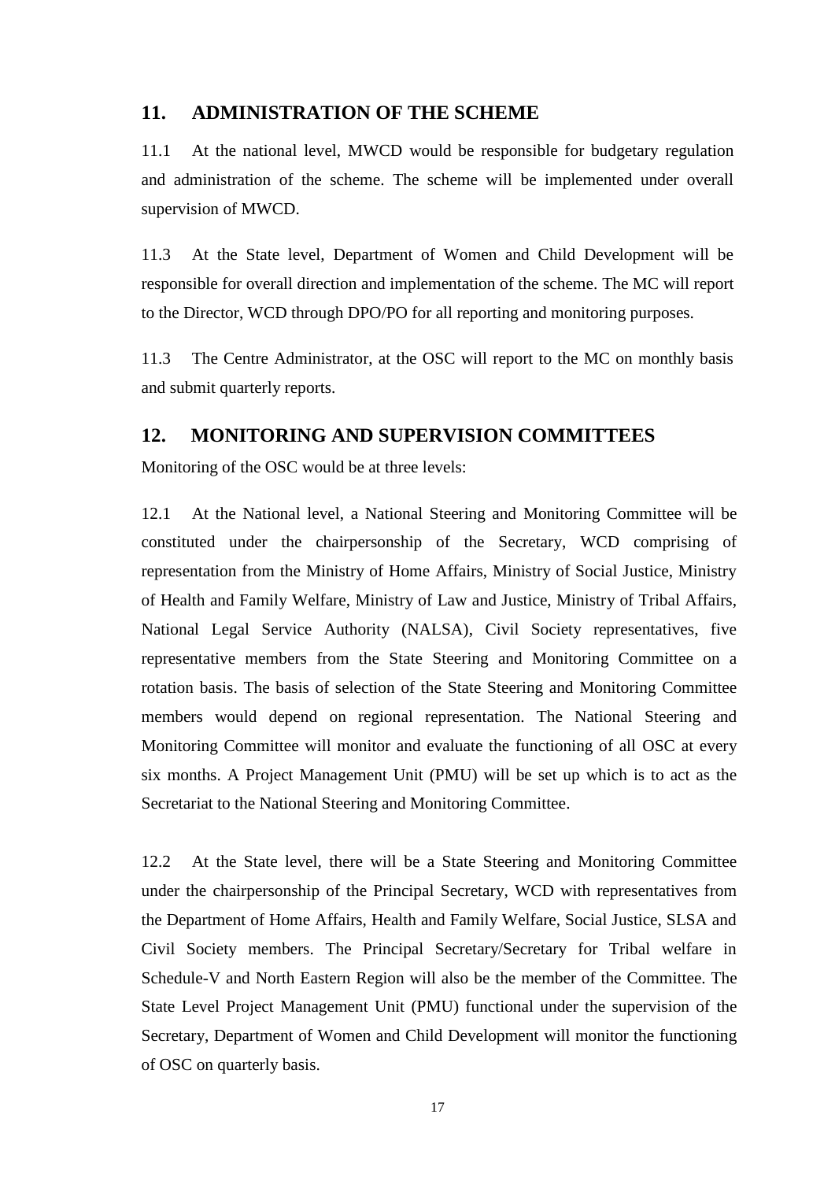## 11. ADMINISTRATION OF THE SCHEME

11.1 At the national level, MWCD would be responsible for budgetary regulation and administration of the scheme. The scheme will be implemented under overall supervision of MWCD.

11.3 At the State level, Department of Women and Child Development will be responsible for overall direction and implementation of the scheme. The MC will report to the Director, WCD through DPO/PO for all reporting and monitoring purposes.

11.3 The Centre Administrator, at the OSC will report to the MC on monthly basis and submit quarterly reports.

## 12. MONITORING AND SUPERVISION COMMITTEES

Monitoring of the OSC would be at three levels:

12.1 At the National level, a National Steering and Monitoring Committee will be constituted under the chairpersonship of the Secretary, WCD comprising of representation from the Ministry of Home Affairs, Ministry of Social Justice, Ministry of Health and Family Welfare, Ministry of Law and Justice, Ministry of Tribal Affairs, National Legal Service Authority (NALSA), Civil Society representatives, five representative members from the State Steering and Monitoring Committee on a rotation basis. The basis of selection of the State Steering and Monitoring Committee members would depend on regional representation. The National Steering and Monitoring Committee will monitor and evaluate the functioning of all OSC at every six months. A Project Management Unit (PMU) will be set up which is to act as the Secretariat to the National Steering and Monitoring Committee.

12.2 At the State level, there will be a State Steering and Monitoring Committee under the chairpersonship of the Principal Secretary, WCD with representatives from the Department of Home Affairs, Health and Family Welfare, Social Justice, SLSA and Civil Society members. The Principal Secretary/Secretary for Tribal welfare in Schedule-V and North Eastern Region will also be the member of the Committee. The State Level Project Management Unit (PMU) functional under the supervision of the Secretary, Department of Women and Child Development will monitor the functioning of OSC on quarterly basis.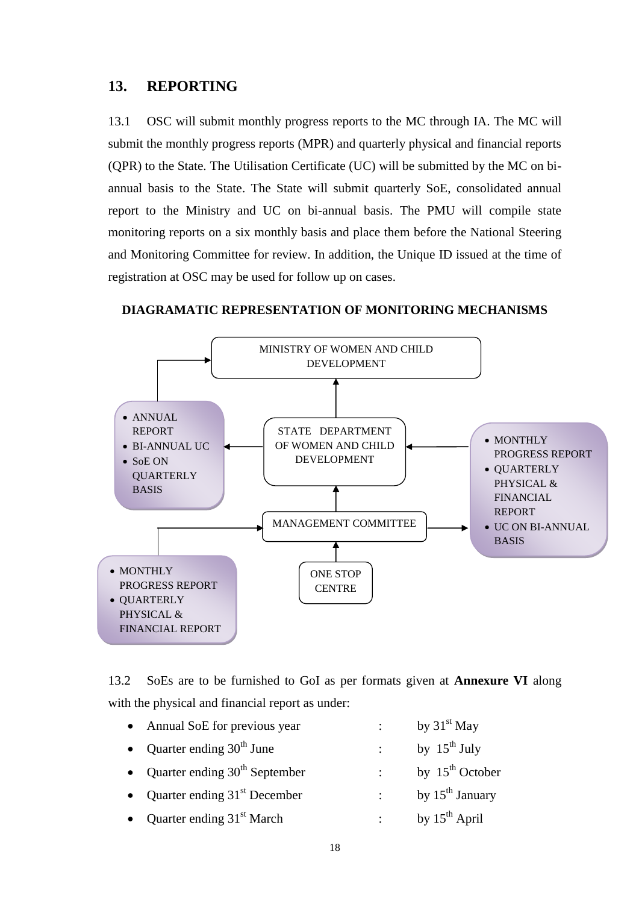## 13. REPORTING

13.1 OSC will submit monthly progress reports to the MC through IA. The MC will submit the monthly progress reports (MPR) and quarterly physical and financial reports (QPR) to the State. The Utilisation Certificate (UC) will be submitted by the MC on bi-annual basis to the State. The State will submit quarterly SoE, consolidated annual report to the Ministry and UC on bi-annual basis. The PMU will compile state monitoring reports on a six monthly basis and place them before the National Steering and Monitoring Committee for review. In addition, the Unique ID issued at the time of registration at OSC may be used for follow up on cases.

**DIAGRAMATIC REPRESENTATION OF MONITORING MECHANISMS**

MINISTRY OF WOMEN AND CHILD DEVELOPMENT

- ANNUAL REPORT
- BI-ANNUAL UC
- SoE ON QUARTERLY BASIS

STATE DEPARTMENT OF WOMEN AND CHILD DEVELOPMENT

- MONTHLY PROGRESS REPORT
- QUARTERLY PHYSICAL & FINANCIAL REPORT
- UC ON BI-ANNUAL BASIS

MANAGEMENT COMMITTEE

- MONTHLY PROGRESS REPORT
- QUARTERLY PHYSICAL & FINANCIAL REPORT

ONE STOP CENTRE

13.2 SoEs are to be furnished to GoI as per formats given at **Annexure VI** along with the physical and financial report as under:

- Annual SoE for previous year : by 31st May
- Quarter ending 30th June : by 15th July
- Quarter ending 30th September : by 15th October
- Quarter ending 31st December : by 15th January
- Quarter ending 31st March : by 15th April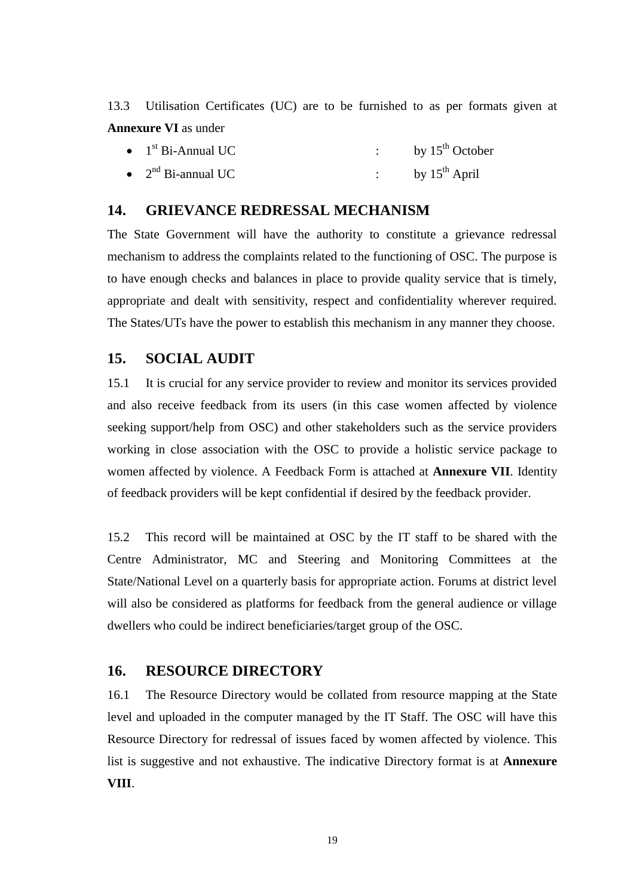13.3 Utilisation Certificates (UC) are to be furnished to as per formats given at **Annexure VI** as under

- 1st Bi-Annual UC : by 15th October
- 2nd Bi-annual UC : by 15th April

## 14. GRIEVANCE REDRESSAL MECHANISM

The State Government will have the authority to constitute a grievance redressal mechanism to address the complaints related to the functioning of OSC. The purpose is to have enough checks and balances in place to provide quality service that is timely, appropriate and dealt with sensitivity, respect and confidentiality wherever required. The States/UTs have the power to establish this mechanism in any manner they choose.

## 15. SOCIAL AUDIT

15.1 It is crucial for any service provider to review and monitor its services provided and also receive feedback from its users (in this case women affected by violence seeking support/help from OSC) and other stakeholders such as the service providers working in close association with the OSC to provide a holistic service package to women affected by violence. A Feedback Form is attached at **Annexure VII**. Identity of feedback providers will be kept confidential if desired by the feedback provider.

15.2 This record will be maintained at OSC by the IT staff to be shared with the Centre Administrator, MC and Steering and Monitoring Committees at the State/National Level on a quarterly basis for appropriate action. Forums at district level will also be considered as platforms for feedback from the general audience or village dwellers who could be indirect beneficiaries/target group of the OSC.

## 16. RESOURCE DIRECTORY

16.1 The Resource Directory would be collated from resource mapping at the State level and uploaded in the computer managed by the IT Staff. The OSC will have this Resource Directory for redressal of issues faced by women affected by violence. This list is suggestive and not exhaustive. The indicative Directory format is at **Annexure VIII**.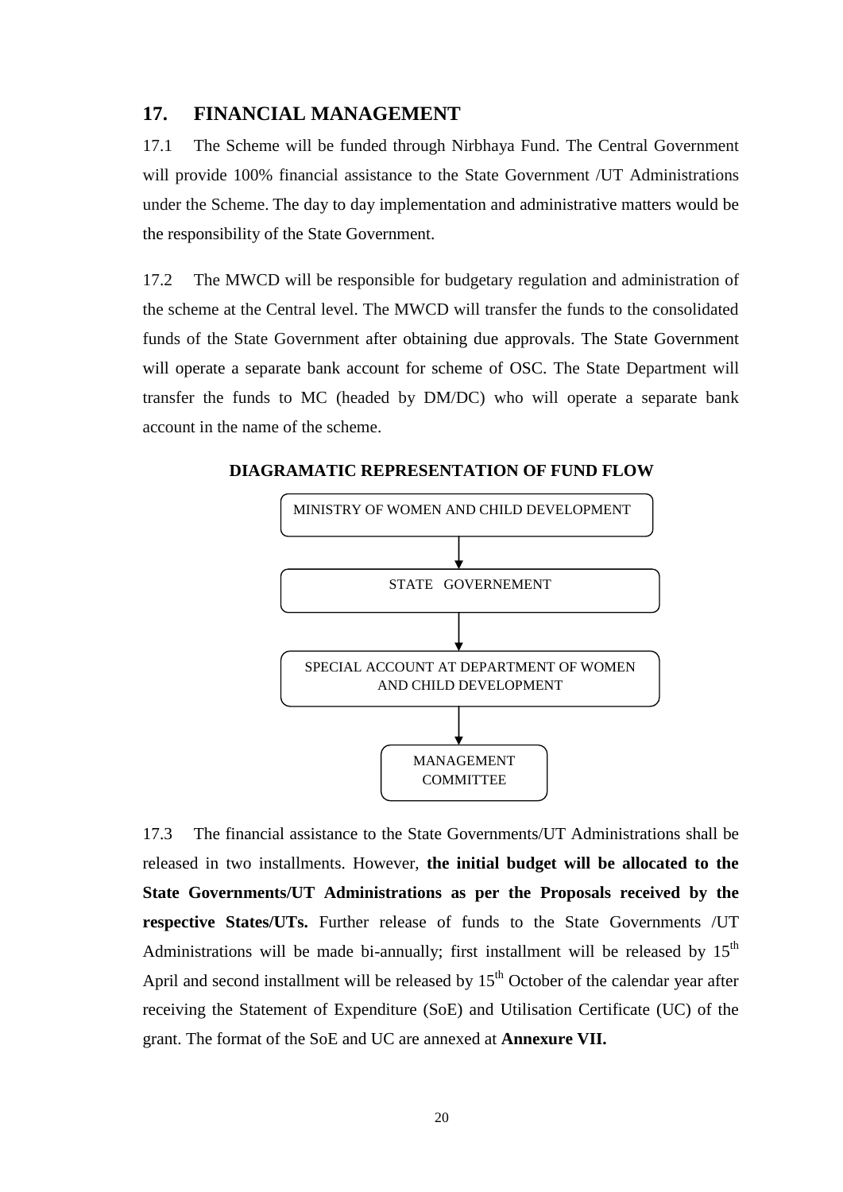## 17. FINANCIAL MANAGEMENT

17.1 The Scheme will be funded through Nirbhaya Fund. The Central Government will provide 100% financial assistance to the State Government /UT Administrations under the Scheme. The day to day implementation and administrative matters would be the responsibility of the State Government.

17.2 The MWCD will be responsible for budgetary regulation and administration of the scheme at the Central level. The MWCD will transfer the funds to the consolidated funds of the State Government after obtaining due approvals. The State Government will operate a separate bank account for scheme of OSC. The State Department will transfer the funds to MC (headed by DM/DC) who will operate a separate bank account in the name of the scheme.

**DIAGRAMATIC REPRESENTATION OF FUND FLOW**

MINISTRY OF WOMEN AND CHILD DEVELOPMENT

↓

STATE GOVERNEMENT

↓

SPECIAL ACCOUNT AT DEPARTMENT OF WOMEN AND CHILD DEVELOPMENT

↓

MANAGEMENT COMMITTEE

17.3 The financial assistance to the State Governments/UT Administrations shall be released in two installments. However, **the initial budget will be allocated to the State Governments/UT Administrations as per the Proposals received by the respective States/UTs.** Further release of funds to the State Governments /UT Administrations will be made bi-annually; first installment will be released by 15th April and second installment will be released by 15th October of the calendar year after receiving the Statement of Expenditure (SoE) and Utilisation Certificate (UC) of the grant. The format of the SoE and UC are annexed at **Annexure VII.**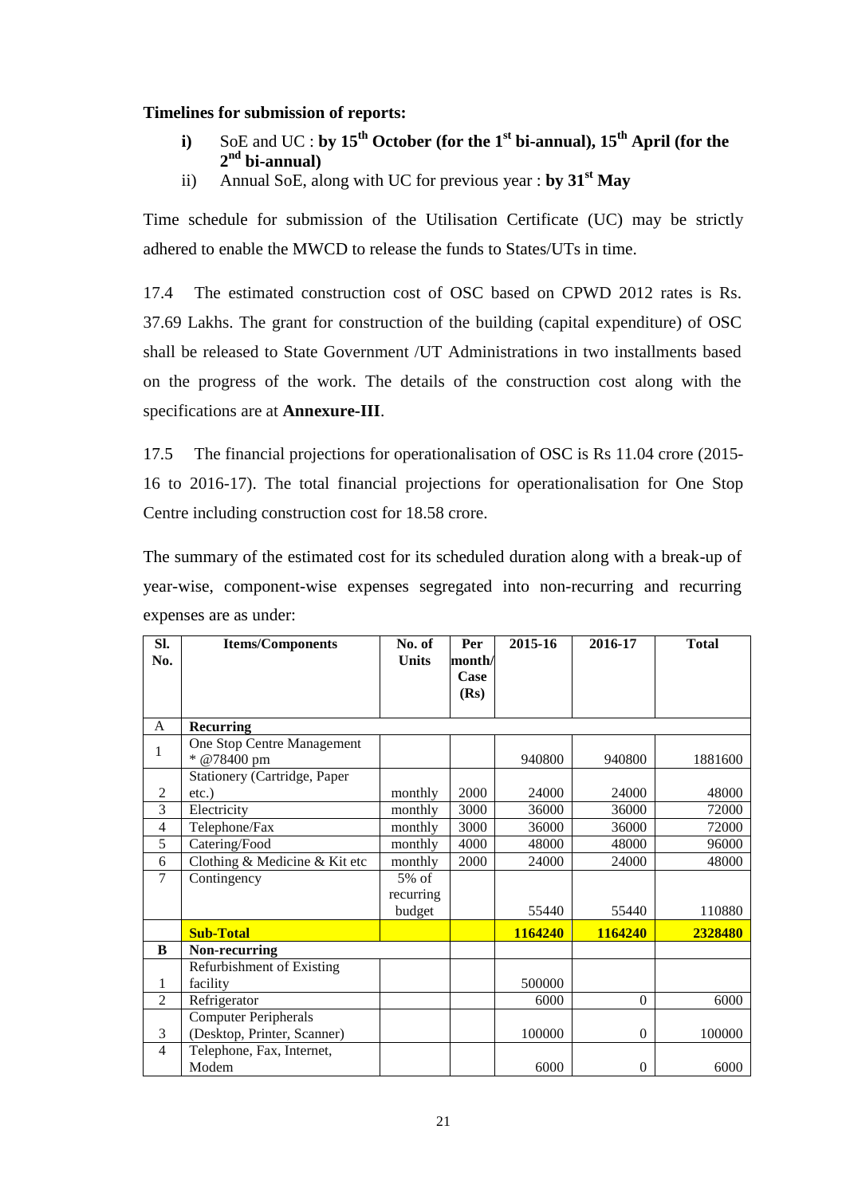**Timelines for submission of reports:**

- **i)** SoE and UC : **by 15th October (for the 1st bi-annual), 15th April (for the 2nd bi-annual)**
- ii) Annual SoE, along with UC for previous year : **by 31st May**

Time schedule for submission of the Utilisation Certificate (UC) may be strictly adhered to enable the MWCD to release the funds to States/UTs in time.

17.4 The estimated construction cost of OSC based on CPWD 2012 rates is Rs. 37.69 Lakhs. The grant for construction of the building (capital expenditure) of OSC shall be released to State Government /UT Administrations in two installments based on the progress of the work. The details of the construction cost along with the specifications are at **Annexure-III**.

17.5 The financial projections for operationalisation of OSC is Rs 11.04 crore (2015-16 to 2016-17). The total financial projections for operationalisation for One Stop Centre including construction cost for 18.58 crore.

The summary of the estimated cost for its scheduled duration along with a break-up of year-wise, component-wise expenses segregated into non-recurring and recurring expenses are as under:

| Sl. No. | Items/Components | No. of Units | Per month/ Case (Rs) | 2015-16 | 2016-17 | Total |
|---|---|---|---|---|---|---|
| A | **Recurring** | | | | | |
| 1 | One Stop Centre Management * @78400 pm | | | 940800 | 940800 | 1881600 |
| 2 | Stationery (Cartridge, Paper etc.) | monthly | 2000 | 24000 | 24000 | 48000 |
| 3 | Electricity | monthly | 3000 | 36000 | 36000 | 72000 |
| 4 | Telephone/Fax | monthly | 3000 | 36000 | 36000 | 72000 |
| 5 | Catering/Food | monthly | 4000 | 48000 | 48000 | 96000 |
| 6 | Clothing & Medicine & Kit etc | monthly | 2000 | 24000 | 24000 | 48000 |
| 7 | Contingency | 5% of recurring budget | | 55440 | 55440 | 110880 |
| | **Sub-Total** | | | **1164240** | **1164240** | **2328480** |
| **B** | **Non-recurring** | | | | | |
| 1 | Refurbishment of Existing facility | | | 500000 | | |
| 2 | Refrigerator | | | 6000 | 0 | 6000 |
| 3 | Computer Peripherals (Desktop, Printer, Scanner) | | | 100000 | 0 | 100000 |
| 4 | Telephone, Fax, Internet, Modem | | | 6000 | 0 | 6000 |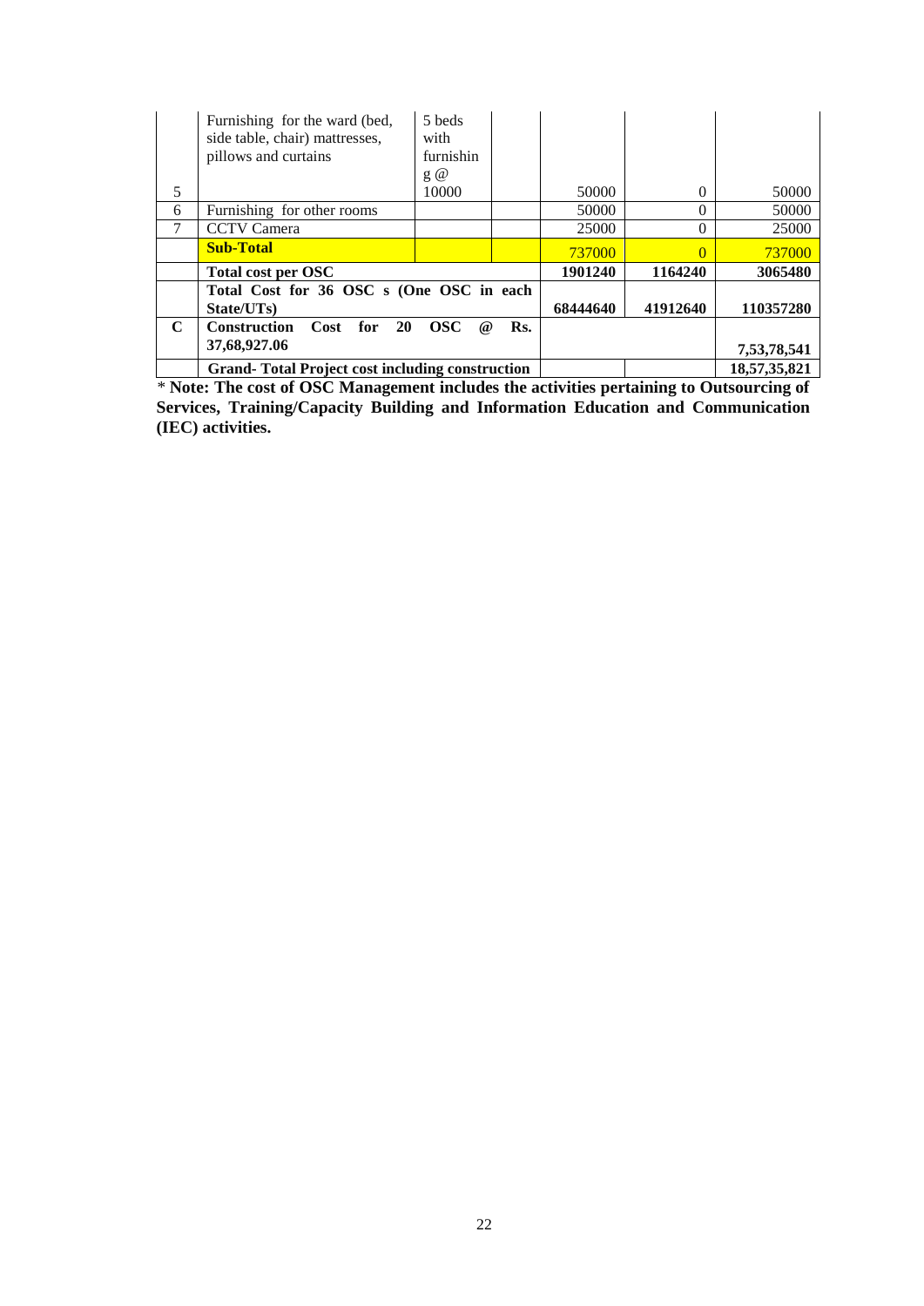| | | | | | | |
|---|---|---|---|---|---|---|
| 5 | Furnishing for the ward (bed, side table, chair) mattresses, pillows and curtains | 5 beds with furnishing @ 10000 | | 50000 | 0 | 50000 |
| 6 | Furnishing for other rooms | | | 50000 | 0 | 50000 |
| 7 | CCTV Camera | | | 25000 | 0 | 25000 |
| | **Sub-Total** | | | 737000 | 0 | 737000 |
| | **Total cost per OSC** | | | **1901240** | **1164240** | **3065480** |
| | **Total Cost for 36 OSC s (One OSC in each State/UTs)** | | | **68444640** | **41912640** | **110357280** |
| **C** | **Construction Cost for 20 OSC @ Rs. 37,68,927.06** | | | | | **7,53,78,541** |
| | **Grand- Total Project cost including construction** | | | | | **18,57,35,821** |

* **Note: The cost of OSC Management includes the activities pertaining to Outsourcing of Services, Training/Capacity Building and Information Education and Communication (IEC) activities.**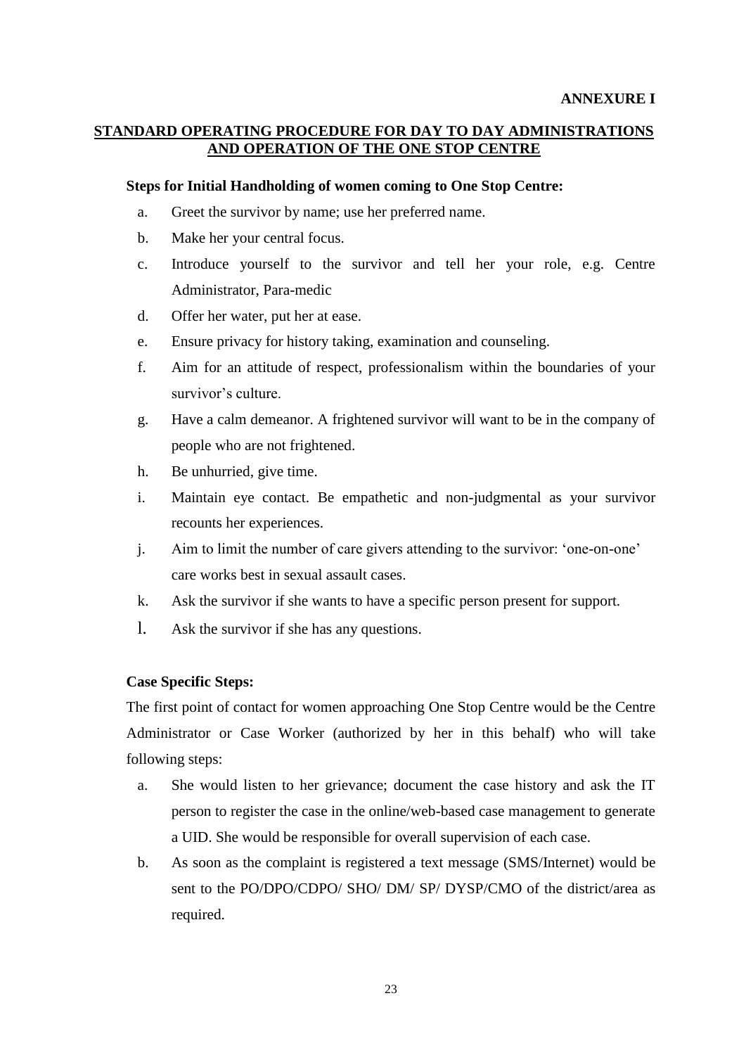**ANNEXURE I**

## STANDARD OPERATING PROCEDURE FOR DAY TO DAY ADMINISTRATIONS AND OPERATION OF THE ONE STOP CENTRE

**Steps for Initial Handholding of women coming to One Stop Centre:**

a. Greet the survivor by name; use her preferred name.

b. Make her your central focus.

c. Introduce yourself to the survivor and tell her your role, e.g. Centre Administrator, Para-medic

d. Offer her water, put her at ease.

e. Ensure privacy for history taking, examination and counseling.

f. Aim for an attitude of respect, professionalism within the boundaries of your survivor's culture.

g. Have a calm demeanor. A frightened survivor will want to be in the company of people who are not frightened.

h. Be unhurried, give time.

i. Maintain eye contact. Be empathetic and non-judgmental as your survivor recounts her experiences.

j. Aim to limit the number of care givers attending to the survivor: 'one-on-one' care works best in sexual assault cases.

k. Ask the survivor if she wants to have a specific person present for support.

l. Ask the survivor if she has any questions.

**Case Specific Steps:**

The first point of contact for women approaching One Stop Centre would be the Centre Administrator or Case Worker (authorized by her in this behalf) who will take following steps:

a. She would listen to her grievance; document the case history and ask the IT person to register the case in the online/web-based case management to generate a UID. She would be responsible for overall supervision of each case.

b. As soon as the complaint is registered a text message (SMS/Internet) would be sent to the PO/DPO/CDPO/ SHO/ DM/ SP/ DYSP/CMO of the district/area as required.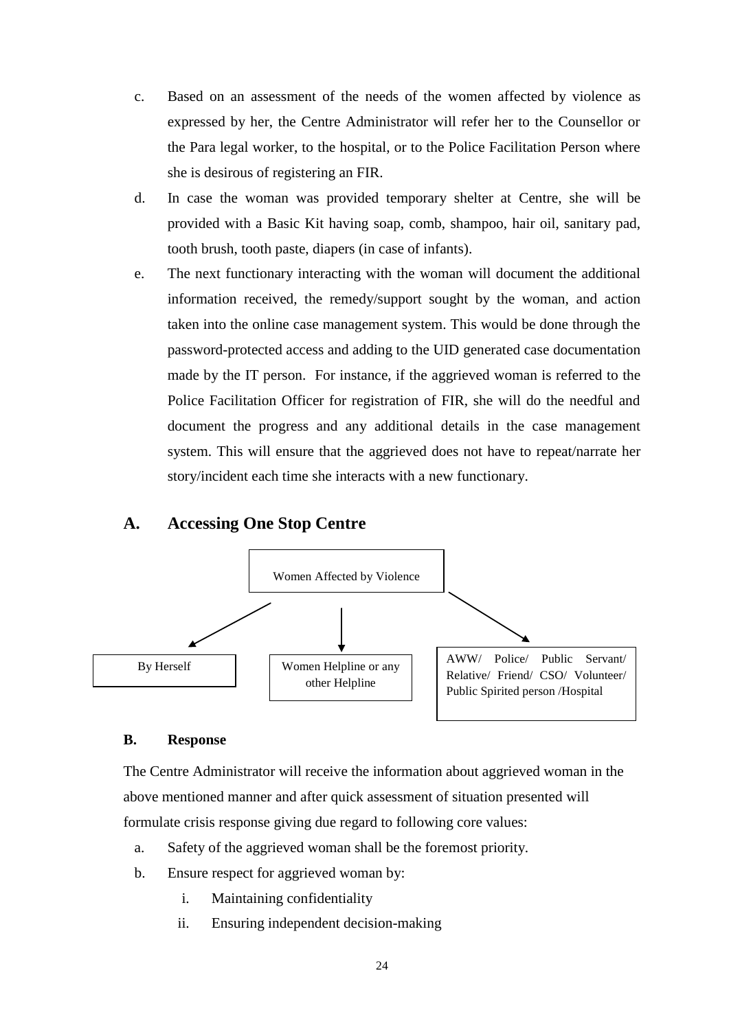c. Based on an assessment of the needs of the women affected by violence as expressed by her, the Centre Administrator will refer her to the Counsellor or the Para legal worker, to the hospital, or to the Police Facilitation Person where she is desirous of registering an FIR.

d. In case the woman was provided temporary shelter at Centre, she will be provided with a Basic Kit having soap, comb, shampoo, hair oil, sanitary pad, tooth brush, tooth paste, diapers (in case of infants).

e. The next functionary interacting with the woman will document the additional information received, the remedy/support sought by the woman, and action taken into the online case management system. This would be done through the password-protected access and adding to the UID generated case documentation made by the IT person. For instance, if the aggrieved woman is referred to the Police Facilitation Officer for registration of FIR, she will do the needful and document the progress and any additional details in the case management system. This will ensure that the aggrieved does not have to repeat/narrate her story/incident each time she interacts with a new functionary.

## A. Accessing One Stop Centre

Women Affected by Violence

- By Herself
- Women Helpline or any other Helpline
- AWW/ Police/ Public Servant/ Relative/ Friend/ CSO/ Volunteer/ Public Spirited person /Hospital

### B. Response

The Centre Administrator will receive the information about aggrieved woman in the above mentioned manner and after quick assessment of situation presented will formulate crisis response giving due regard to following core values:

a. Safety of the aggrieved woman shall be the foremost priority.

b. Ensure respect for aggrieved woman by:

   i. Maintaining confidentiality

   ii. Ensuring independent decision-making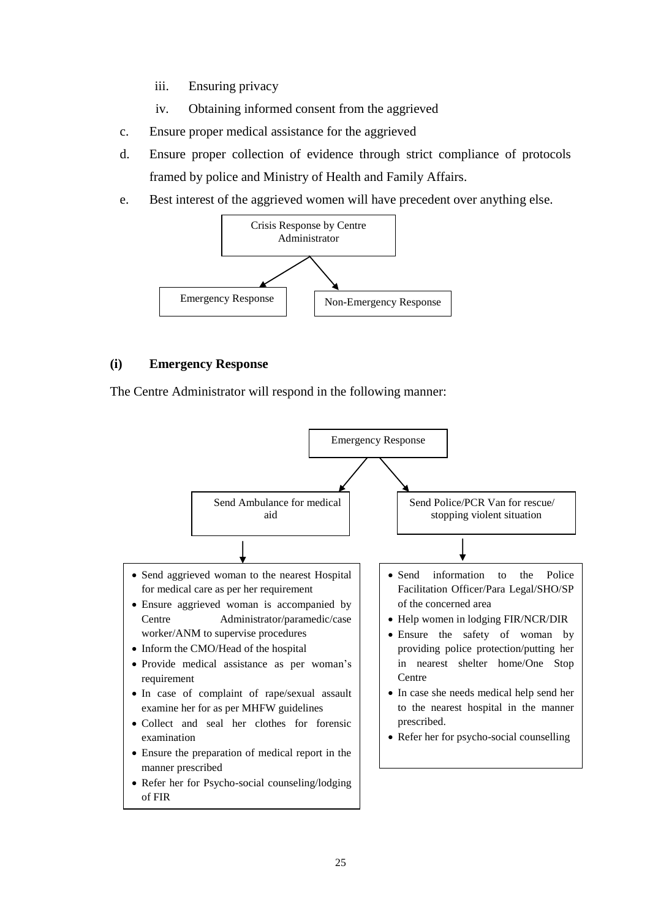iii. Ensuring privacy

iv. Obtaining informed consent from the aggrieved

c. Ensure proper medical assistance for the aggrieved

d. Ensure proper collection of evidence through strict compliance of protocols framed by police and Ministry of Health and Family Affairs.

e. Best interest of the aggrieved women will have precedent over anything else.

Crisis Response by Centre Administrator

- Emergency Response
- Non-Emergency Response

**(i) Emergency Response**

The Centre Administrator will respond in the following manner:

Emergency Response

**Send Ambulance for medical aid**

- Send aggrieved woman to the nearest Hospital for medical care as per her requirement
- Ensure aggrieved woman is accompanied by Centre Administrator/paramedic/case worker/ANM to supervise procedures
- Inform the CMO/Head of the hospital
- Provide medical assistance as per woman's requirement
- In case of complaint of rape/sexual assault examine her for as per MHFW guidelines
- Collect and seal her clothes for forensic examination
- Ensure the preparation of medical report in the manner prescribed
- Refer her for Psycho-social counseling/lodging of FIR

**Send Police/PCR Van for rescue/ stopping violent situation**

- Send information to the Police Facilitation Officer/Para Legal/SHO/SP of the concerned area
- Help women in lodging FIR/NCR/DIR
- Ensure the safety of woman by providing police protection/putting her in nearest shelter home/One Stop Centre
- In case she needs medical help send her to the nearest hospital in the manner prescribed.
- Refer her for psycho-social counselling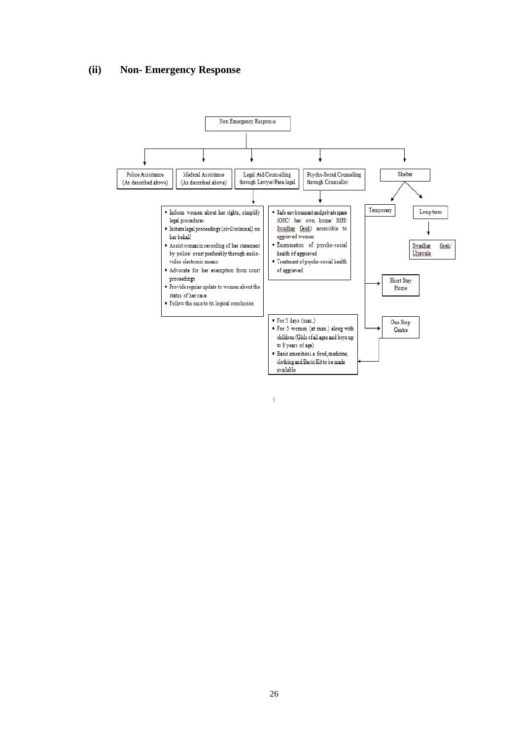## (ii) Non- Emergency Response

Non Emergency Response

- Police Assistance (As described above)
- Medical Assistance (As described above)
- Legal Aid/Counselling through Lawyer/Para-legal
  - Inform women about her rights, simplify legal procedures
  - Initiate legal proceedings (civil/criminal) on her behalf
  - Assist woman in recording of her statement by police/ court preferably through audio-video electronic means
  - Advocate for her exemption from court proceedings
  - Provide regular update to women about the status of her case
  - Follow the case to its logical conclusion
- Psycho-Social Counselling through Counsellor
  - Safe environment and private space (OSC/ her own home/ SSH/ Swadhar Greh) accessible to aggrieved women
  - Examination of psycho-social health of aggrieved
  - Treatment of psycho-social health of aggrieved
- Shelter
  - Temporary
    - Short Stay Home
    - One Stop Centre
      - For 5 days (max.)
      - For 5 women (at max.) along with children (Girls of all ages and boys up to 8 years of age)
      - Basic amenities i.e. food, medicine, clothing and Basic Kit to be made available
  - Long-term
    - Swadhar Greh/ Ujjawala

3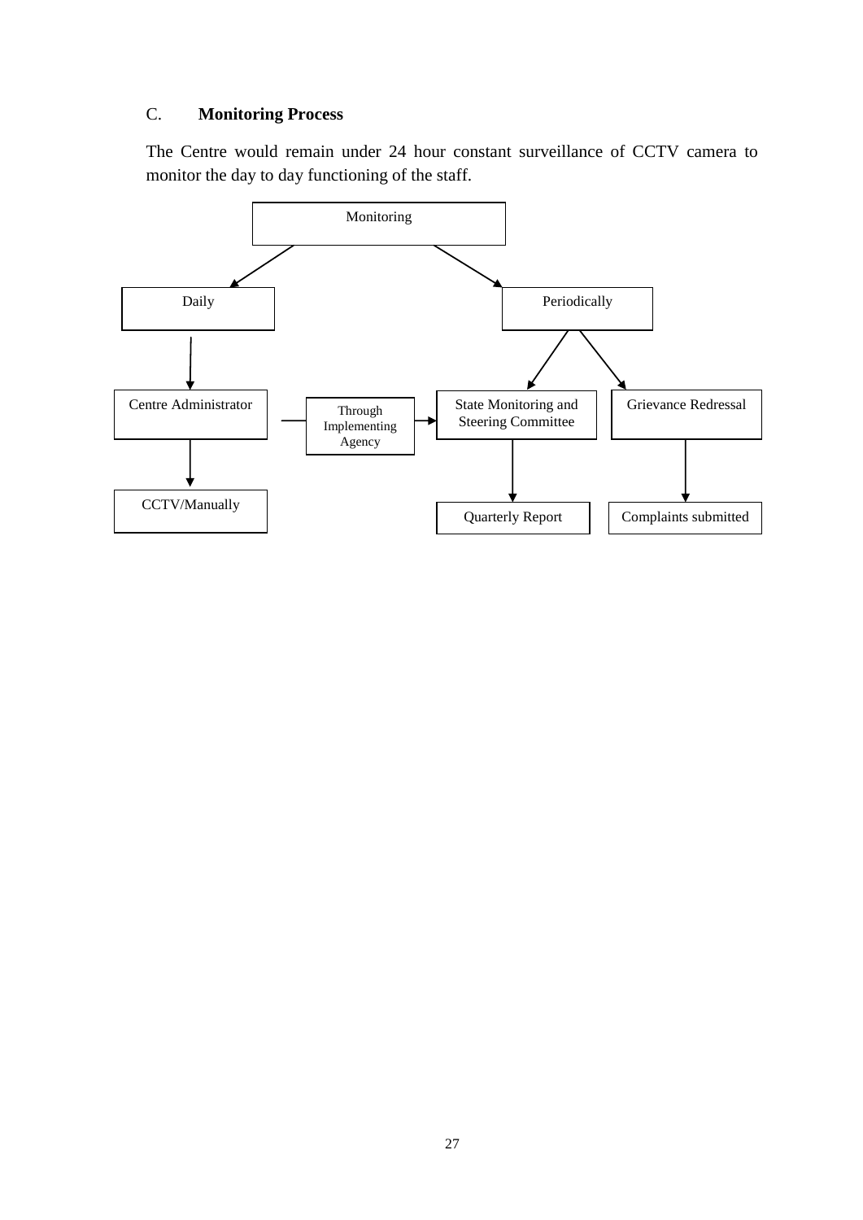## C. **Monitoring Process**

The Centre would remain under 24 hour constant surveillance of CCTV camera to monitor the day to day functioning of the staff.

Monitoring

Daily

Periodically

Centre Administrator

Through Implementing Agency

State Monitoring and Steering Committee

Grievance Redressal

CCTV/Manually

Quarterly Report

Complaints submitted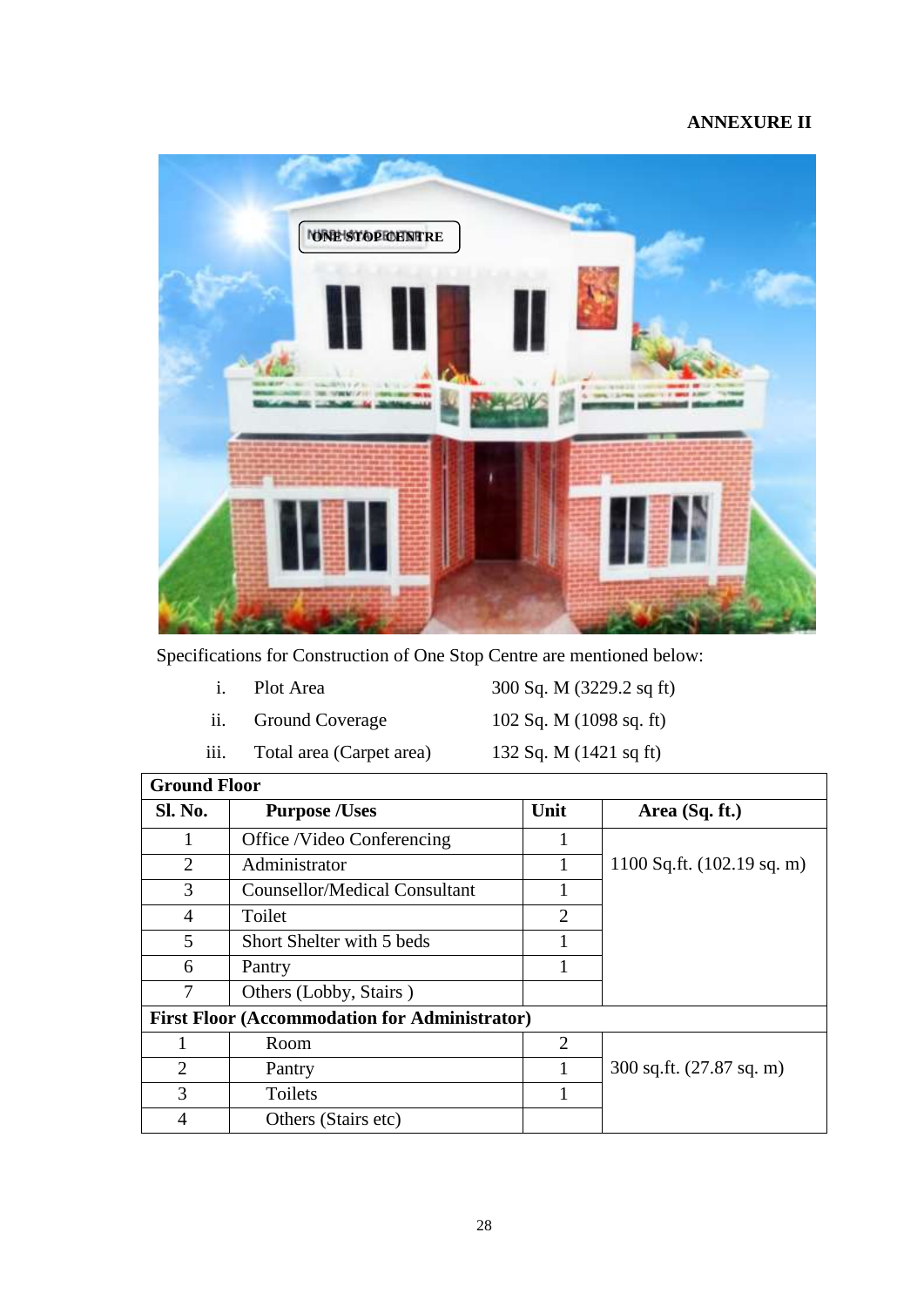**ANNEXURE II**

Specifications for Construction of One Stop Centre are mentioned below:

| | | |
|---|---|---|
| i. | Plot Area | 300 Sq. M (3229.2 sq ft) |
| ii. | Ground Coverage | 102 Sq. M (1098 sq. ft) |
| iii. | Total area (Carpet area) | 132 Sq. M (1421 sq ft) |

| Sl. No. | Purpose /Uses | Unit | Area (Sq. ft.) |
|---|---|---|---|
| **Ground Floor** | | | |
| 1 | Office /Video Conferencing | 1 | 1100 Sq.ft. (102.19 sq. m) |
| 2 | Administrator | 1 | |
| 3 | Counsellor/Medical Consultant | 1 | |
| 4 | Toilet | 2 | |
| 5 | Short Shelter with 5 beds | 1 | |
| 6 | Pantry | 1 | |
| 7 | Others (Lobby, Stairs ) | | |
| **First Floor (Accommodation for Administrator)** | | | |
| 1 | Room | 2 | 300 sq.ft. (27.87 sq. m) |
| 2 | Pantry | 1 | |
| 3 | Toilets | 1 | |
| 4 | Others (Stairs etc) | | |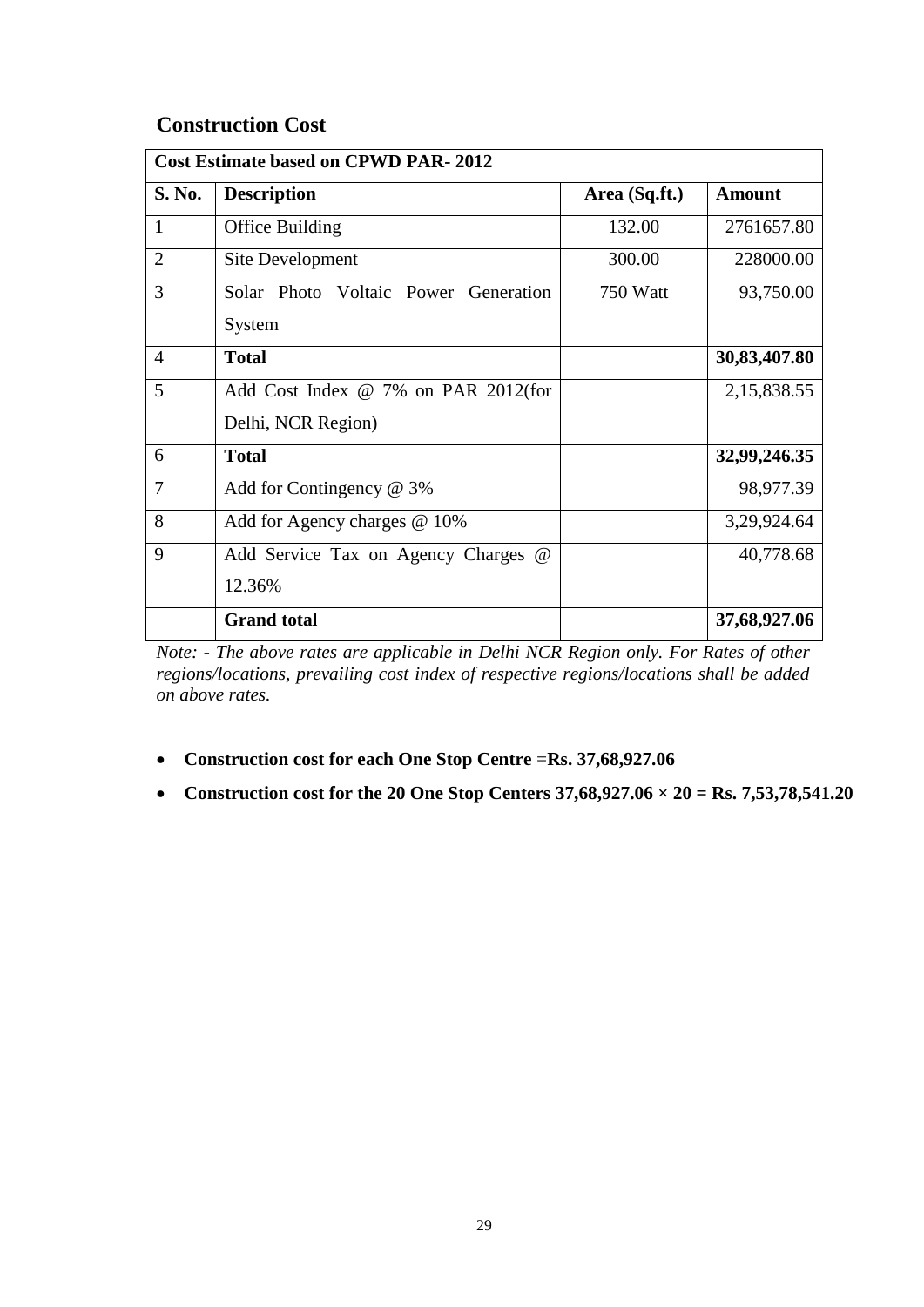## Construction Cost

| Cost Estimate based on CPWD PAR- 2012 | | | |
|---|---|---|---|
| **S. No.** | **Description** | **Area (Sq.ft.)** | **Amount** |
| 1 | Office Building | 132.00 | 2761657.80 |
| 2 | Site Development | 300.00 | 228000.00 |
| 3 | Solar Photo Voltaic Power Generation System | 750 Watt | 93,750.00 |
| 4 | **Total** | | **30,83,407.80** |
| 5 | Add Cost Index @ 7% on PAR 2012(for Delhi, NCR Region) | | 2,15,838.55 |
| 6 | **Total** | | **32,99,246.35** |
| 7 | Add for Contingency @ 3% | | 98,977.39 |
| 8 | Add for Agency charges @ 10% | | 3,29,924.64 |
| 9 | Add Service Tax on Agency Charges @ 12.36% | | 40,778.68 |
| | **Grand total** | | **37,68,927.06** |

*Note: - The above rates are applicable in Delhi NCR Region only. For Rates of other regions/locations, prevailing cost index of respective regions/locations shall be added on above rates.*

- **Construction cost for each One Stop Centre =Rs. 37,68,927.06**
- **Construction cost for the 20 One Stop Centers 37,68,927.06 × 20 = Rs. 7,53,78,541.20**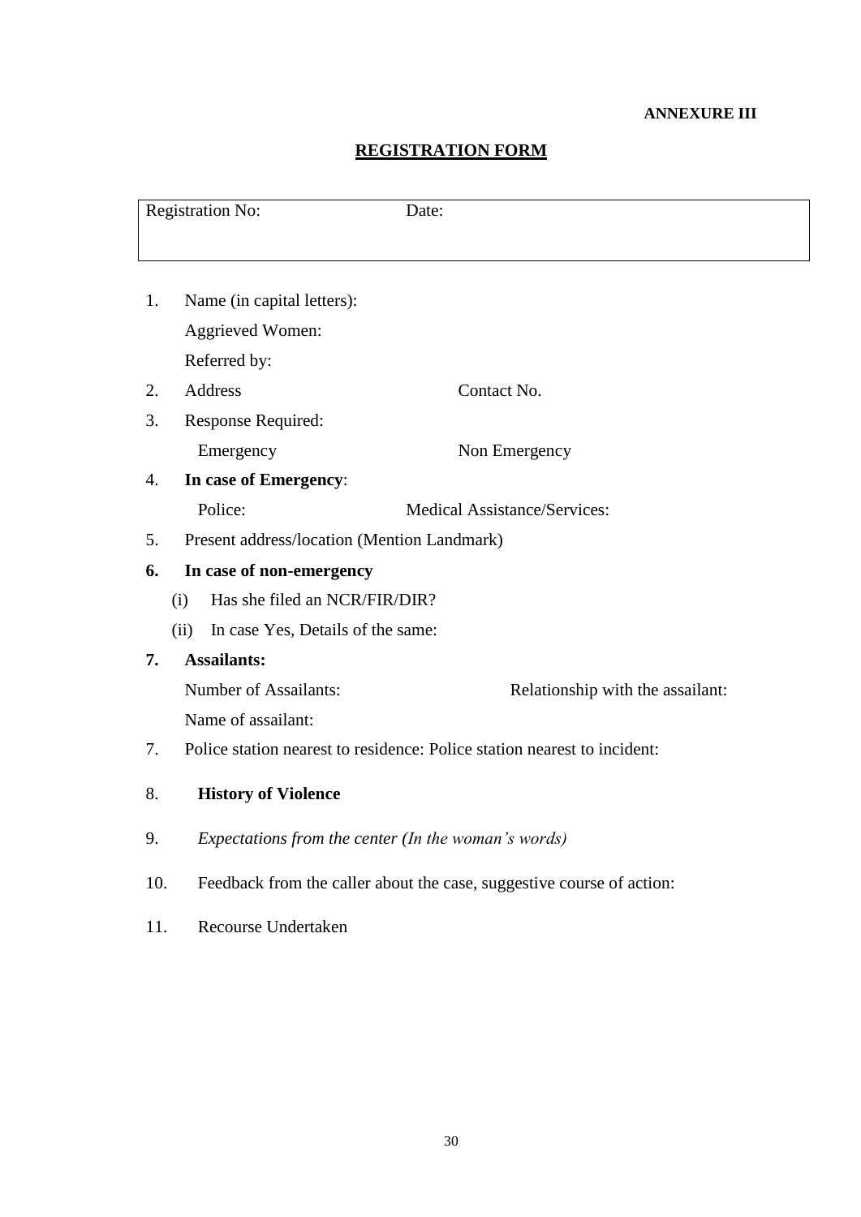**ANNEXURE III**

## REGISTRATION FORM

| Registration No: | Date: |
|---|---|

1. Name (in capital letters):

   Aggrieved Women:

   Referred by:

2. Address &nbsp;&nbsp;&nbsp;&nbsp;&nbsp;&nbsp;&nbsp;&nbsp;&nbsp;&nbsp;&nbsp;&nbsp; Contact No.

3. Response Required:

   Emergency &nbsp;&nbsp;&nbsp;&nbsp;&nbsp;&nbsp;&nbsp;&nbsp;&nbsp;&nbsp;&nbsp;&nbsp; Non Emergency

4. **In case of Emergency**:

   Police: &nbsp;&nbsp;&nbsp;&nbsp;&nbsp;&nbsp;&nbsp;&nbsp;&nbsp;&nbsp;&nbsp;&nbsp; Medical Assistance/Services:

5. Present address/location (Mention Landmark)

6. **In case of non-emergency**

   (i) Has she filed an NCR/FIR/DIR?

   (ii) In case Yes, Details of the same:

7. **Assailants:**

   Number of Assailants: &nbsp;&nbsp;&nbsp;&nbsp;&nbsp;&nbsp;&nbsp;&nbsp;&nbsp;&nbsp;&nbsp;&nbsp; Relationship with the assailant:

   Name of assailant:

7. Police station nearest to residence: Police station nearest to incident:

8. **History of Violence**

9. *Expectations from the center (In the woman's words)*

10. Feedback from the caller about the case, suggestive course of action:

11. Recourse Undertaken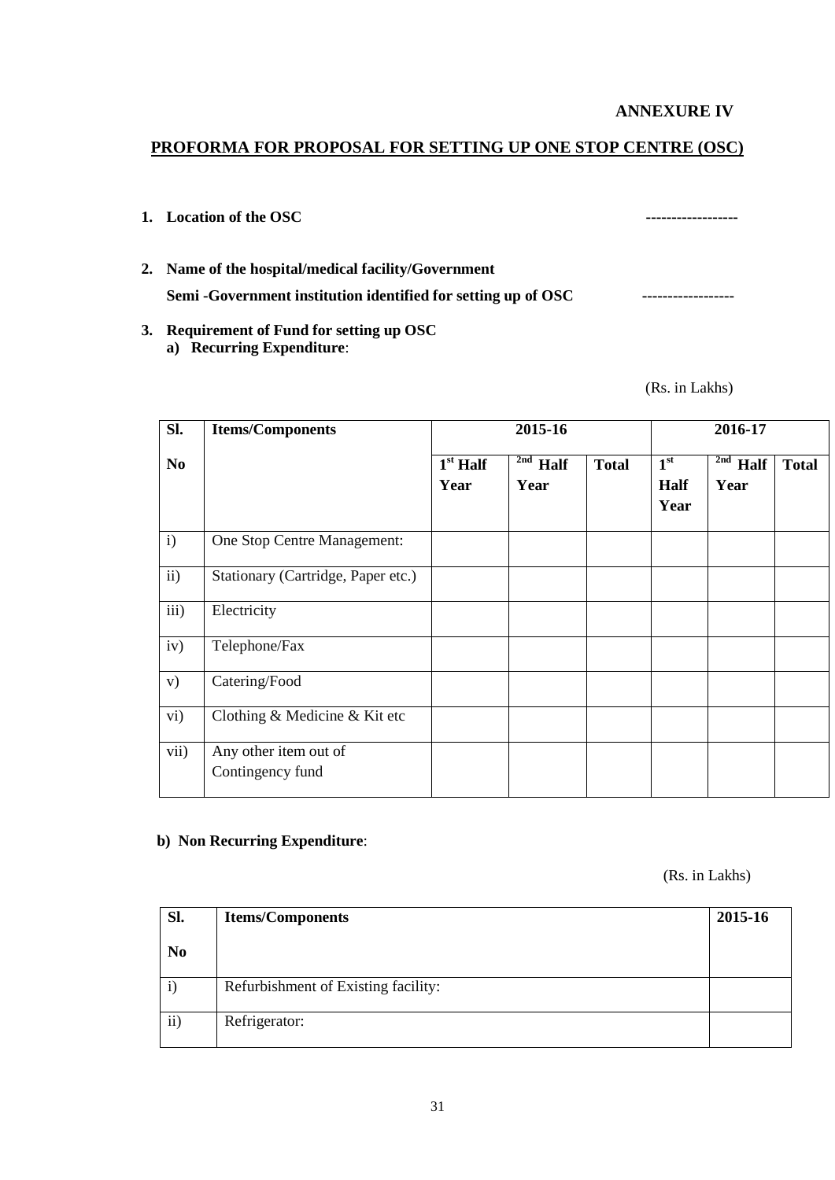**ANNEXURE IV**

# PROFORMA FOR PROPOSAL FOR SETTING UP ONE STOP CENTRE (OSC)

1. **Location of the OSC** ------------------

2. **Name of the hospital/medical facility/Government Semi -Government institution identified for setting up of OSC** ------------------

3. **Requirement of Fund for setting up OSC**
   a) **Recurring Expenditure**:

(Rs. in Lakhs)

| Sl. No | Items/Components | 2015-16 | | | 2016-17 | | |
|---|---|---|---|---|---|---|---|
| | | 1st Half Year | 2nd Half Year | Total | 1st Half Year | 2nd Half Year | Total |
| i) | One Stop Centre Management: | | | | | | |
| ii) | Stationary (Cartridge, Paper etc.) | | | | | | |
| iii) | Electricity | | | | | | |
| iv) | Telephone/Fax | | | | | | |
| v) | Catering/Food | | | | | | |
| vi) | Clothing & Medicine & Kit etc | | | | | | |
| vii) | Any other item out of Contingency fund | | | | | | |

b) **Non Recurring Expenditure**:

(Rs. in Lakhs)

| Sl. No | Items/Components | 2015-16 |
|---|---|---|
| i) | Refurbishment of Existing facility: | |
| ii) | Refrigerator: | |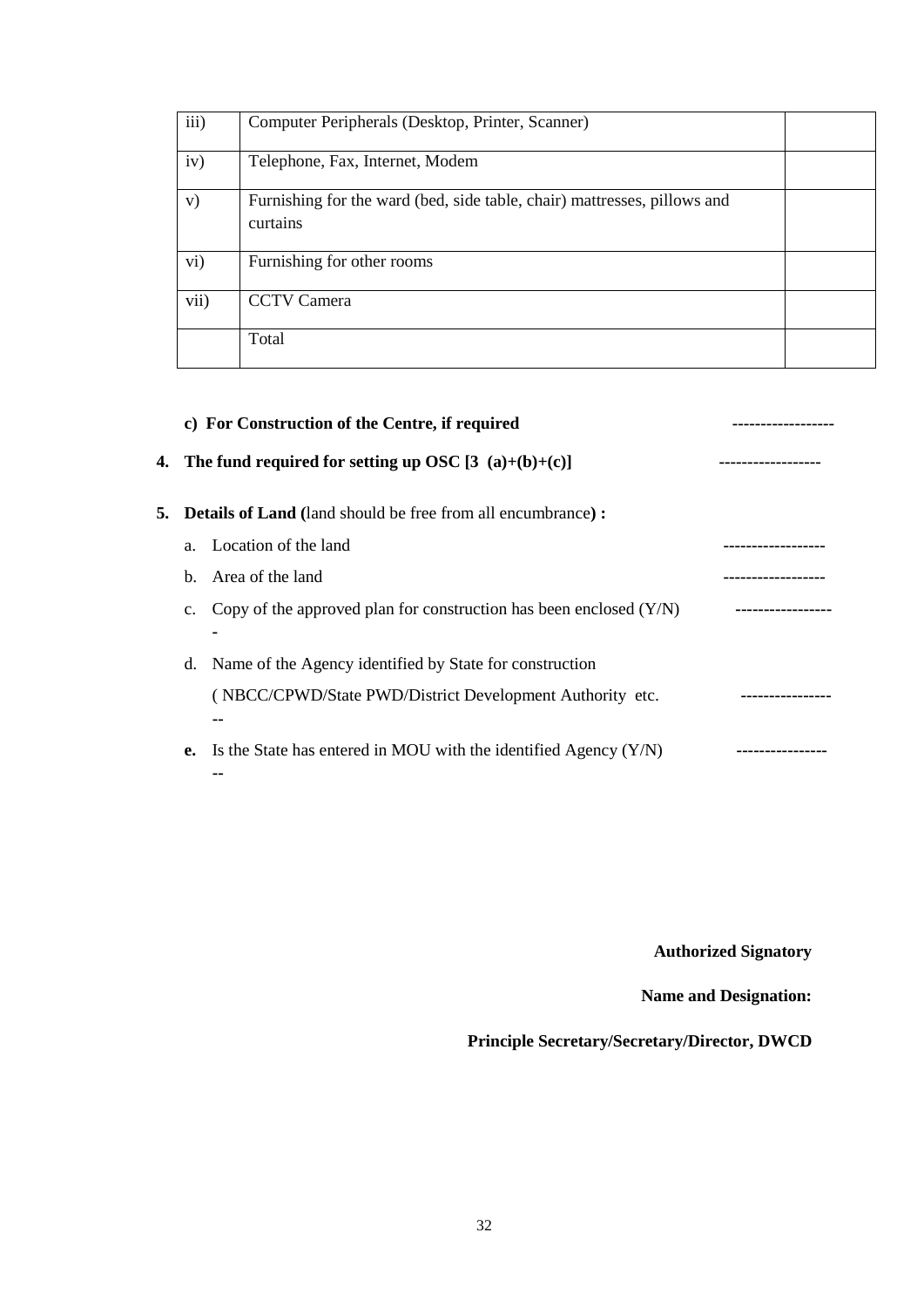| | | |
|---|---|---|
| iii) | Computer Peripherals (Desktop, Printer, Scanner) | |
| iv) | Telephone, Fax, Internet, Modem | |
| v) | Furnishing for the ward (bed, side table, chair) mattresses, pillows and curtains | |
| vi) | Furnishing for other rooms | |
| vii) | CCTV Camera | |
| | Total | |

**c) For Construction of the Centre, if required** -----------------

**4. The fund required for setting up OSC [3 (a)+(b)+(c)]** ------------------

**5. Details of Land (**land should be free from all encumbrance**) :**

a. Location of the land ------------------

b. Area of the land ------------------

c. Copy of the approved plan for construction has been enclosed (Y/N) ------------------

d. Name of the Agency identified by State for construction

( NBCC/CPWD/State PWD/District Development Authority etc. ------------------

**e.** Is the State has entered in MOU with the identified Agency (Y/N) -----------------

**Authorized Signatory**

**Name and Designation:**

**Principle Secretary/Secretary/Director, DWCD**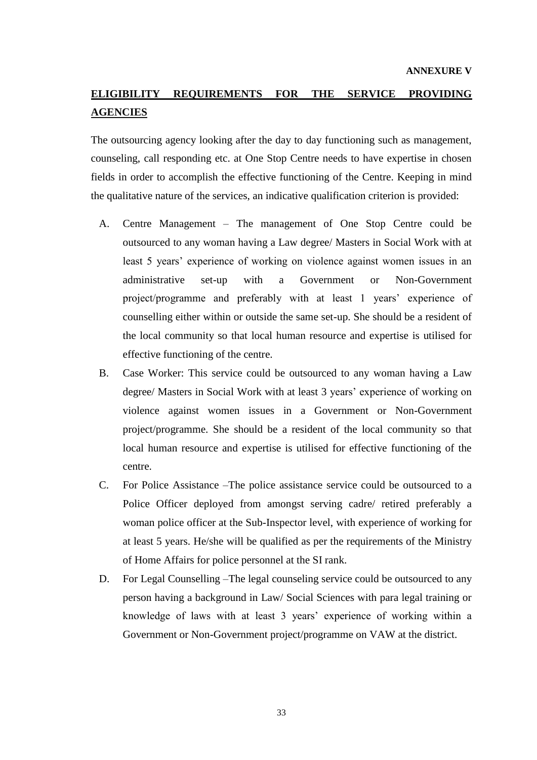**ANNEXURE V**

## ELIGIBILITY REQUIREMENTS FOR THE SERVICE PROVIDING AGENCIES

The outsourcing agency looking after the day to day functioning such as management, counseling, call responding etc. at One Stop Centre needs to have expertise in chosen fields in order to accomplish the effective functioning of the Centre. Keeping in mind the qualitative nature of the services, an indicative qualification criterion is provided:

A. Centre Management – The management of One Stop Centre could be outsourced to any woman having a Law degree/ Masters in Social Work with at least 5 years' experience of working on violence against women issues in an administrative set-up with a Government or Non-Government project/programme and preferably with at least 1 years' experience of counselling either within or outside the same set-up. She should be a resident of the local community so that local human resource and expertise is utilised for effective functioning of the centre.

B. Case Worker: This service could be outsourced to any woman having a Law degree/ Masters in Social Work with at least 3 years' experience of working on violence against women issues in a Government or Non-Government project/programme. She should be a resident of the local community so that local human resource and expertise is utilised for effective functioning of the centre.

C. For Police Assistance –The police assistance service could be outsourced to a Police Officer deployed from amongst serving cadre/ retired preferably a woman police officer at the Sub-Inspector level, with experience of working for at least 5 years. He/she will be qualified as per the requirements of the Ministry of Home Affairs for police personnel at the SI rank.

D. For Legal Counselling –The legal counseling service could be outsourced to any person having a background in Law/ Social Sciences with para legal training or knowledge of laws with at least 3 years' experience of working within a Government or Non-Government project/programme on VAW at the district.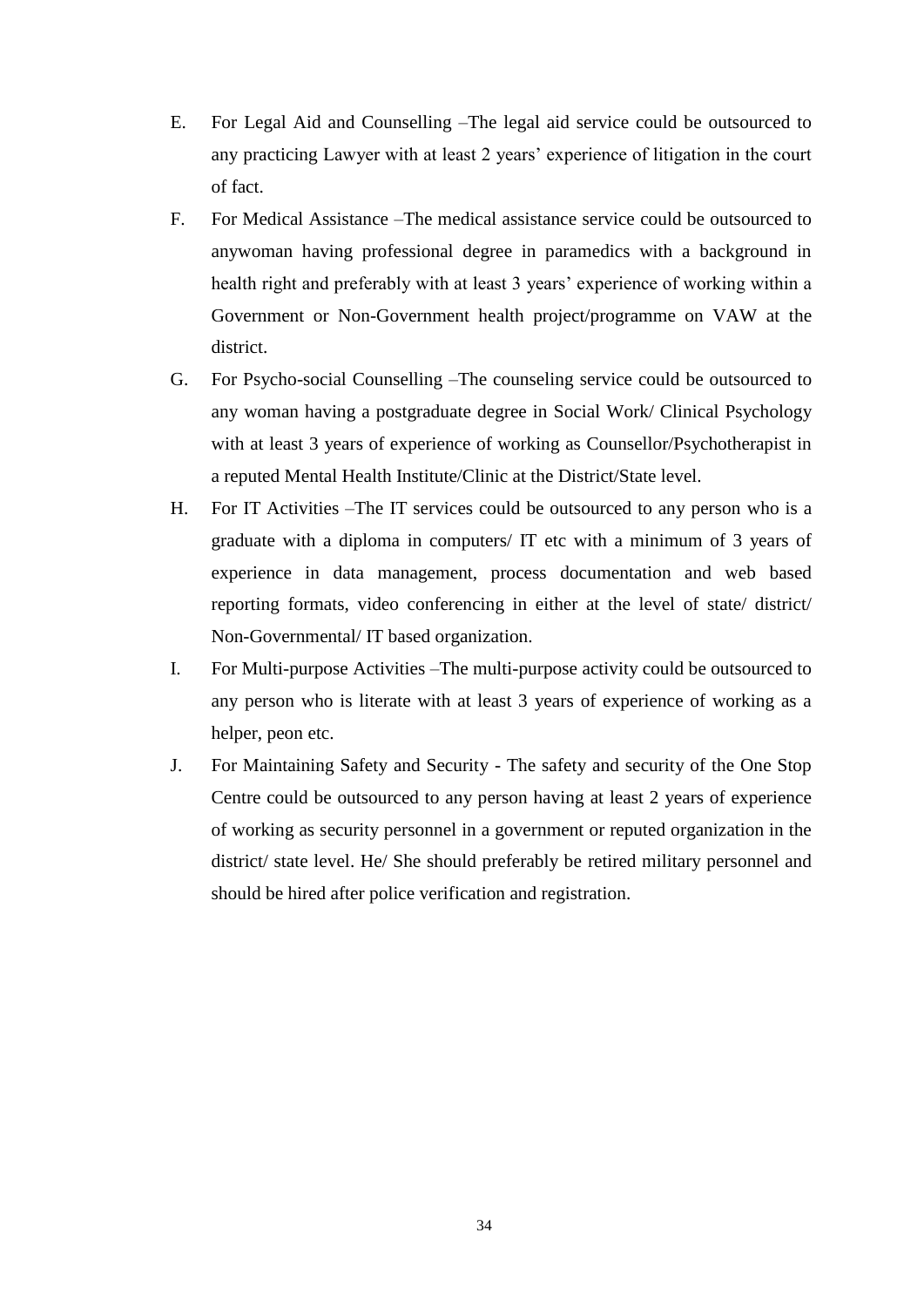E. For Legal Aid and Counselling –The legal aid service could be outsourced to any practicing Lawyer with at least 2 years' experience of litigation in the court of fact.

F. For Medical Assistance –The medical assistance service could be outsourced to anywoman having professional degree in paramedics with a background in health right and preferably with at least 3 years' experience of working within a Government or Non-Government health project/programme on VAW at the district.

G. For Psycho-social Counselling –The counseling service could be outsourced to any woman having a postgraduate degree in Social Work/ Clinical Psychology with at least 3 years of experience of working as Counsellor/Psychotherapist in a reputed Mental Health Institute/Clinic at the District/State level.

H. For IT Activities –The IT services could be outsourced to any person who is a graduate with a diploma in computers/ IT etc with a minimum of 3 years of experience in data management, process documentation and web based reporting formats, video conferencing in either at the level of state/ district/ Non-Governmental/ IT based organization.

I. For Multi-purpose Activities –The multi-purpose activity could be outsourced to any person who is literate with at least 3 years of experience of working as a helper, peon etc.

J. For Maintaining Safety and Security - The safety and security of the One Stop Centre could be outsourced to any person having at least 2 years of experience of working as security personnel in a government or reputed organization in the district/ state level. He/ She should preferably be retired military personnel and should be hired after police verification and registration.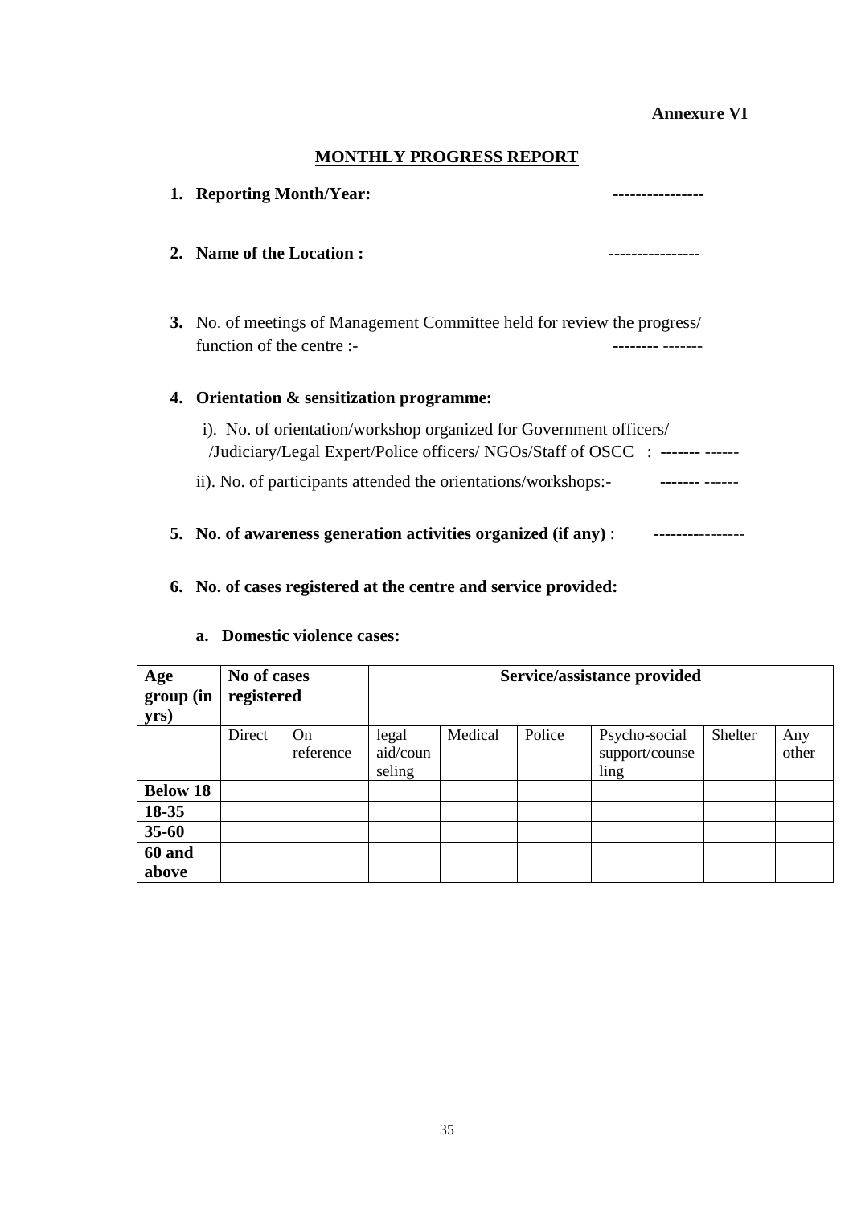**Annexure VI**

## MONTHLY PROGRESS REPORT

1. **Reporting Month/Year:** ---------------

2. **Name of the Location :** ---------------

3. No. of meetings of Management Committee held for review the progress/ function of the centre :- -------- -------

4. **Orientation & sensitization programme:**

   i). No. of orientation/workshop organized for Government officers/ /Judiciary/Legal Expert/Police officers/ NGOs/Staff of OSCC : ------- ------

   ii). No. of participants attended the orientations/workshops:- ------- ------

5. **No. of awareness generation activities organized (if any)** : ---------------

6. **No. of cases registered at the centre and service provided:**

   a. **Domestic violence cases:**

| **Age group (in yrs)** | **No of cases registered** | | **Service/assistance provided** | | | | | |
|---|---|---|---|---|---|---|---|---|
| | Direct | On reference | legal aid/counseling | Medical | Police | Psycho-social support/counselling | Shelter | Any other |
| **Below 18** | | | | | | | | |
| **18-35** | | | | | | | | |
| **35-60** | | | | | | | | |
| **60 and above** | | | | | | | | |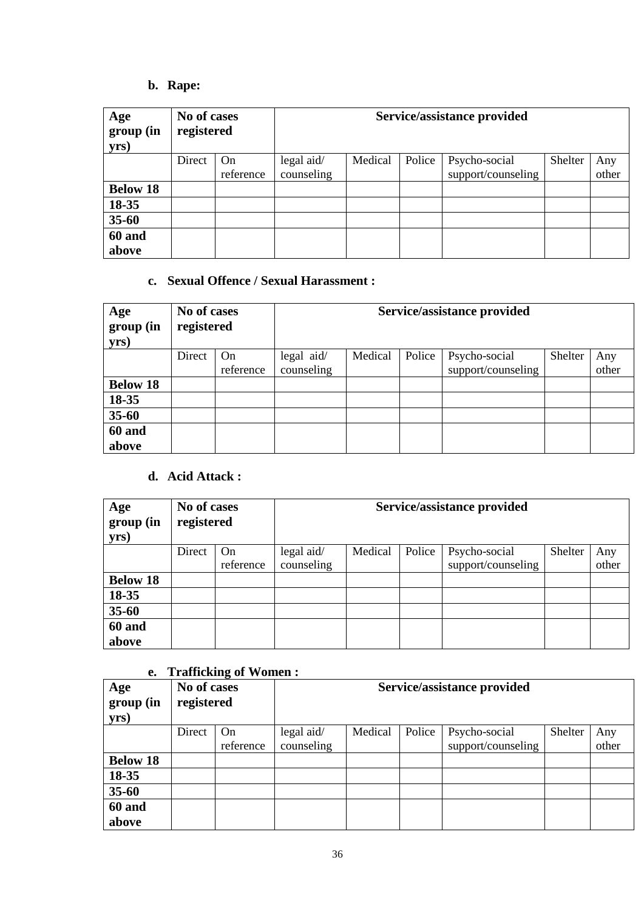**b. Rape:**

| Age group (in yrs) | No of cases registered | | Service/assistance provided | | | | | |
|---|---|---|---|---|---|---|---|---|
| | Direct | On reference | legal aid/ counseling | Medical | Police | Psycho-social support/counseling | Shelter | Any other |
| **Below 18** | | | | | | | | |
| **18-35** | | | | | | | | |
| **35-60** | | | | | | | | |
| **60 and above** | | | | | | | | |

**c. Sexual Offence / Sexual Harassment :**

| Age group (in yrs) | No of cases registered | | Service/assistance provided | | | | | |
|---|---|---|---|---|---|---|---|---|
| | Direct | On reference | legal aid/ counseling | Medical | Police | Psycho-social support/counseling | Shelter | Any other |
| **Below 18** | | | | | | | | |
| **18-35** | | | | | | | | |
| **35-60** | | | | | | | | |
| **60 and above** | | | | | | | | |

**d. Acid Attack :**

| Age group (in yrs) | No of cases registered | | Service/assistance provided | | | | | |
|---|---|---|---|---|---|---|---|---|
| | Direct | On reference | legal aid/ counseling | Medical | Police | Psycho-social support/counseling | Shelter | Any other |
| **Below 18** | | | | | | | | |
| **18-35** | | | | | | | | |
| **35-60** | | | | | | | | |
| **60 and above** | | | | | | | | |

**e. Trafficking of Women :**

| Age group (in yrs) | No of cases registered | | Service/assistance provided | | | | | |
|---|---|---|---|---|---|---|---|---|
| | Direct | On reference | legal aid/ counseling | Medical | Police | Psycho-social support/counseling | Shelter | Any other |
| **Below 18** | | | | | | | | |
| **18-35** | | | | | | | | |
| **35-60** | | | | | | | | |
| **60 and above** | | | | | | | | |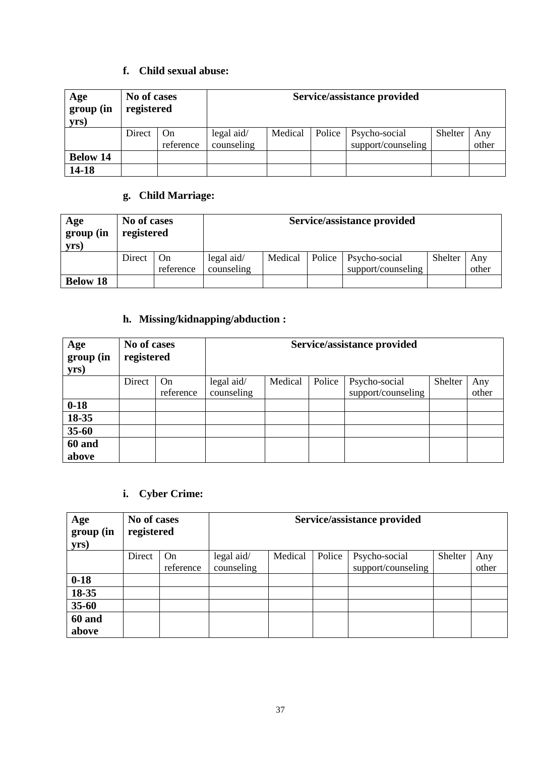**f. Child sexual abuse:**

| Age group (in yrs) | No of cases registered | | Service/assistance provided | | | | | |
|---|---|---|---|---|---|---|---|---|
| | Direct | On reference | legal aid/ counseling | Medical | Police | Psycho-social support/counseling | Shelter | Any other |
| **Below 14** | | | | | | | | |
| **14-18** | | | | | | | | |

**g. Child Marriage:**

| Age group (in yrs) | No of cases registered | | Service/assistance provided | | | | | |
|---|---|---|---|---|---|---|---|---|
| | Direct | On reference | legal aid/ counseling | Medical | Police | Psycho-social support/counseling | Shelter | Any other |
| **Below 18** | | | | | | | | |

**h. Missing/kidnapping/abduction :**

| Age group (in yrs) | No of cases registered | | Service/assistance provided | | | | | |
|---|---|---|---|---|---|---|---|---|
| | Direct | On reference | legal aid/ counseling | Medical | Police | Psycho-social support/counseling | Shelter | Any other |
| **0-18** | | | | | | | | |
| **18-35** | | | | | | | | |
| **35-60** | | | | | | | | |
| **60 and above** | | | | | | | | |

**i. Cyber Crime:**

| Age group (in yrs) | No of cases registered | | Service/assistance provided | | | | | |
|---|---|---|---|---|---|---|---|---|
| | Direct | On reference | legal aid/ counseling | Medical | Police | Psycho-social support/counseling | Shelter | Any other |
| **0-18** | | | | | | | | |
| **18-35** | | | | | | | | |
| **35-60** | | | | | | | | |
| **60 and above** | | | | | | | | |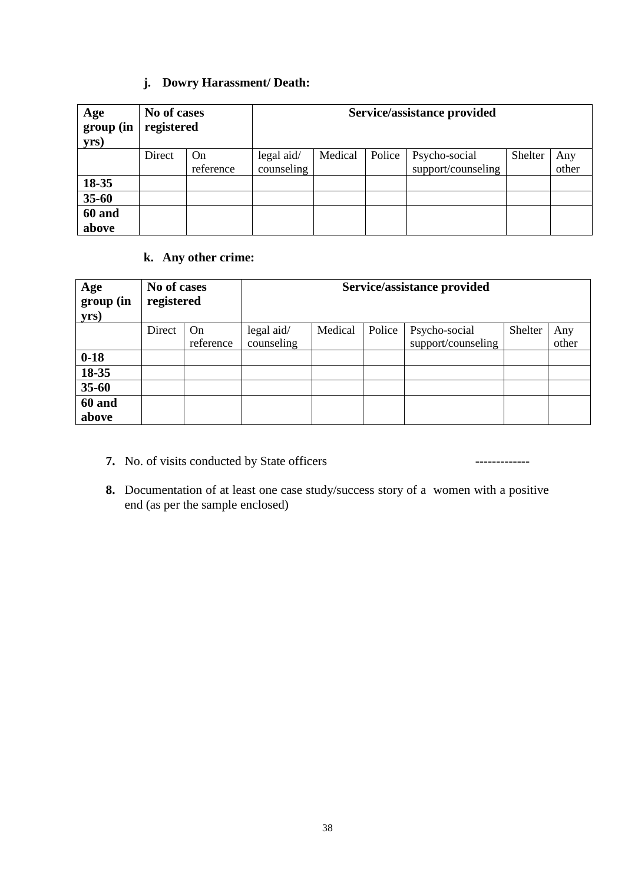**j. Dowry Harassment/ Death:**

| Age group (in yrs) | No of cases registered | | Service/assistance provided | | | | | |
|---|---|---|---|---|---|---|---|---|
| | Direct | On reference | legal aid/ counseling | Medical | Police | Psycho-social support/counseling | Shelter | Any other |
| 18-35 | | | | | | | | |
| 35-60 | | | | | | | | |
| 60 and above | | | | | | | | |

**k. Any other crime:**

| Age group (in yrs) | No of cases registered | | Service/assistance provided | | | | | |
|---|---|---|---|---|---|---|---|---|
| | Direct | On reference | legal aid/ counseling | Medical | Police | Psycho-social support/counseling | Shelter | Any other |
| 0-18 | | | | | | | | |
| 18-35 | | | | | | | | |
| 35-60 | | | | | | | | |
| 60 and above | | | | | | | | |

**7.** No. of visits conducted by State officers -------------

**8.** Documentation of at least one case study/success story of a women with a positive end (as per the sample enclosed)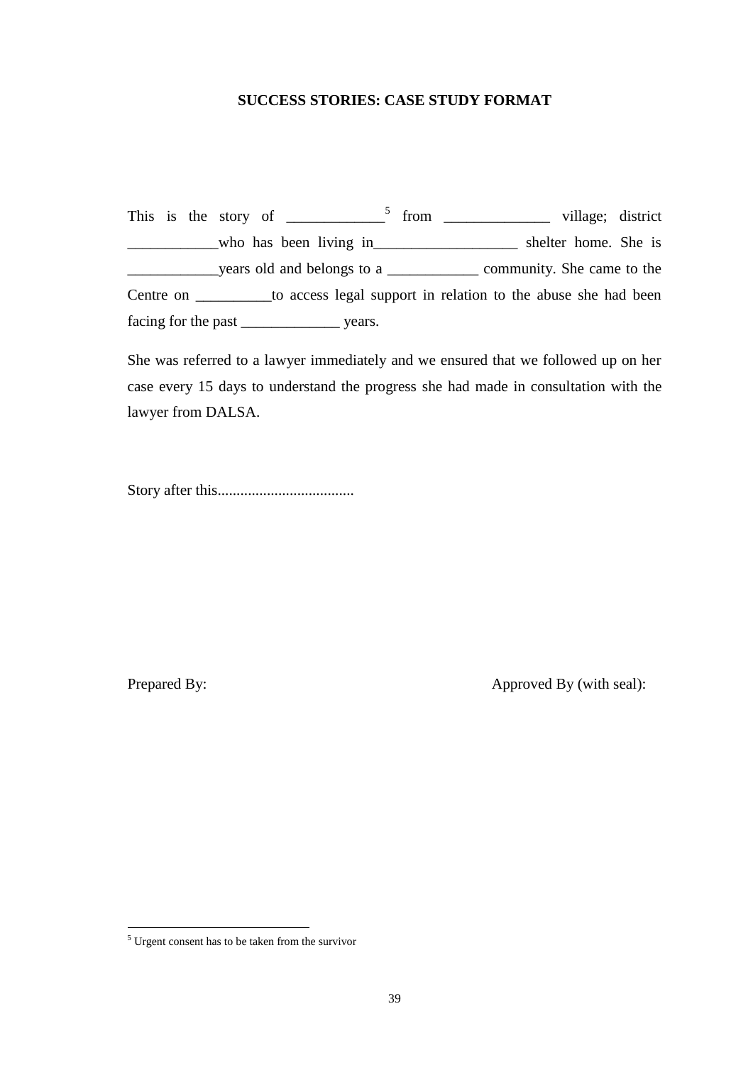**SUCCESS STORIES: CASE STUDY FORMAT**

This is the story of _____________[5] from ______________ village; district ____________who has been living in___________________ shelter home. She is ____________years old and belongs to a ____________ community. She came to the Centre on __________to access legal support in relation to the abuse she had been facing for the past _____________ years.

She was referred to a lawyer immediately and we ensured that we followed up on her case every 15 days to understand the progress she had made in consultation with the lawyer from DALSA.

Story after this....................................

Prepared By: Approved By (with seal):

---

[5] Urgent consent has to be taken from the survivor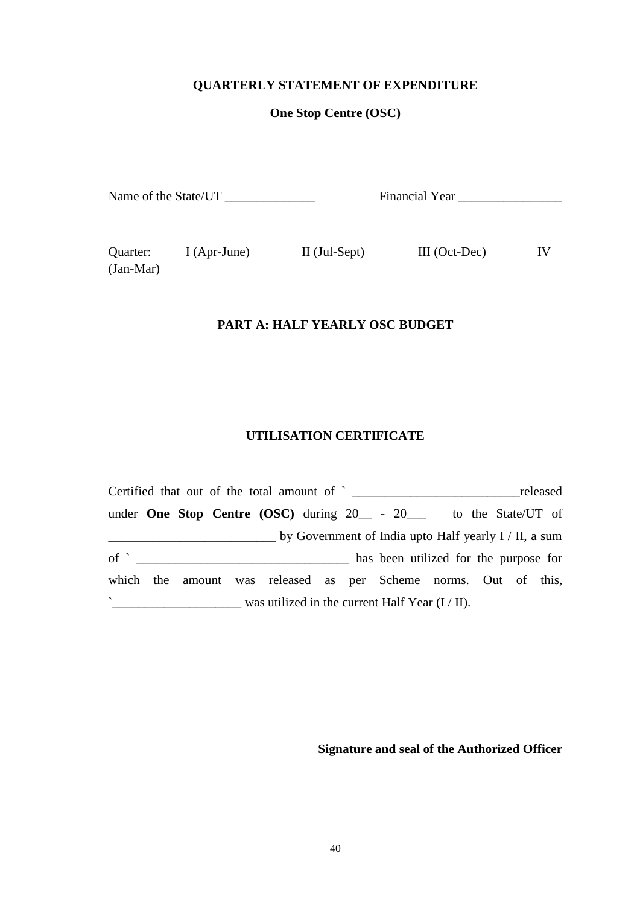**QUARTERLY STATEMENT OF EXPENDITURE**

**One Stop Centre (OSC)**

Name of the State/UT ______________ Financial Year ________________

Quarter: I (Apr-June) II (Jul-Sept) III (Oct-Dec) IV (Jan-Mar)

**PART A: HALF YEARLY OSC BUDGET**

**UTILISATION CERTIFICATE**

Certified that out of the total amount of ` __________________________released under **One Stop Centre (OSC)** during 20__ - 20___ to the State/UT of __________________________ by Government of India upto Half yearly I / II, a sum of ` _________________________________ has been utilized for the purpose for which the amount was released as per Scheme norms. Out of this, `____________________ was utilized in the current Half Year (I / II).

**Signature and seal of the Authorized Officer**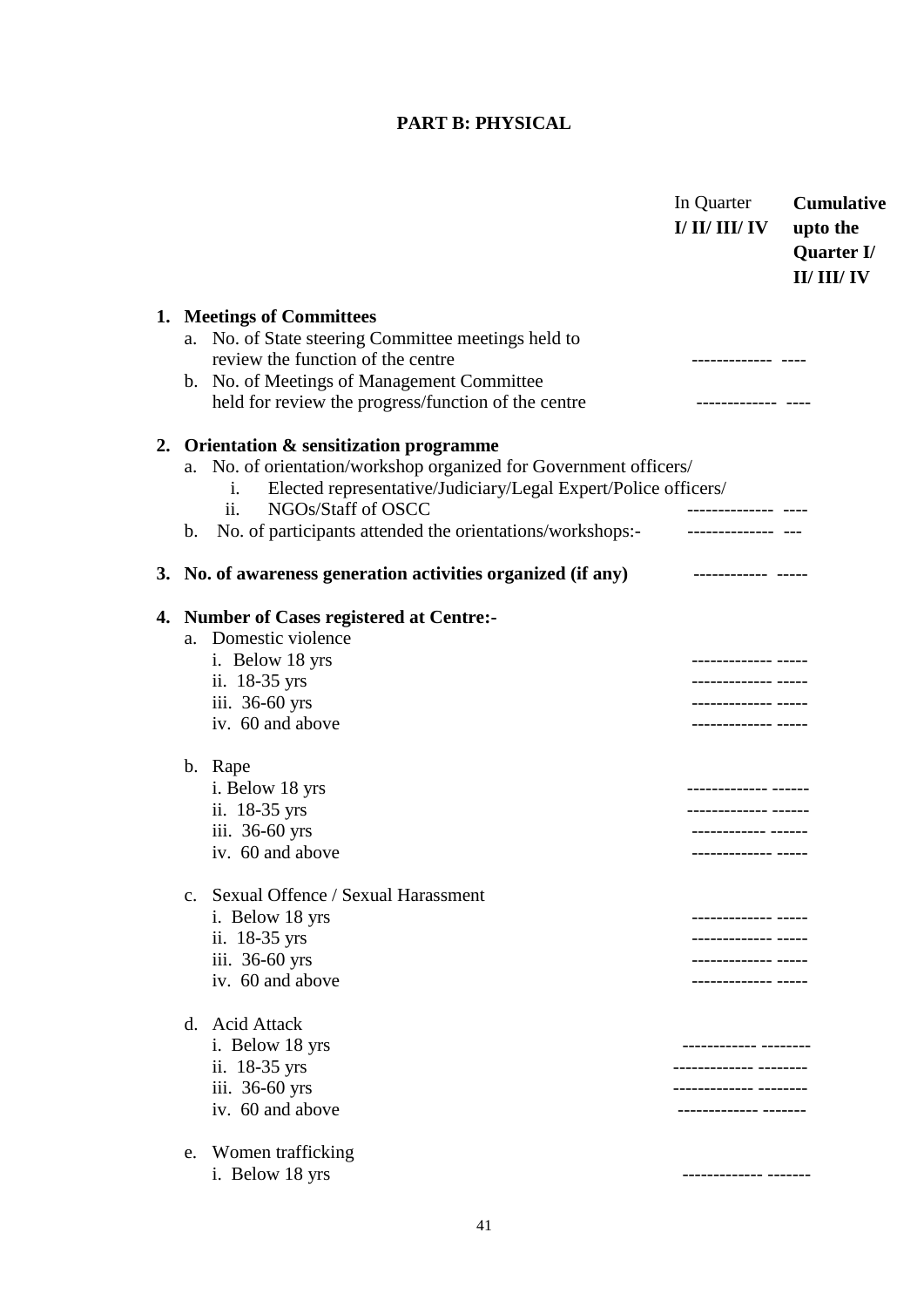## PART B: PHYSICAL

| | In Quarter I/ II/ III/ IV | **Cumulative upto the Quarter I/ II/ III/ IV** |
|---|---|---|
| **1. Meetings of Committees** | | |
| a. No. of State steering Committee meetings held to review the function of the centre | ------------ | ---- |
| b. No. of Meetings of Management Committee held for review the progress/function of the centre | ------------ | ---- |
| **2. Orientation & sensitization programme** | | |
| a. No. of orientation/workshop organized for Government officers/ | | |
| i. Elected representative/Judiciary/Legal Expert/Police officers/ | | |
| ii. NGOs/Staff of OSCC | ------------- | ---- |
| b. No. of participants attended the orientations/workshops:- | ------------- | --- |
| **3. No. of awareness generation activities organized (if any)** | ----------- | ----- |
| **4. Number of Cases registered at Centre:-** | | |
| a. Domestic violence | | |
| i. Below 18 yrs | ------------ | ----- |
| ii. 18-35 yrs | ------------ | ----- |
| iii. 36-60 yrs | ------------ | ----- |
| iv. 60 and above | ------------ | ----- |
| b. Rape | | |
| i. Below 18 yrs | ------------ | ------ |
| ii. 18-35 yrs | ------------ | ------ |
| iii. 36-60 yrs | ----------- | ------ |
| iv. 60 and above | ------------ | ----- |
| c. Sexual Offence / Sexual Harassment | | |
| i. Below 18 yrs | ------------ | ----- |
| ii. 18-35 yrs | ------------ | ----- |
| iii. 36-60 yrs | ------------ | ----- |
| iv. 60 and above | ------------ | ----- |
| d. Acid Attack | | |
| i. Below 18 yrs | ----------- | -------- |
| ii. 18-35 yrs | ------------- | -------- |
| iii. 36-60 yrs | ------------- | -------- |
| iv. 60 and above | ------------ | ------- |
| e. Women trafficking | | |
| i. Below 18 yrs | ------------ | ------- |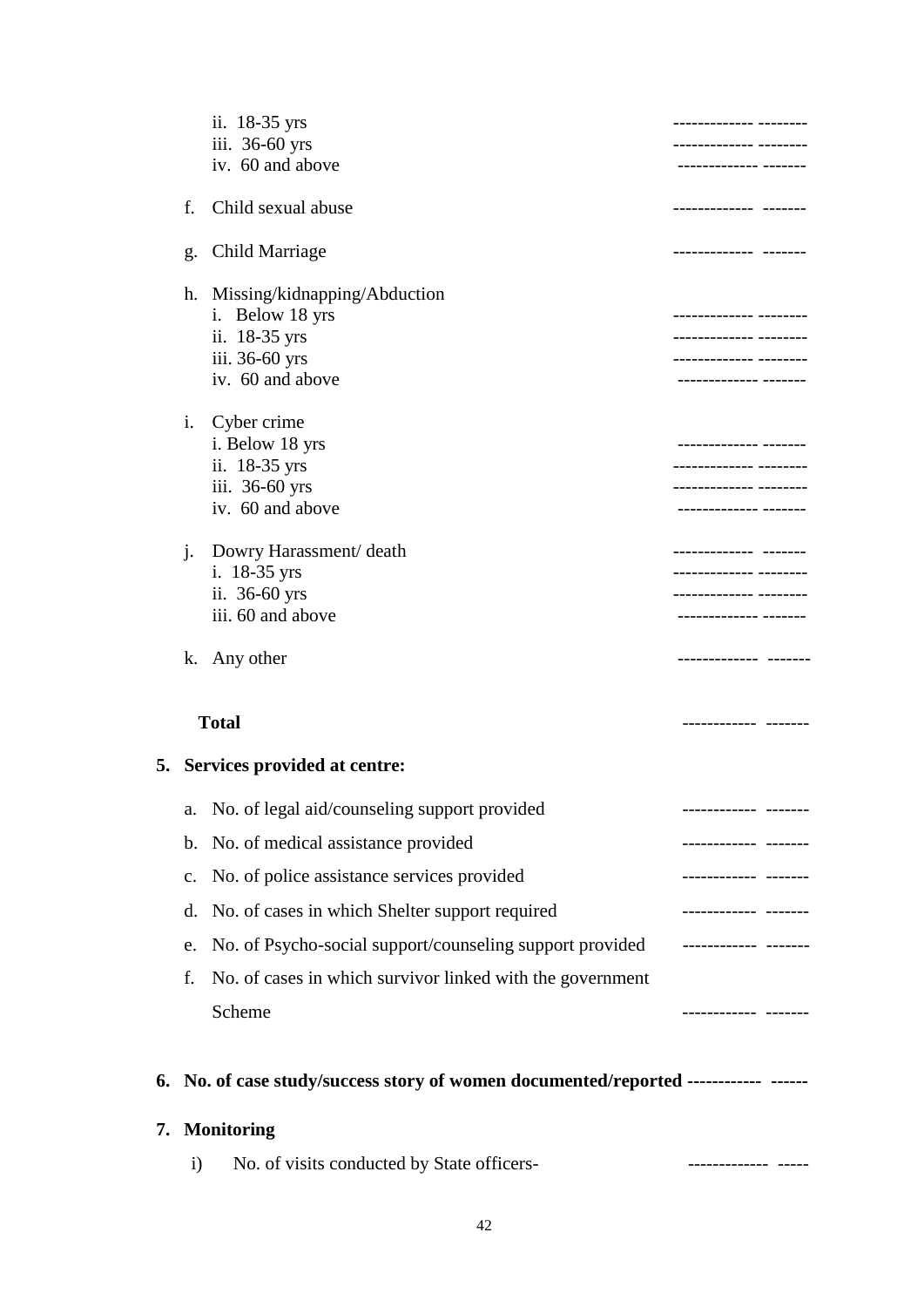ii. 18-35 yrs ------------- --------
iii. 36-60 yrs ------------- --------
iv. 60 and above ------------- -------

f. Child sexual abuse ------------- -------

g. Child Marriage ------------- -------

h. Missing/kidnapping/Abduction
i. Below 18 yrs ------------- --------
ii. 18-35 yrs ------------- --------
iii. 36-60 yrs ------------- --------
iv. 60 and above ------------- -------

i. Cyber crime
i. Below 18 yrs ------------- -------
ii. 18-35 yrs ------------- --------
iii. 36-60 yrs ------------- --------
iv. 60 and above ------------- -------

j. Dowry Harassment/ death ------------- -------
i. 18-35 yrs ------------- --------
ii. 36-60 yrs ------------- --------
iii. 60 and above ------------- -------

k. Any other ------------- -------

**Total** ------------ -------

**5. Services provided at centre:**

a. No. of legal aid/counseling support provided ------------ -------

b. No. of medical assistance provided ------------ -------

c. No. of police assistance services provided ------------ -------

d. No. of cases in which Shelter support required ------------ -------

e. No. of Psycho-social support/counseling support provided ------------ -------

f. No. of cases in which survivor linked with the government Scheme ------------ -------

**6. No. of case study/success story of women documented/reported ------------ ------**

**7. Monitoring**

i) No. of visits conducted by State officers- ------------- -----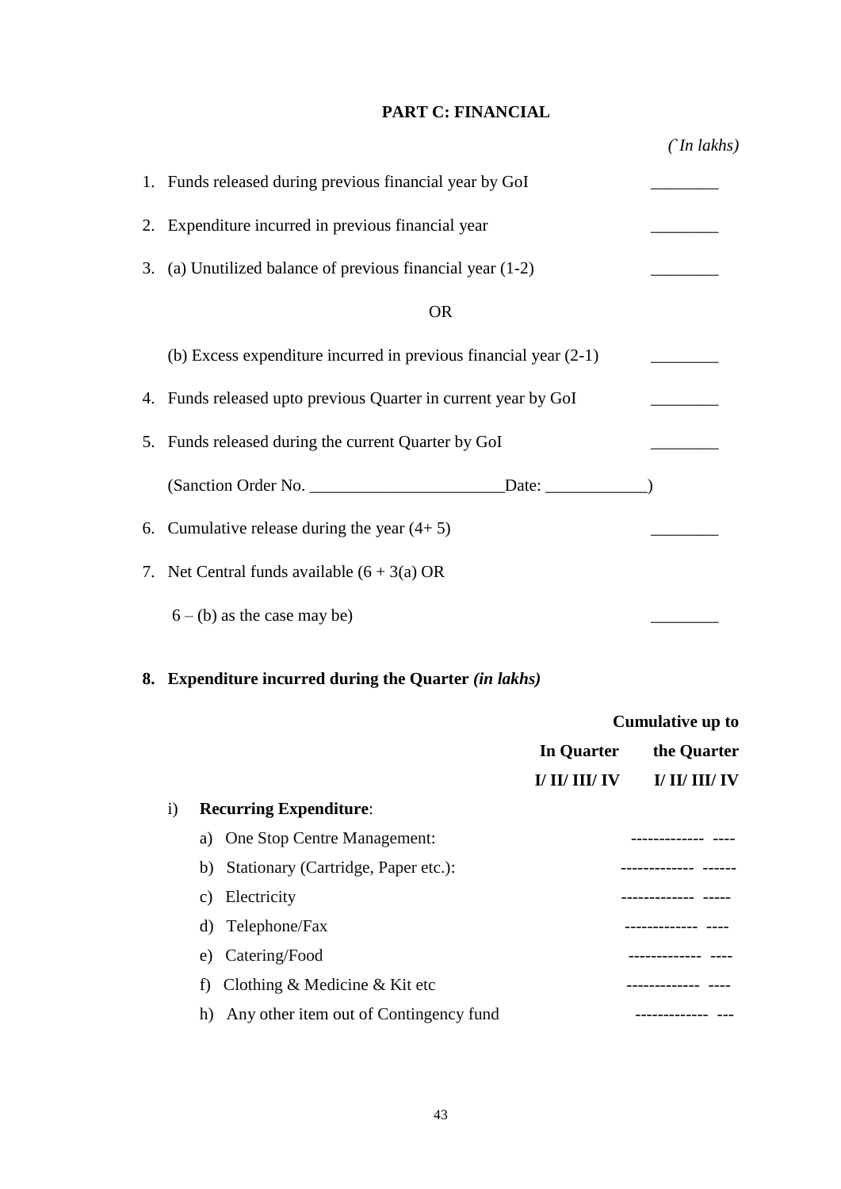**PART C: FINANCIAL**

*(` In lakhs)*

1. Funds released during previous financial year by GoI ________
2. Expenditure incurred in previous financial year ________
3. (a) Unutilized balance of previous financial year (1-2) ________

   OR

   (b) Excess expenditure incurred in previous financial year (2-1) ________
4. Funds released upto previous Quarter in current year by GoI ________
5. Funds released during the current Quarter by GoI ________

   (Sanction Order No. ________________________Date: ____________)
6. Cumulative release during the year (4+ 5) ________
7. Net Central funds available (6 + 3(a) OR

   6 – (b) as the case may be) ________

**8. Expenditure incurred during the Quarter *(in lakhs)***

| | In Quarter I/ II/ III/ IV | Cumulative up to the Quarter I/ II/ III/ IV |
|---|---|---|
| i) **Recurring Expenditure**: | | |
| a) One Stop Centre Management: | ------------- | ---- |
| b) Stationary (Cartridge, Paper etc.): | ------------- | ------ |
| c) Electricity | ------------- | ----- |
| d) Telephone/Fax | ------------- | ---- |
| e) Catering/Food | ------------- | ---- |
| f) Clothing & Medicine & Kit etc | ------------- | ---- |
| h) Any other item out of Contingency fund | ------------- | --- |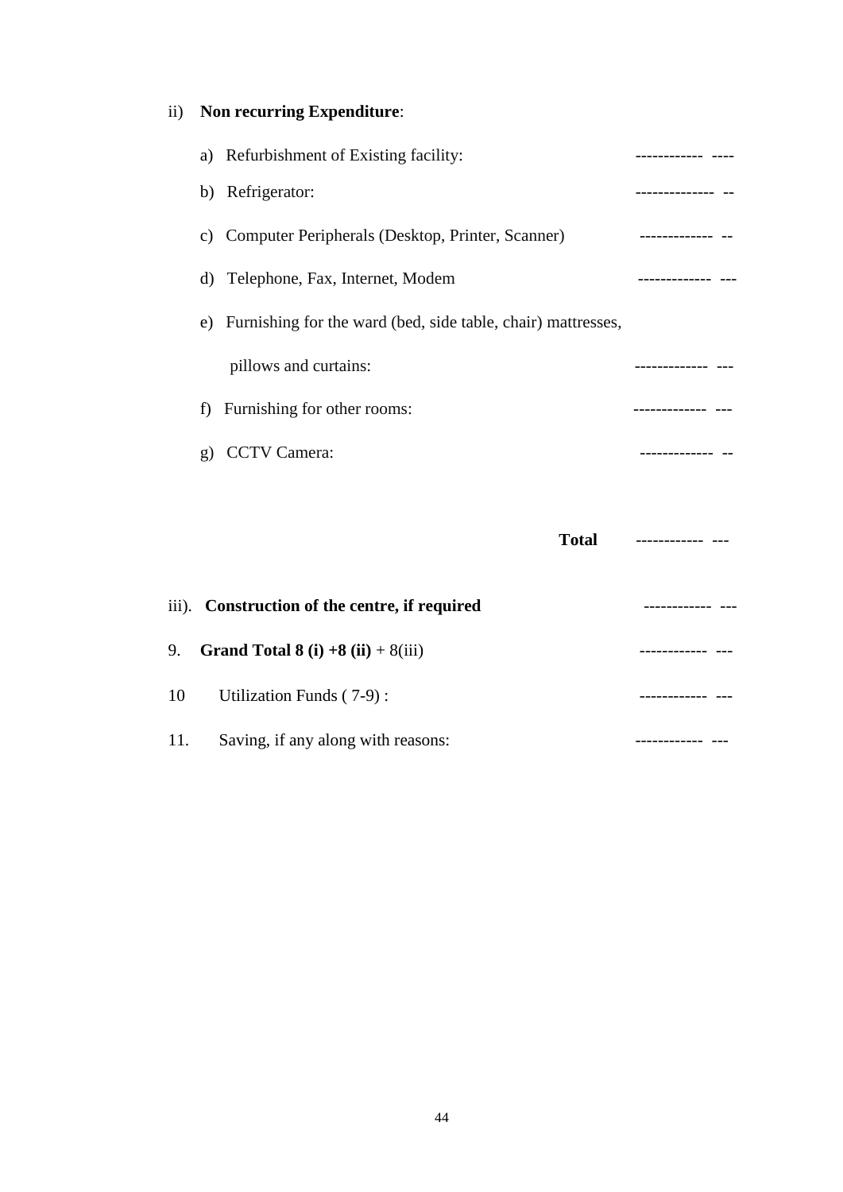ii) **Non recurring Expenditure**:

a) Refurbishment of Existing facility: ------------ ----

b) Refrigerator: -------------- --

c) Computer Peripherals (Desktop, Printer, Scanner) ------------- --

d) Telephone, Fax, Internet, Modem ------------- ---

e) Furnishing for the ward (bed, side table, chair) mattresses,

pillows and curtains: ------------- ---

f) Furnishing for other rooms: ------------- ---

g) CCTV Camera: ------------- --

**Total** ------------ ---

iii). **Construction of the centre, if required** ------------ ---

9. **Grand Total 8 (i) +8 (ii)** + 8(iii) ------------ ---

10 Utilization Funds ( 7-9) : ------------ ---

11. Saving, if any along with reasons: ------------ ---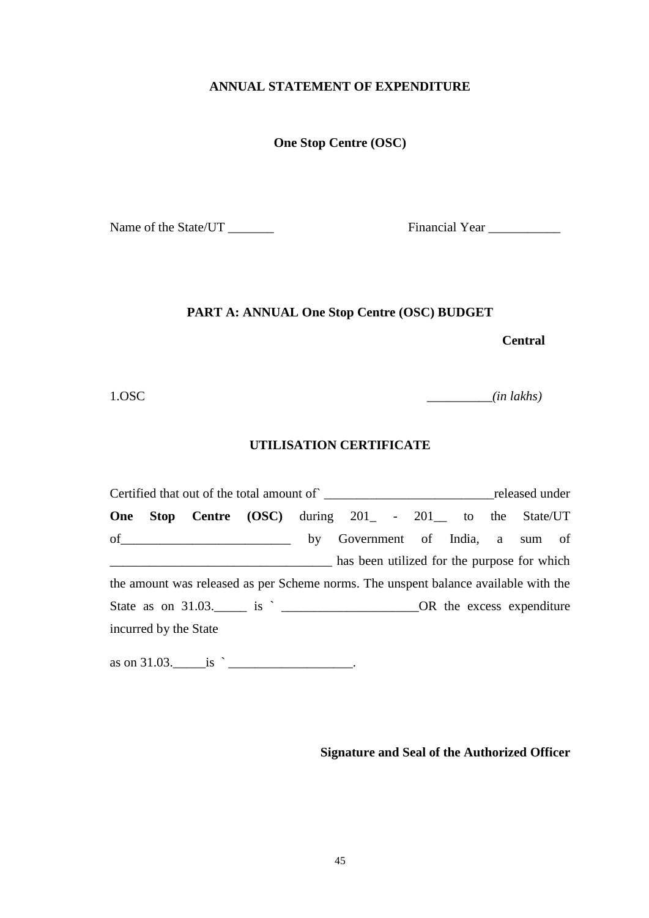**ANNUAL STATEMENT OF EXPENDITURE**

**One Stop Centre (OSC)**

Name of the State/UT _______ Financial Year ___________

**PART A: ANNUAL One Stop Centre (OSC) BUDGET**

| | **Central** |
|---|---|
| 1.OSC | __________*(in lakhs)* |

**UTILISATION CERTIFICATE**

Certified that out of the total amount of` __________________________released under **One Stop Centre (OSC)** during 201_ - 201__ to the State/UT of__________________________ by Government of India, a sum of __________________________________ has been utilized for the purpose for which the amount was released as per Scheme norms. The unspent balance available with the State as on 31.03._____ is ` _____________________OR the excess expenditure incurred by the State

as on 31.03._____is ` ___________________.

**Signature and Seal of the Authorized Officer**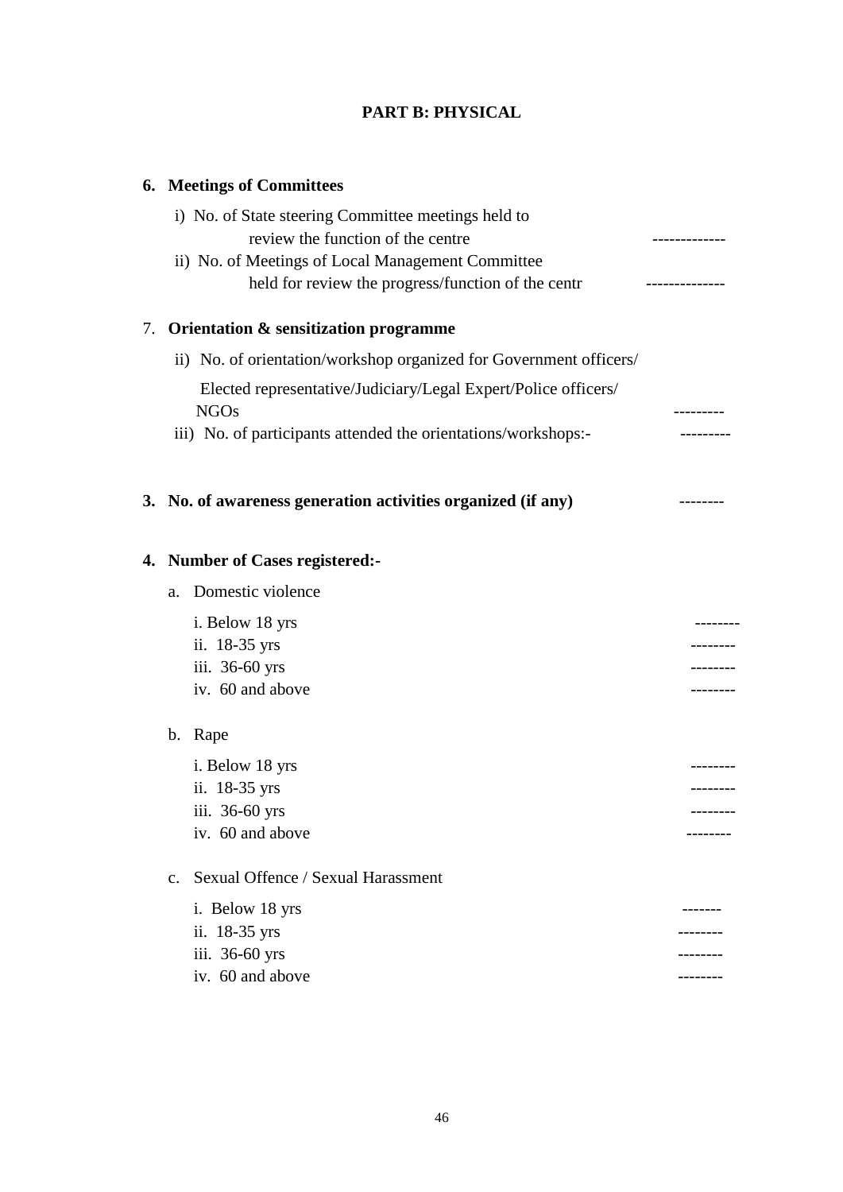## PART B: PHYSICAL

**6. Meetings of Committees**

i) No. of State steering Committee meetings held to review the function of the centre -------------

ii) No. of Meetings of Local Management Committee held for review the progress/function of the centr --------------

7. **Orientation & sensitization programme**

ii) No. of orientation/workshop organized for Government officers/ Elected representative/Judiciary/Legal Expert/Police officers/ NGOs ---------

iii) No. of participants attended the orientations/workshops:- ---------

**3. No. of awareness generation activities organized (if any)** --------

**4. Number of Cases registered:-**

a. Domestic violence

i. Below 18 yrs --------
ii. 18-35 yrs --------
iii. 36-60 yrs --------
iv. 60 and above --------

b. Rape

i. Below 18 yrs --------
ii. 18-35 yrs --------
iii. 36-60 yrs --------
iv. 60 and above --------

c. Sexual Offence / Sexual Harassment

i. Below 18 yrs -------
ii. 18-35 yrs --------
iii. 36-60 yrs --------
iv. 60 and above --------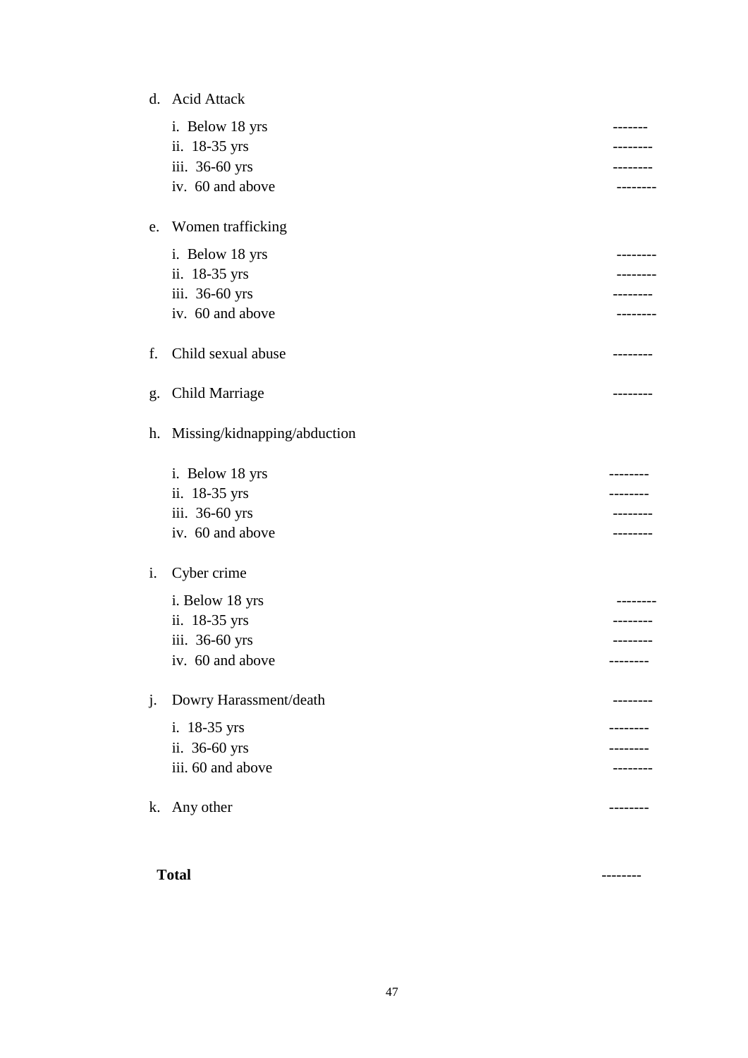d. Acid Attack

   i. Below 18 yrs -------
   ii. 18-35 yrs --------
   iii. 36-60 yrs --------
   iv. 60 and above --------

e. Women trafficking

   i. Below 18 yrs --------
   ii. 18-35 yrs --------
   iii. 36-60 yrs --------
   iv. 60 and above --------

f. Child sexual abuse --------

g. Child Marriage --------

h. Missing/kidnapping/abduction

   i. Below 18 yrs --------
   ii. 18-35 yrs --------
   iii. 36-60 yrs --------
   iv. 60 and above --------

i. Cyber crime

   i. Below 18 yrs --------
   ii. 18-35 yrs --------
   iii. 36-60 yrs --------
   iv. 60 and above --------

j. Dowry Harassment/death --------

   i. 18-35 yrs --------
   ii. 36-60 yrs --------
   iii. 60 and above --------

k. Any other --------

**Total** --------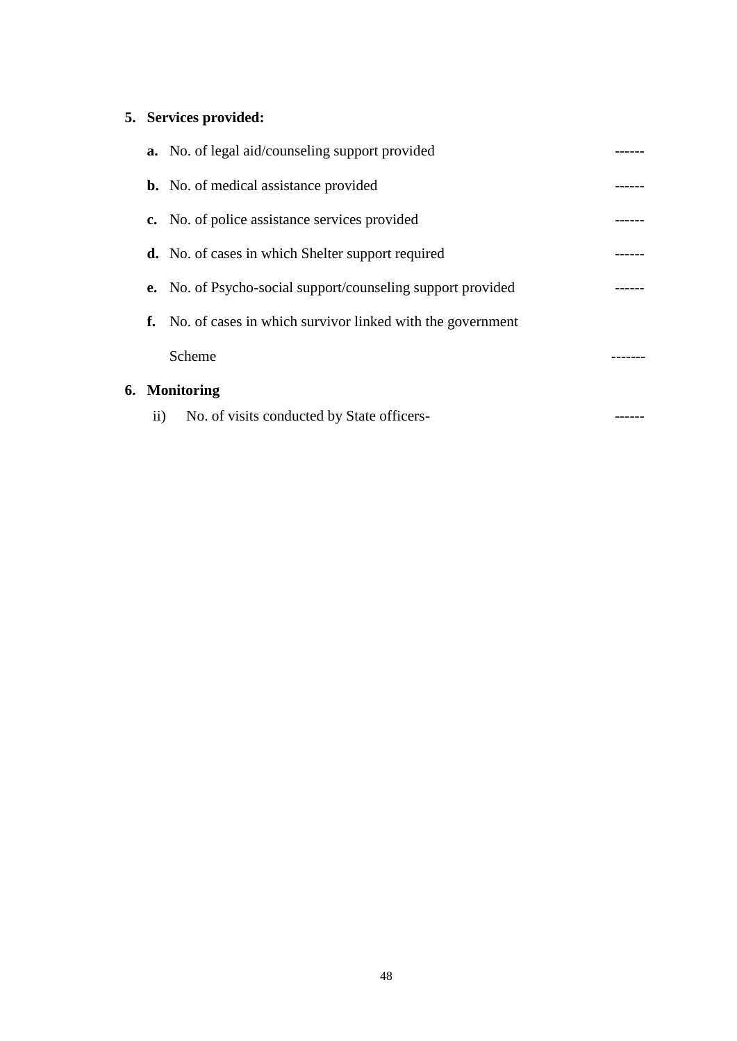5. **Services provided:**

   **a.** No. of legal aid/counseling support provided ------

   **b.** No. of medical assistance provided ------

   **c.** No. of police assistance services provided ------

   **d.** No. of cases in which Shelter support required ------

   **e.** No. of Psycho-social support/counseling support provided ------

   **f.** No. of cases in which survivor linked with the government Scheme -------

6. **Monitoring**

   ii) No. of visits conducted by State officers- ------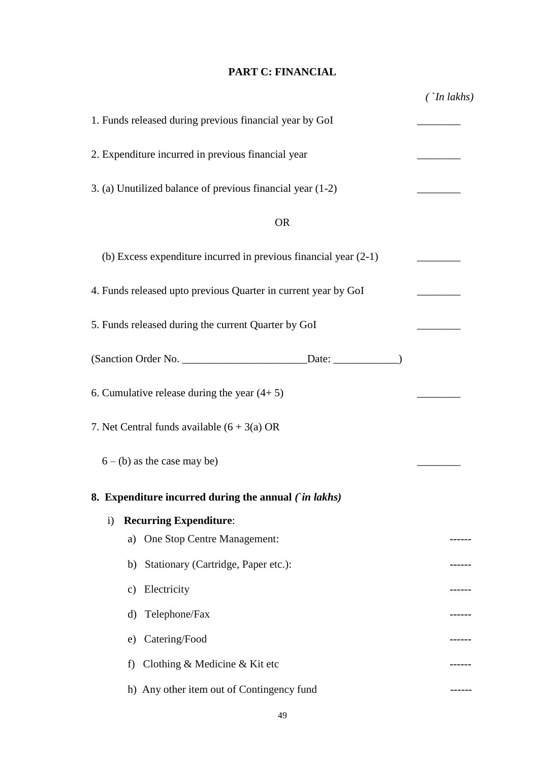## PART C: FINANCIAL

*(`In lakhs)*

1. Funds released during previous financial year by GoI ________

2. Expenditure incurred in previous financial year ________

3. (a) Unutilized balance of previous financial year (1-2) ________

OR

(b) Excess expenditure incurred in previous financial year (2-1) ________

4. Funds released upto previous Quarter in current year by GoI ________

5. Funds released during the current Quarter by GoI ________

(Sanction Order No. _______________________Date: ____________)

6. Cumulative release during the year (4+ 5) ________

7. Net Central funds available (6 + 3(a) OR

6 – (b) as the case may be) ________

**8. Expenditure incurred during the annual *(`in lakhs)***

i) **Recurring Expenditure**:

a) One Stop Centre Management: ------

b) Stationary (Cartridge, Paper etc.): ------

c) Electricity ------

d) Telephone/Fax ------

e) Catering/Food ------

f) Clothing & Medicine & Kit etc ------

h) Any other item out of Contingency fund ------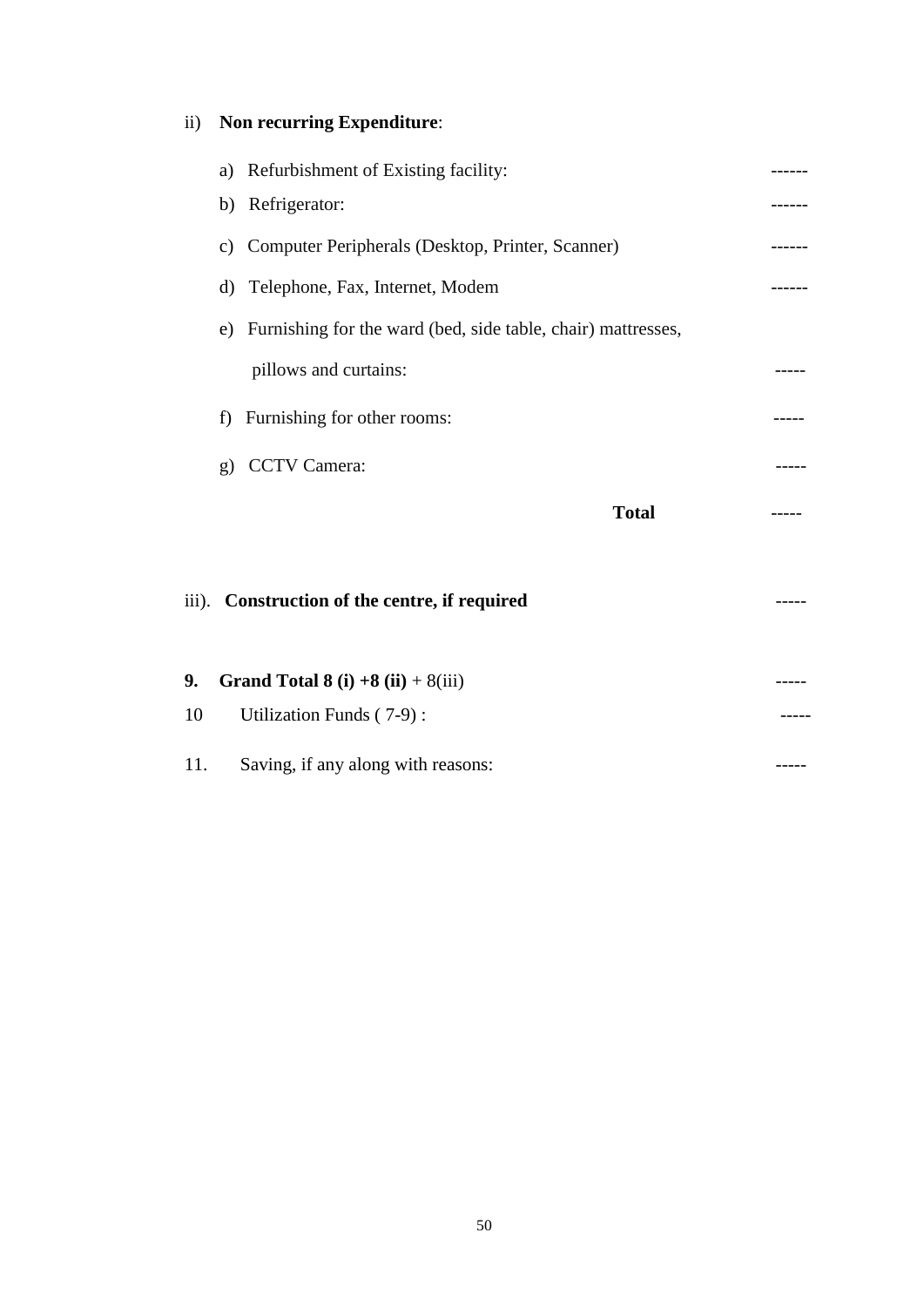ii) **Non recurring Expenditure**:

| | |
|---|---|
| a) Refurbishment of Existing facility: | ------ |
| b) Refrigerator: | ------ |
| c) Computer Peripherals (Desktop, Printer, Scanner) | ------ |
| d) Telephone, Fax, Internet, Modem | ------ |
| e) Furnishing for the ward (bed, side table, chair) mattresses, pillows and curtains: | ----- |
| f) Furnishing for other rooms: | ----- |
| g) CCTV Camera: | ----- |
| **Total** | ----- |

iii). **Construction of the centre, if required** -----

9. **Grand Total 8 (i) +8 (ii)** + 8(iii) -----

10 Utilization Funds ( 7-9) : -----

11. Saving, if any along with reasons: -----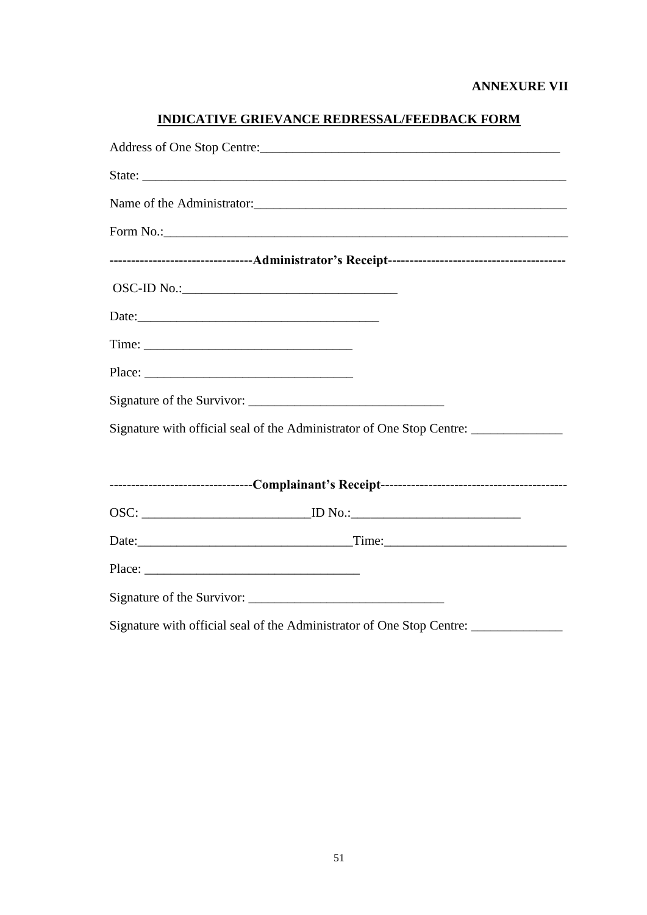**ANNEXURE VII**

## INDICATIVE GRIEVANCE REDRESSAL/FEEDBACK FORM

Address of One Stop Centre:_______________________________________________

State: ___________________________________________________________________

Name of the Administrator:_________________________________________________

Form No.:________________________________________________________________

--------------------------------**Administrator's Receipt**----------------------------------------

OSC-ID No.:_________________________________

Date:_____________________________________

Time: _______________________________

Place: _______________________________

Signature of the Survivor: _____________________________

Signature with official seal of the Administrator of One Stop Centre: ______________

--------------------------------**Complainant's Receipt**------------------------------------------

OSC: _________________________ID No.:_________________________

Date:_________________________________Time:___________________________

Place: ________________________________

Signature of the Survivor: _____________________________

Signature with official seal of the Administrator of One Stop Centre: ______________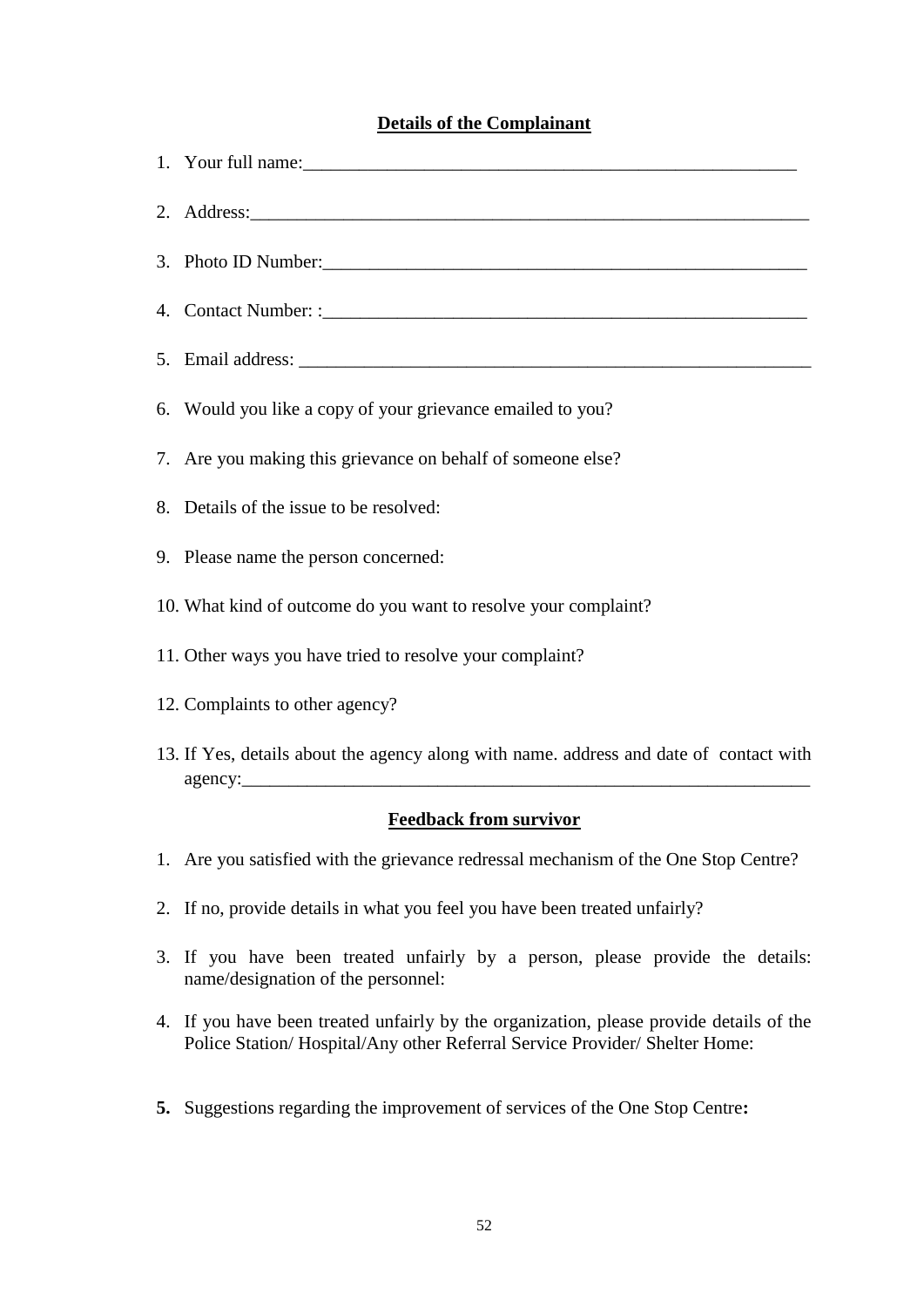**Details of the Complainant**

1. Your full name:_______________________________________________________
2. Address:_____________________________________________________________
3. Photo ID Number:_____________________________________________________
4. Contact Number: :_____________________________________________________
5. Email address: _________________________________________________________
6. Would you like a copy of your grievance emailed to you?
7. Are you making this grievance on behalf of someone else?
8. Details of the issue to be resolved:
9. Please name the person concerned:
10. What kind of outcome do you want to resolve your complaint?
11. Other ways you have tried to resolve your complaint?
12. Complaints to other agency?
13. If Yes, details about the agency along with name. address and date of contact with agency:_____________________________________________________________

**Feedback from survivor**

1. Are you satisfied with the grievance redressal mechanism of the One Stop Centre?
2. If no, provide details in what you feel you have been treated unfairly?
3. If you have been treated unfairly by a person, please provide the details: name/designation of the personnel:
4. If you have been treated unfairly by the organization, please provide details of the Police Station/ Hospital/Any other Referral Service Provider/ Shelter Home:
5. Suggestions regarding the improvement of services of the One Stop Centre**:**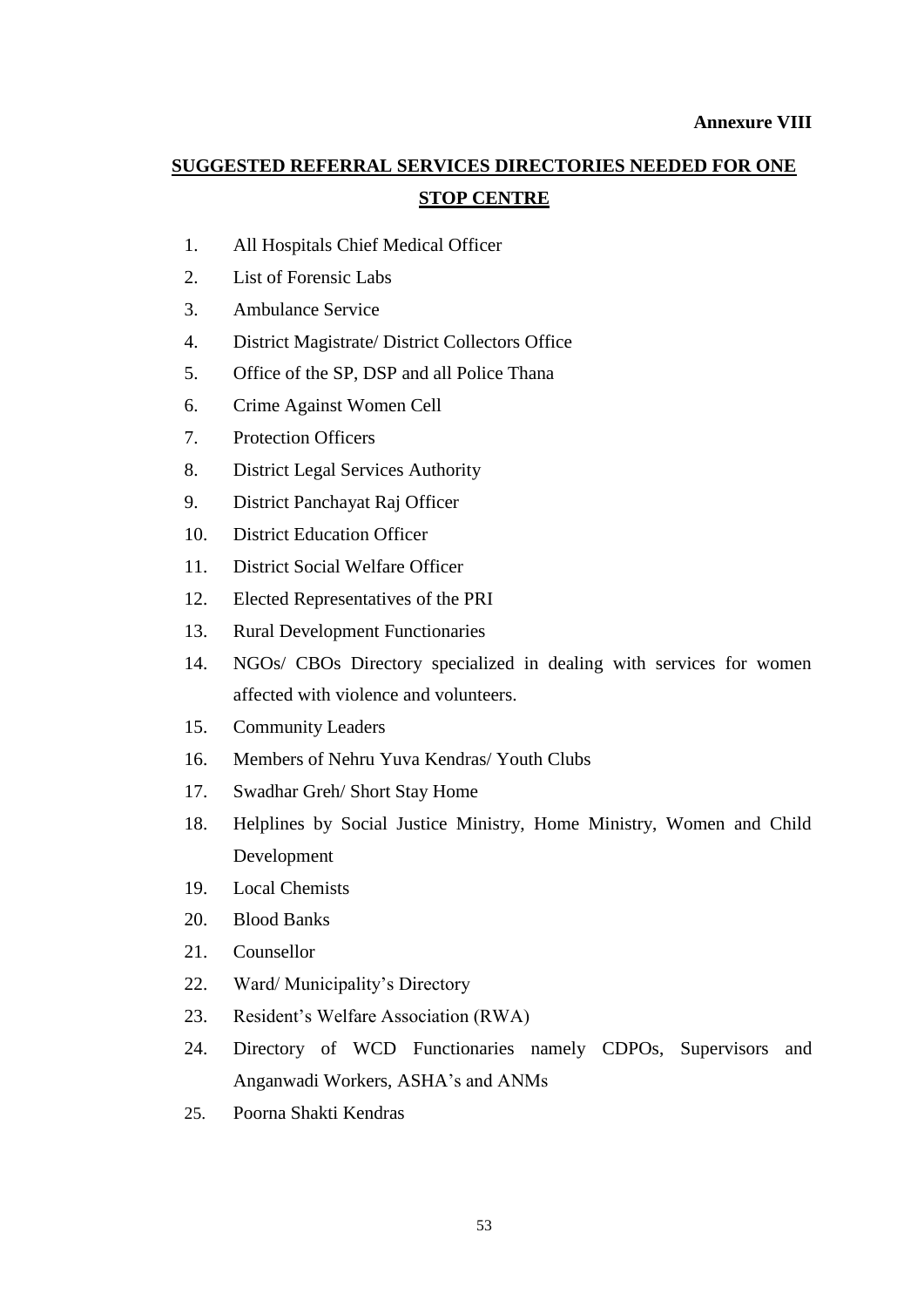**Annexure VIII**

## SUGGESTED REFERRAL SERVICES DIRECTORIES NEEDED FOR ONE STOP CENTRE

1. All Hospitals Chief Medical Officer
2. List of Forensic Labs
3. Ambulance Service
4. District Magistrate/ District Collectors Office
5. Office of the SP, DSP and all Police Thana
6. Crime Against Women Cell
7. Protection Officers
8. District Legal Services Authority
9. District Panchayat Raj Officer
10. District Education Officer
11. District Social Welfare Officer
12. Elected Representatives of the PRI
13. Rural Development Functionaries
14. NGOs/ CBOs Directory specialized in dealing with services for women affected with violence and volunteers.
15. Community Leaders
16. Members of Nehru Yuva Kendras/ Youth Clubs
17. Swadhar Greh/ Short Stay Home
18. Helplines by Social Justice Ministry, Home Ministry, Women and Child Development
19. Local Chemists
20. Blood Banks
21. Counsellor
22. Ward/ Municipality's Directory
23. Resident's Welfare Association (RWA)
24. Directory of WCD Functionaries namely CDPOs, Supervisors and Anganwadi Workers, ASHA's and ANMs
25. Poorna Shakti Kendras